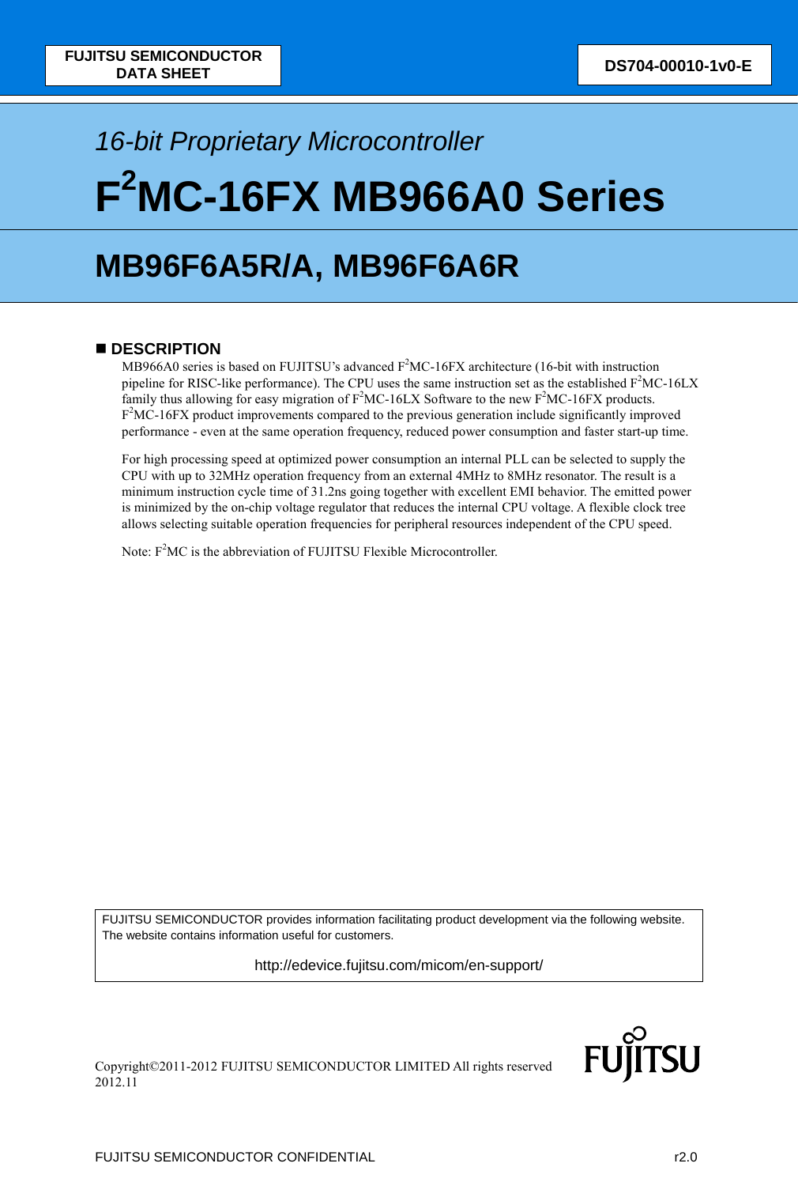FUJITSU SEMICONDUCTOR
DATA SHEET

DS704-00010-1v0-E

*16-bit Proprietary Microcontroller*

# $F^2$MC-16FX MB966A0 Series

# MB96F6A5R/A, MB96F6A6R

## ■ DESCRIPTION

MB966A0 series is based on FUJITSU's advanced $F^2$MC-16FX architecture (16-bit with instruction pipeline for RISC-like performance). The CPU uses the same instruction set as the established $F^2$MC-16LX family thus allowing for easy migration of $F^2$MC-16LX Software to the new $F^2$MC-16FX products. $F^2$MC-16FX product improvements compared to the previous generation include significantly improved performance - even at the same operation frequency, reduced power consumption and faster start-up time.

For high processing speed at optimized power consumption an internal PLL can be selected to supply the CPU with up to 32MHz operation frequency from an external 4MHz to 8MHz resonator. The result is a minimum instruction cycle time of 31.2ns going together with excellent EMI behavior. The emitted power is minimized by the on-chip voltage regulator that reduces the internal CPU voltage. A flexible clock tree allows selecting suitable operation frequencies for peripheral resources independent of the CPU speed.

Note: $F^2$MC is the abbreviation of FUJITSU Flexible Microcontroller.

FUJITSU SEMICONDUCTOR provides information facilitating product development via the following website. The website contains information useful for customers.

http://edevice.fujitsu.com/micom/en-support/

Copyright©2011-2012 FUJITSU SEMICONDUCTOR LIMITED All rights reserved
2012.11

FUJITSU SEMICONDUCTOR CONFIDENTIAL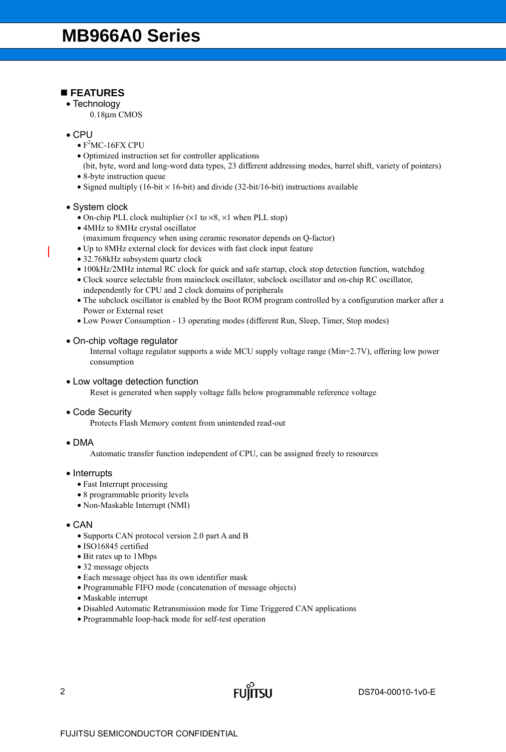## ■ FEATURES

- Technology

  0.18µm CMOS

- CPU
  - $F^2$MC-16FX CPU
  - Optimized instruction set for controller applications (bit, byte, word and long-word data types, 23 different addressing modes, barrel shift, variety of pointers)
  - 8-byte instruction queue
  - Signed multiply (16-bit × 16-bit) and divide (32-bit/16-bit) instructions available

- System clock
  - On-chip PLL clock multiplier (×1 to ×8, ×1 when PLL stop)
  - 4MHz to 8MHz crystal oscillator (maximum frequency when using ceramic resonator depends on Q-factor)
  - Up to 8MHz external clock for devices with fast clock input feature
  - 32.768kHz subsystem quartz clock
  - 100kHz/2MHz internal RC clock for quick and safe startup, clock stop detection function, watchdog
  - Clock source selectable from mainclock oscillator, subclock oscillator and on-chip RC oscillator, independently for CPU and 2 clock domains of peripherals
  - The subclock oscillator is enabled by the Boot ROM program controlled by a configuration marker after a Power or External reset
  - Low Power Consumption - 13 operating modes (different Run, Sleep, Timer, Stop modes)

- On-chip voltage regulator

  Internal voltage regulator supports a wide MCU supply voltage range (Min=2.7V), offering low power consumption

- Low voltage detection function

  Reset is generated when supply voltage falls below programmable reference voltage

- Code Security

  Protects Flash Memory content from unintended read-out

- DMA

  Automatic transfer function independent of CPU, can be assigned freely to resources

- Interrupts
  - Fast Interrupt processing
  - 8 programmable priority levels
  - Non-Maskable Interrupt (NMI)

- CAN
  - Supports CAN protocol version 2.0 part A and B
  - ISO16845 certified
  - Bit rates up to 1Mbps
  - 32 message objects
  - Each message object has its own identifier mask
  - Programmable FIFO mode (concatenation of message objects)
  - Maskable interrupt
  - Disabled Automatic Retransmission mode for Time Triggered CAN applications
  - Programmable loop-back mode for self-test operation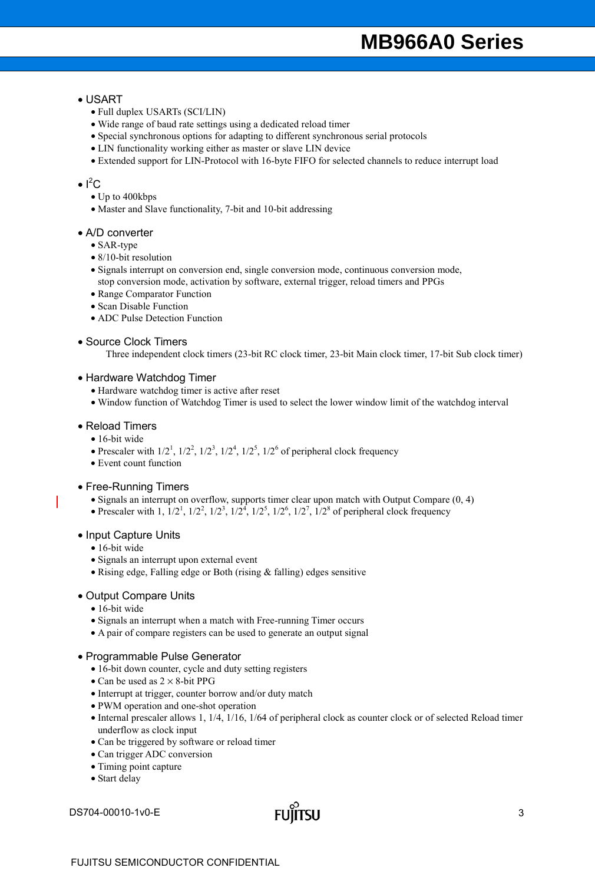- USART
  - Full duplex USARTs (SCI/LIN)
  - Wide range of baud rate settings using a dedicated reload timer
  - Special synchronous options for adapting to different synchronous serial protocols
  - LIN functionality working either as master or slave LIN device
  - Extended support for LIN-Protocol with 16-byte FIFO for selected channels to reduce interrupt load

- $I^2C$
  - Up to 400kbps
  - Master and Slave functionality, 7-bit and 10-bit addressing

- A/D converter
  - SAR-type
  - 8/10-bit resolution
  - Signals interrupt on conversion end, single conversion mode, continuous conversion mode, stop conversion mode, activation by software, external trigger, reload timers and PPGs
  - Range Comparator Function
  - Scan Disable Function
  - ADC Pulse Detection Function

- Source Clock Timers

  Three independent clock timers (23-bit RC clock timer, 23-bit Main clock timer, 17-bit Sub clock timer)

- Hardware Watchdog Timer
  - Hardware watchdog timer is active after reset
  - Window function of Watchdog Timer is used to select the lower window limit of the watchdog interval

- Reload Timers
  - 16-bit wide
  - Prescaler with $1/2^1$, $1/2^2$, $1/2^3$, $1/2^4$, $1/2^5$, $1/2^6$ of peripheral clock frequency
  - Event count function

- Free-Running Timers
  - Signals an interrupt on overflow, supports timer clear upon match with Output Compare (0, 4)
  - Prescaler with 1, $1/2^1$, $1/2^2$, $1/2^3$, $1/2^4$, $1/2^5$, $1/2^6$, $1/2^7$, $1/2^8$ of peripheral clock frequency

- Input Capture Units
  - 16-bit wide
  - Signals an interrupt upon external event
  - Rising edge, Falling edge or Both (rising & falling) edges sensitive

- Output Compare Units
  - 16-bit wide
  - Signals an interrupt when a match with Free-running Timer occurs
  - A pair of compare registers can be used to generate an output signal

- Programmable Pulse Generator
  - 16-bit down counter, cycle and duty setting registers
  - Can be used as $2 \times 8$-bit PPG
  - Interrupt at trigger, counter borrow and/or duty match
  - PWM operation and one-shot operation
  - Internal prescaler allows 1, 1/4, 1/16, 1/64 of peripheral clock as counter clock or of selected Reload timer underflow as clock input
  - Can be triggered by software or reload timer
  - Can trigger ADC conversion
  - Timing point capture
  - Start delay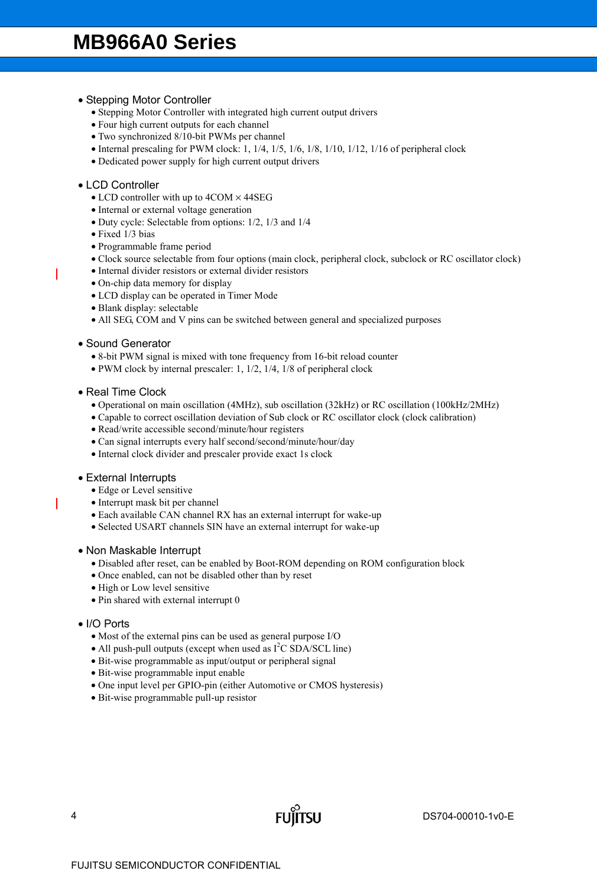- Stepping Motor Controller
  - Stepping Motor Controller with integrated high current output drivers
  - Four high current outputs for each channel
  - Two synchronized 8/10-bit PWMs per channel
  - Internal prescaling for PWM clock: 1, 1/4, 1/5, 1/6, 1/8, 1/10, 1/12, 1/16 of peripheral clock
  - Dedicated power supply for high current output drivers

- LCD Controller
  - LCD controller with up to 4COM × 44SEG
  - Internal or external voltage generation
  - Duty cycle: Selectable from options: 1/2, 1/3 and 1/4
  - Fixed 1/3 bias
  - Programmable frame period
  - Clock source selectable from four options (main clock, peripheral clock, subclock or RC oscillator clock)
  - Internal divider resistors or external divider resistors
  - On-chip data memory for display
  - LCD display can be operated in Timer Mode
  - Blank display: selectable
  - All SEG, COM and V pins can be switched between general and specialized purposes

- Sound Generator
  - 8-bit PWM signal is mixed with tone frequency from 16-bit reload counter
  - PWM clock by internal prescaler: 1, 1/2, 1/4, 1/8 of peripheral clock

- Real Time Clock
  - Operational on main oscillation (4MHz), sub oscillation (32kHz) or RC oscillation (100kHz/2MHz)
  - Capable to correct oscillation deviation of Sub clock or RC oscillator clock (clock calibration)
  - Read/write accessible second/minute/hour registers
  - Can signal interrupts every half second/second/minute/hour/day
  - Internal clock divider and prescaler provide exact 1s clock

- External Interrupts
  - Edge or Level sensitive
  - Interrupt mask bit per channel
  - Each available CAN channel RX has an external interrupt for wake-up
  - Selected USART channels SIN have an external interrupt for wake-up

- Non Maskable Interrupt
  - Disabled after reset, can be enabled by Boot-ROM depending on ROM configuration block
  - Once enabled, can not be disabled other than by reset
  - High or Low level sensitive
  - Pin shared with external interrupt 0

- I/O Ports
  - Most of the external pins can be used as general purpose I/O
  - All push-pull outputs (except when used as I$^2$C SDA/SCL line)
  - Bit-wise programmable as input/output or peripheral signal
  - Bit-wise programmable input enable
  - One input level per GPIO-pin (either Automotive or CMOS hysteresis)
  - Bit-wise programmable pull-up resistor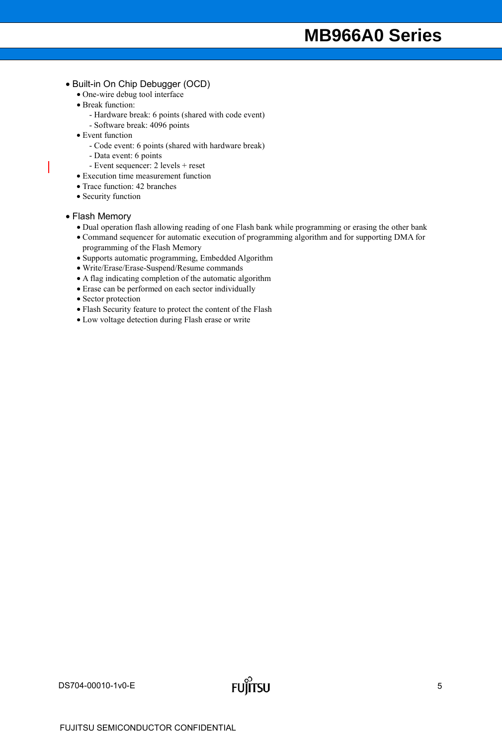- Built-in On Chip Debugger (OCD)
  - One-wire debug tool interface
  - Break function:
    - Hardware break: 6 points (shared with code event)
    - Software break: 4096 points
  - Event function
    - Code event: 6 points (shared with hardware break)
    - Data event: 6 points
    - Event sequencer: 2 levels + reset
  - Execution time measurement function
  - Trace function: 42 branches
  - Security function

- Flash Memory
  - Dual operation flash allowing reading of one Flash bank while programming or erasing the other bank
  - Command sequencer for automatic execution of programming algorithm and for supporting DMA for programming of the Flash Memory
  - Supports automatic programming, Embedded Algorithm
  - Write/Erase/Erase-Suspend/Resume commands
  - A flag indicating completion of the automatic algorithm
  - Erase can be performed on each sector individually
  - Sector protection
  - Flash Security feature to protect the content of the Flash
  - Low voltage detection during Flash erase or write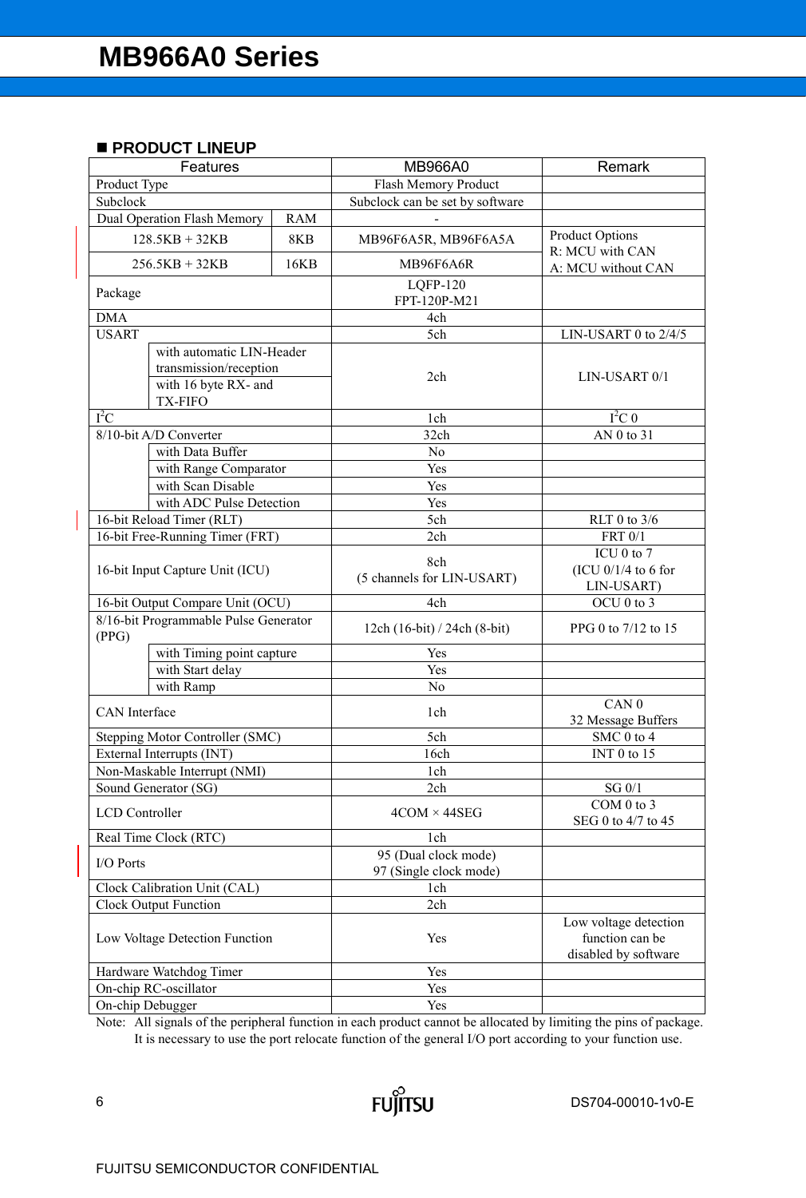## ■ PRODUCT LINEUP

| Features | | | MB966A0 | Remark |
|---|---|---|---|---|
| Product Type | | | Flash Memory Product | |
| Subclock | | | Subclock can be set by software | |
| Dual Operation Flash Memory | | RAM | - | |
| 128.5KB + 32KB | | 8KB | MB96F6A5R, MB96F6A5A | Product Options<br>R: MCU with CAN<br>A: MCU without CAN |
| 256.5KB + 32KB | | 16KB | MB96F6A6R | |
| Package | | | LQFP-120<br>FPT-120P-M21 | |
| DMA | | | 4ch | |
| USART | | | 5ch | LIN-USART 0 to 2/4/5 |
| | with automatic LIN-Header transmission/reception | | 2ch | LIN-USART 0/1 |
| | with 16 byte RX- and TX-FIFO | | | |
| $I^2C$ | | | 1ch | $I^2C$ 0 |
| 8/10-bit A/D Converter | | | 32ch | AN 0 to 31 |
| | with Data Buffer | | No | |
| | with Range Comparator | | Yes | |
| | with Scan Disable | | Yes | |
| | with ADC Pulse Detection | | Yes | |
| 16-bit Reload Timer (RLT) | | | 5ch | RLT 0 to 3/6 |
| 16-bit Free-Running Timer (FRT) | | | 2ch | FRT 0/1 |
| 16-bit Input Capture Unit (ICU) | | | 8ch<br>(5 channels for LIN-USART) | ICU 0 to 7<br>(ICU 0/1/4 to 6 for LIN-USART) |
| 16-bit Output Compare Unit (OCU) | | | 4ch | OCU 0 to 3 |
| 8/16-bit Programmable Pulse Generator (PPG) | | | 12ch (16-bit) / 24ch (8-bit) | PPG 0 to 7/12 to 15 |
| | with Timing point capture | | Yes | |
| | with Start delay | | Yes | |
| | with Ramp | | No | |
| CAN Interface | | | 1ch | CAN 0<br>32 Message Buffers |
| Stepping Motor Controller (SMC) | | | 5ch | SMC 0 to 4 |
| External Interrupts (INT) | | | 16ch | INT 0 to 15 |
| Non-Maskable Interrupt (NMI) | | | 1ch | |
| Sound Generator (SG) | | | 2ch | SG 0/1 |
| LCD Controller | | | 4COM × 44SEG | COM 0 to 3<br>SEG 0 to 4/7 to 45 |
| Real Time Clock (RTC) | | | 1ch | |
| I/O Ports | | | 95 (Dual clock mode)<br>97 (Single clock mode) | |
| Clock Calibration Unit (CAL) | | | 1ch | |
| Clock Output Function | | | 2ch | |
| Low Voltage Detection Function | | | Yes | Low voltage detection function can be disabled by software |
| Hardware Watchdog Timer | | | Yes | |
| On-chip RC-oscillator | | | Yes | |
| On-chip Debugger | | | Yes | |

Note: All signals of the peripheral function in each product cannot be allocated by limiting the pins of package.
It is necessary to use the port relocate function of the general I/O port according to your function use.

FUJITSU SEMICONDUCTOR CONFIDENTIAL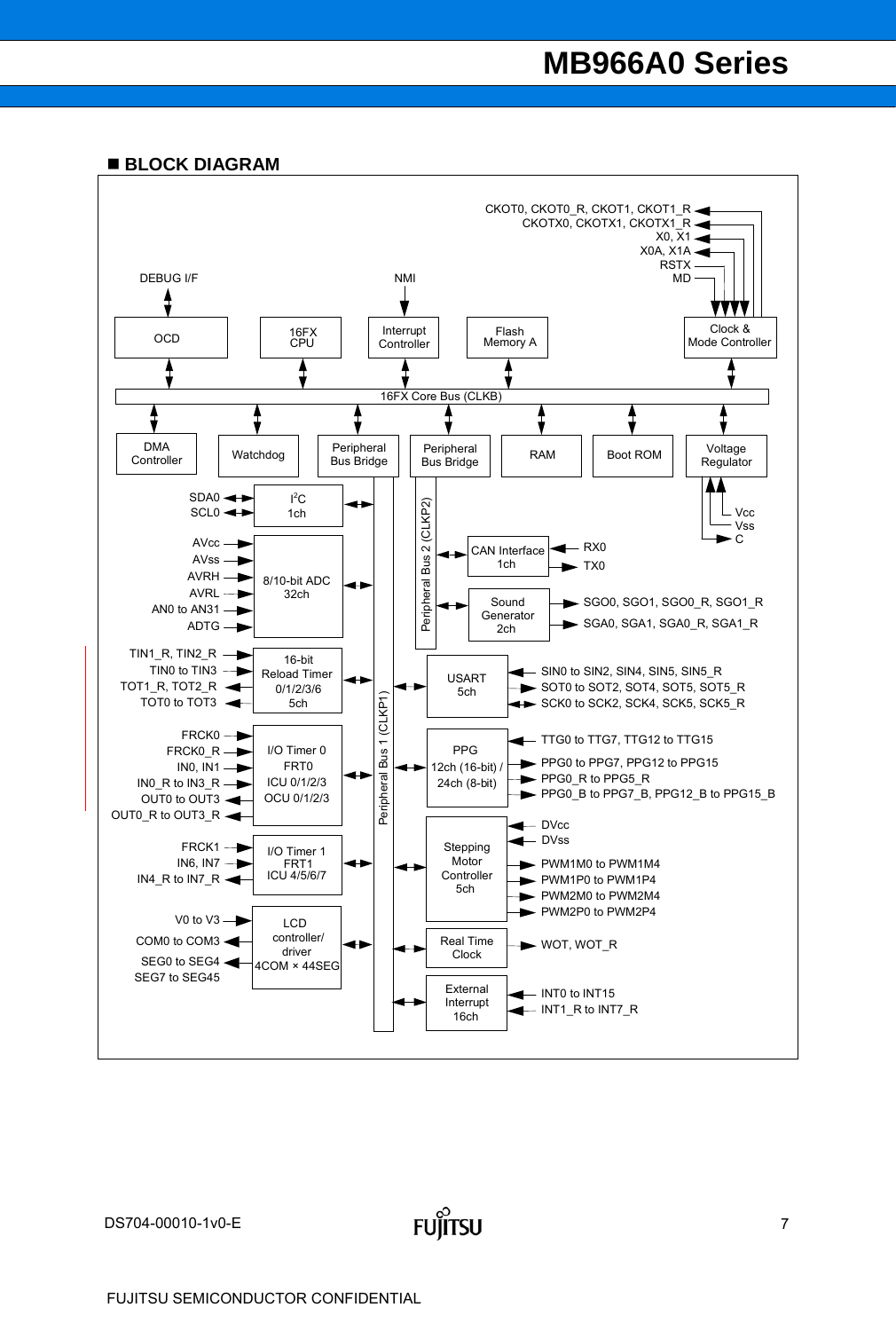## ■ BLOCK DIAGRAM

CKOT0, CKOT0_R, CKOT1, CKOT1_R
CKOTX0, CKOTX1, CKOTX1_R
X0, X1
X0A, X1A
RSTX
MD

DEBUG I/F
NMI

OCD
16FX CPU
Interrupt Controller
Flash Memory A
Clock & Mode Controller

16FX Core Bus (CLKB)

DMA Controller
Watchdog
Peripheral Bus Bridge
Peripheral Bus Bridge
RAM
Boot ROM
Voltage Regulator

Vcc
Vss
C

Peripheral Bus 2 (CLKP2)
Peripheral Bus 1 (CLKP1)

SDA0
SCL0
I²C 1ch

AVcc
AVss
AVRH
AVRL
AN0 to AN31
ADTG
8/10-bit ADC 32ch

CAN Interface 1ch
RX0
TX0

Sound Generator 2ch
SGO0, SGO1, SGO0_R, SGO1_R
SGA0, SGA1, SGA0_R, SGA1_R

TIN1_R, TIN2_R
TIN0 to TIN3
TOT1_R, TOT2_R
TOT0 to TOT3
16-bit Reload Timer 0/1/2/3/6 5ch

USART 5ch
SIN0 to SIN2, SIN4, SIN5, SIN5_R
SOT0 to SOT2, SOT4, SOT5, SOT5_R
SCK0 to SCK2, SCK4, SCK5, SCK5_R

FRCK0
FRCK0_R
IN0, IN1
IN0_R to IN3_R
OUT0 to OUT3
OUT0_R to OUT3_R
I/O Timer 0 FRT0 ICU 0/1/2/3 OCU 0/1/2/3

PPG 12ch (16-bit) / 24ch (8-bit)
TTG0 to TTG7, TTG12 to TTG15
PPG0 to PPG7, PPG12 to PPG15
PPG0_R to PPG5_R
PPG0_B to PPG7_B, PPG12_B to PPG15_B

FRCK1
IN6, IN7
IN4_R to IN7_R
I/O Timer 1 FRT1 ICU 4/5/6/7

Stepping Motor Controller 5ch
DVcc
DVss
PWM1M0 to PWM1M4
PWM1P0 to PWM1P4
PWM2M0 to PWM2M4
PWM2P0 to PWM2P4

V0 to V3
COM0 to COM3
SEG0 to SEG4
SEG7 to SEG45
LCD controller/ driver 4COM × 44SEG

Real Time Clock
WOT, WOT_R

External Interrupt 16ch
INT0 to INT15
INT1_R to INT7_R

FUJITSU SEMICONDUCTOR CONFIDENTIAL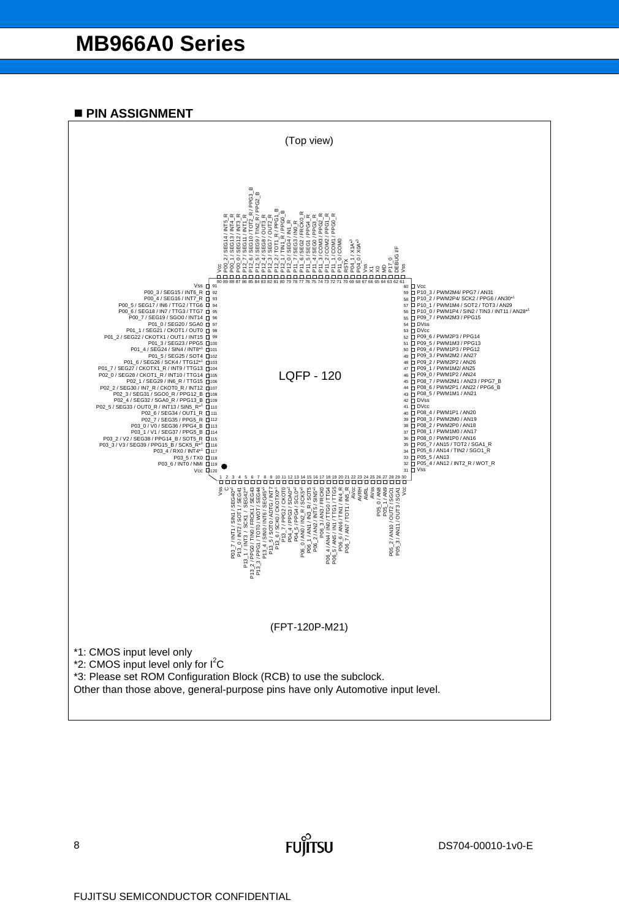# MB966A0 Series

## ■ PIN ASSIGNMENT

(Top view)

LQFP - 120

Top side (pins 90 to 61):

90 Vcc
89 P00_2 / SEG14 / INT5_R
88 P00_1 / SEG13 / INT4_R
87 P00_0 / SEG12 / INT3_R
86 P12_7 / SEG11 / INT1_R
85 P12_6 / SEG10 / TOT2_R / PPG3_B
84 P12_5 / SEG9 / TIN2_R / PPG2_B
83 P12_4 / SEG8 / OUT3_R
82 P12_3 / SEG7 / OUT2_R
81 P12_2 / TOT1_R / PPG1_B
80 P12_1 / TIN1_R / PPG0_B
79 P12_0 / SEG4 / IN1_R
78 P11_7 / SEG3 / IN0_R
77 P11_6 / SEG2 / FRCK0_R
76 P11_5 / SEG1 / PPG4_R
75 P11_4 / SEG0 / PPG3_R
74 P11_3 / COM3 / PPG2_R
73 P11_2 / COM2 / PPG1_R
72 P11_1 / COM1 / PPG0_R
71 P11_0 / COM0
70 RSTX
69 P04_1 / X1A*3
68 P04_0 / X0A*3
67 Vss
66 X1
65 X0
64 MD
63 P17_0
62 DEBUG I/F
61 Vss

Left side (pins 91 to 120):

91 Vss
92 P00_3 / SEG15 / INT6_R
93 P00_4 / SEG16 / INT7_R
94 P00_5 / SEG17 / IN6 / TTG2 / TTG6
95 P00_6 / SEG18 / IN7 / TTG3 / TTG7
96 P00_7 / SEG19 / SGO0 / INT14
97 P01_0 / SEG20 / SGA0
98 P01_1 / SEG21 / CKOT1 / OUT0
99 P01_2 / SEG22 / CKOTX1 / OUT1 / INT15
100 P01_3 / SEG23 / PPG5
101 P01_4 / SEG24 / SIN4 / INT8*1
102 P01_5 / SEG25 / SOT4
103 P01_6 / SEG26 / SCK4 / TTG12*1
104 P01_7 / SEG27 / CKOTX1_R / INT9 / TTG13
105 P02_0 / SEG28 / CKOT1_R / INT10 / TTG14
106 P02_1 / SEG29 / IN6_R / TTG15
107 P02_2 / SEG30 / IN7_R / CKOT0_R / INT12
108 P02_3 / SEG31 / SGO0_R / PPG12_B
109 P02_4 / SEG32 / SGA0_R / PPG13_B
110 P02_5 / SEG33 / OUT0_R / INT13 / SIN5_R*1
111 P02_6 / SEG34 / OUT1_R
112 P02_7 / SEG35 / PPG5_R
113 P03_0 / V0 / SEG36 / PPG4_B
114 P03_1 / V1 / SEG37 / PPG5_B
115 P03_2 / V2 / SEG38 / PPG14_B / SOT5_R
116 P03_3 / V3 / SEG39 / PPG15_B / SCK5_R*1
117 P03_4 / RX0 / INT4*1
118 P03_5 / TX0
119 P03_6 / INT0 / NMI
120 Vcc

Bottom side (pins 1 to 30):

1 Vss
2 C
3 P03_7 / INT1 / SIN1 / SEG40*1
4 P13_0 / INT2 / SOT1 / SEG41
5 P13_1 / INT3 / SCK1 / SEG42*1
6 P13_2 / PPG0 / TIN0 / FRCK1 / SEG43
7 P13_3 / PPG1 / TOT0 / WOT / SEG44
8 P13_4 / SIN0 / INT6 / SEG45*1
9 P13_5 / SOT0 / ADTG / INT7
10 P13_6 / SCK0 / CKOTX0*1
11 P13_7 / PPG2 / CKOT0
12 P04_4 / PPG3 / SDA0*2
13 P04_5 / PPG4 / SCL0*2
14 P06_0 / AN0 / IN2_R / SCK5*1
15 P06_1 / AN1 / IN3_R / SOT5
16 P06_2 / AN2 / INT5 / SIN5*1
17 P06_3 / AN3 / FRCK0
18 P06_4 / AN4 / IN0 / TTG0 / TTG4
19 P06_5 / AN5 / IN1 / TTG1 / TTG5
20 P06_6 / AN6 / TIN1 / IN4_R
21 P06_7 / AN7 / TOT1 / IN5_R
22 AVcc
23 AVRH
24 AVRL
25 AVss
26 P05_0 / AN8
27 P05_1 / AN9
28 P05_2 / AN10 / OUT2 / SGO1
29 P05_3 / AN11 / OUT3 / SGA1
30 Vcc

Right side (pins 60 to 31):

60 Vcc
59 P10_3 / PWM2M4/ PPG7 / AN31
58 P10_2 / PWM2P4/ SCK2 / PPG6 / AN30*1
57 P10_1 / PWM1M4 / SOT2 / TOT3 / AN29
56 P10_0 / PWM1P4 / SIN2 / TIN3 / INT11 / AN28*1
55 P09_7 / PWM2M3 / PPG15
54 DVss
53 DVcc
52 P09_6 / PWM2P3 / PPG14
51 P09_5 / PWM1M3 / PPG13
50 P09_4 / PWM1P3 / PPG12
49 P09_3 / PWM2M2 / AN27
48 P09_2 / PWM2P2 / AN26
47 P09_1 / PWM1M2/ AN25
46 P09_0 / PWM1P2 / AN24
45 P08_7 / PWM2M1 / AN23 / PPG7_B
44 P08_6 / PWM2P1 / AN22 / PPG6_B
43 P08_5 / PWM1M1 / AN21
42 DVss
41 DVcc
40 P08_4 / PWM1P1 / AN20
39 P08_3 / PWM2M0 / AN19
38 P08_2 / PWM2P0 / AN18
37 P08_1 / PWM1M0 / AN17
36 P08_0 / PWM1P0 / AN16
35 P05_7 / AN15 / TOT2 / SGA1_R
34 P05_6 / AN14 / TIN2 / SGO1_R
33 P05_5 / AN13
32 P05_4 / AN12 / INT2_R / WOT_R
31 Vss

(FPT-120P-M21)

*1: CMOS input level only

*2: CMOS input level only for $I^2C$

*3: Please set ROM Configuration Block (RCB) to use the subclock.

Other than those above, general-purpose pins have only Automotive input level.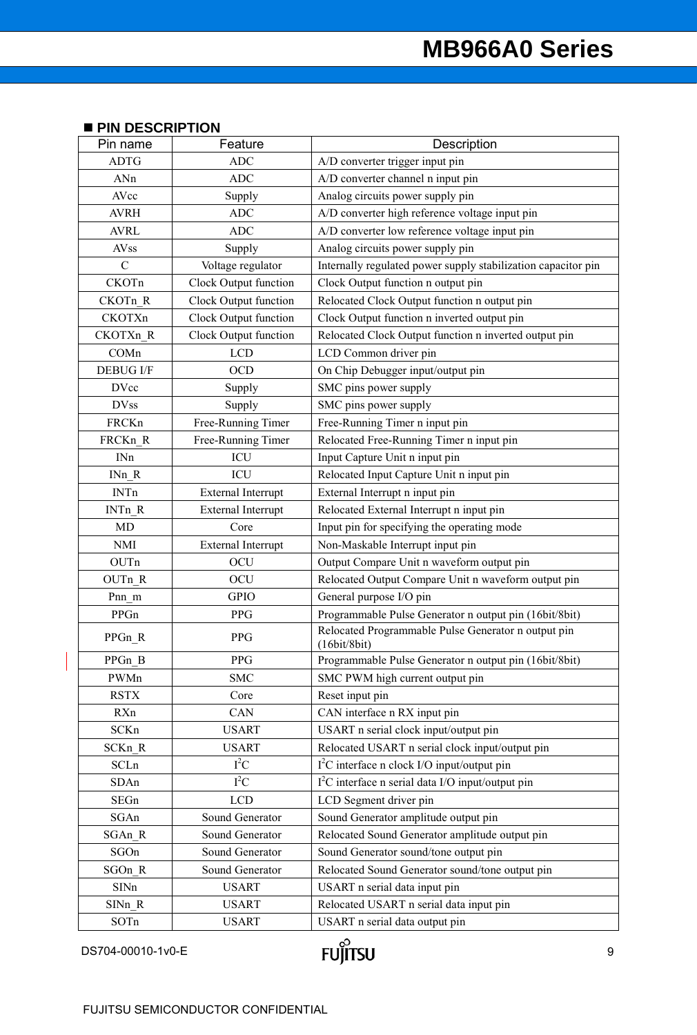## ■ PIN DESCRIPTION

| Pin name | Feature | Description |
|---|---|---|
| ADTG | ADC | A/D converter trigger input pin |
| ANn | ADC | A/D converter channel n input pin |
| AVcc | Supply | Analog circuits power supply pin |
| AVRH | ADC | A/D converter high reference voltage input pin |
| AVRL | ADC | A/D converter low reference voltage input pin |
| AVss | Supply | Analog circuits power supply pin |
| C | Voltage regulator | Internally regulated power supply stabilization capacitor pin |
| CKOTn | Clock Output function | Clock Output function n output pin |
| CKOTn_R | Clock Output function | Relocated Clock Output function n output pin |
| CKOTXn | Clock Output function | Clock Output function n inverted output pin |
| CKOTXn_R | Clock Output function | Relocated Clock Output function n inverted output pin |
| COMn | LCD | LCD Common driver pin |
| DEBUG I/F | OCD | On Chip Debugger input/output pin |
| DVcc | Supply | SMC pins power supply |
| DVss | Supply | SMC pins power supply |
| FRCKn | Free-Running Timer | Free-Running Timer n input pin |
| FRCKn_R | Free-Running Timer | Relocated Free-Running Timer n input pin |
| INn | ICU | Input Capture Unit n input pin |
| INn_R | ICU | Relocated Input Capture Unit n input pin |
| INTn | External Interrupt | External Interrupt n input pin |
| INTn_R | External Interrupt | Relocated External Interrupt n input pin |
| MD | Core | Input pin for specifying the operating mode |
| NMI | External Interrupt | Non-Maskable Interrupt input pin |
| OUTn | OCU | Output Compare Unit n waveform output pin |
| OUTn_R | OCU | Relocated Output Compare Unit n waveform output pin |
| Pnn_m | GPIO | General purpose I/O pin |
| PPGn | PPG | Programmable Pulse Generator n output pin (16bit/8bit) |
| PPGn_R | PPG | Relocated Programmable Pulse Generator n output pin (16bit/8bit) |
| PPGn_B | PPG | Programmable Pulse Generator n output pin (16bit/8bit) |
| PWMn | SMC | SMC PWM high current output pin |
| RSTX | Core | Reset input pin |
| RXn | CAN | CAN interface n RX input pin |
| SCKn | USART | USART n serial clock input/output pin |
| SCKn_R | USART | Relocated USART n serial clock input/output pin |
| SCLn | I²C | I²C interface n clock I/O input/output pin |
| SDAn | I²C | I²C interface n serial data I/O input/output pin |
| SEGn | LCD | LCD Segment driver pin |
| SGAn | Sound Generator | Sound Generator amplitude output pin |
| SGAn_R | Sound Generator | Relocated Sound Generator amplitude output pin |
| SGOn | Sound Generator | Sound Generator sound/tone output pin |
| SGOn_R | Sound Generator | Relocated Sound Generator sound/tone output pin |
| SINn | USART | USART n serial data input pin |
| SINn_R | USART | Relocated USART n serial data input pin |
| SOTn | USART | USART n serial data output pin |

DS704-00010-1v0-E

FUJITSU SEMICONDUCTOR CONFIDENTIAL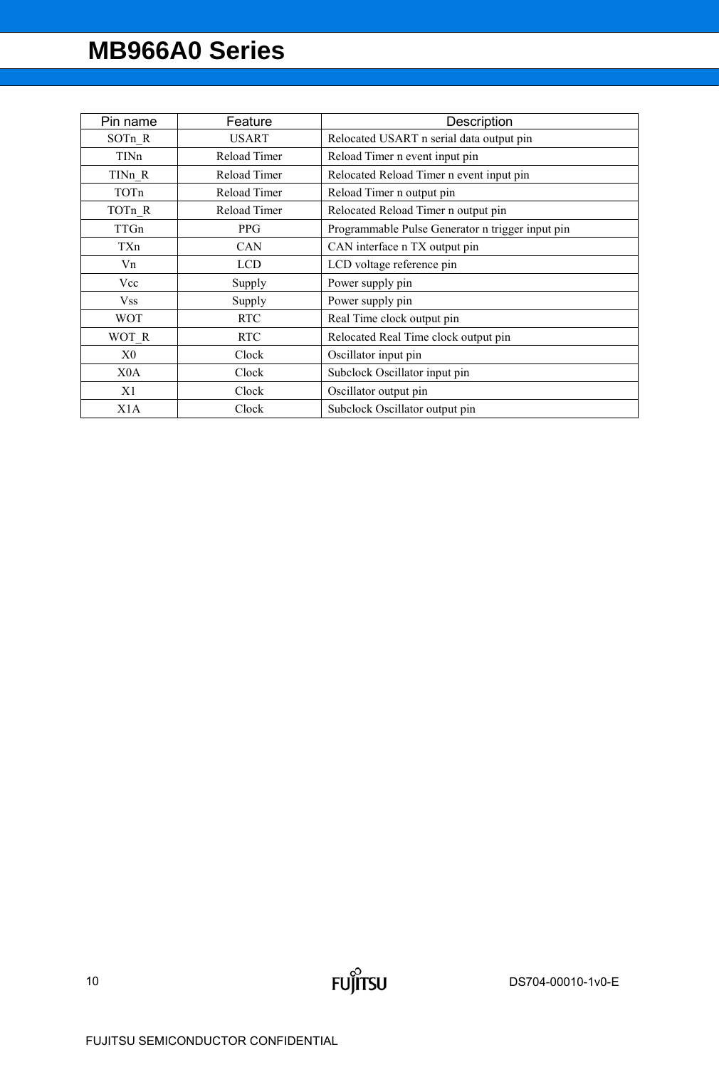| Pin name | Feature | Description |
| --- | --- | --- |
| SOTn_R | USART | Relocated USART n serial data output pin |
| TINn | Reload Timer | Reload Timer n event input pin |
| TINn_R | Reload Timer | Relocated Reload Timer n event input pin |
| TOTn | Reload Timer | Reload Timer n output pin |
| TOTn_R | Reload Timer | Relocated Reload Timer n output pin |
| TTGn | PPG | Programmable Pulse Generator n trigger input pin |
| TXn | CAN | CAN interface n TX output pin |
| Vn | LCD | LCD voltage reference pin |
| Vcc | Supply | Power supply pin |
| Vss | Supply | Power supply pin |
| WOT | RTC | Real Time clock output pin |
| WOT_R | RTC | Relocated Real Time clock output pin |
| X0 | Clock | Oscillator input pin |
| X0A | Clock | Subclock Oscillator input pin |
| X1 | Clock | Oscillator output pin |
| X1A | Clock | Subclock Oscillator output pin |

FUJITSU SEMICONDUCTOR CONFIDENTIAL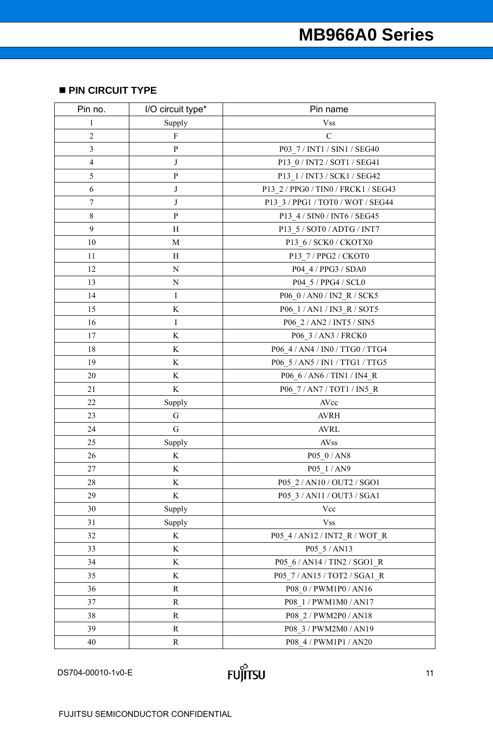## ■ PIN CIRCUIT TYPE

| Pin no. | I/O circuit type* | Pin name |
|---|---|---|
| 1 | Supply | Vss |
| 2 | F | C |
| 3 | P | P03_7 / INT1 / SIN1 / SEG40 |
| 4 | J | P13_0 / INT2 / SOT1 / SEG41 |
| 5 | P | P13_1 / INT3 / SCK1 / SEG42 |
| 6 | J | P13_2 / PPG0 / TIN0 / FRCK1 / SEG43 |
| 7 | J | P13_3 / PPG1 / TOT0 / WOT / SEG44 |
| 8 | P | P13_4 / SIN0 / INT6 / SEG45 |
| 9 | H | P13_5 / SOT0 / ADTG / INT7 |
| 10 | M | P13_6 / SCK0 / CKOTX0 |
| 11 | H | P13_7 / PPG2 / CKOT0 |
| 12 | N | P04_4 / PPG3 / SDA0 |
| 13 | N | P04_5 / PPG4 / SCL0 |
| 14 | I | P06_0 / AN0 / IN2_R / SCK5 |
| 15 | K | P06_1 / AN1 / IN3_R / SOT5 |
| 16 | I | P06_2 / AN2 / INT5 / SIN5 |
| 17 | K | P06_3 / AN3 / FRCK0 |
| 18 | K | P06_4 / AN4 / IN0 / TTG0 / TTG4 |
| 19 | K | P06_5 / AN5 / IN1 / TTG1 / TTG5 |
| 20 | K | P06_6 / AN6 / TIN1 / IN4_R |
| 21 | K | P06_7 / AN7 / TOT1 / IN5_R |
| 22 | Supply | AVcc |
| 23 | G | AVRH |
| 24 | G | AVRL |
| 25 | Supply | AVss |
| 26 | K | P05_0 / AN8 |
| 27 | K | P05_1 / AN9 |
| 28 | K | P05_2 / AN10 / OUT2 / SGO1 |
| 29 | K | P05_3 / AN11 / OUT3 / SGA1 |
| 30 | Supply | Vcc |
| 31 | Supply | Vss |
| 32 | K | P05_4 / AN12 / INT2_R / WOT_R |
| 33 | K | P05_5 / AN13 |
| 34 | K | P05_6 / AN14 / TIN2 / SGO1_R |
| 35 | K | P05_7 / AN15 / TOT2 / SGA1_R |
| 36 | R | P08_0 / PWM1P0 / AN16 |
| 37 | R | P08_1 / PWM1M0 / AN17 |
| 38 | R | P08_2 / PWM2P0 / AN18 |
| 39 | R | P08_3 / PWM2M0 / AN19 |
| 40 | R | P08_4 / PWM1P1 / AN20 |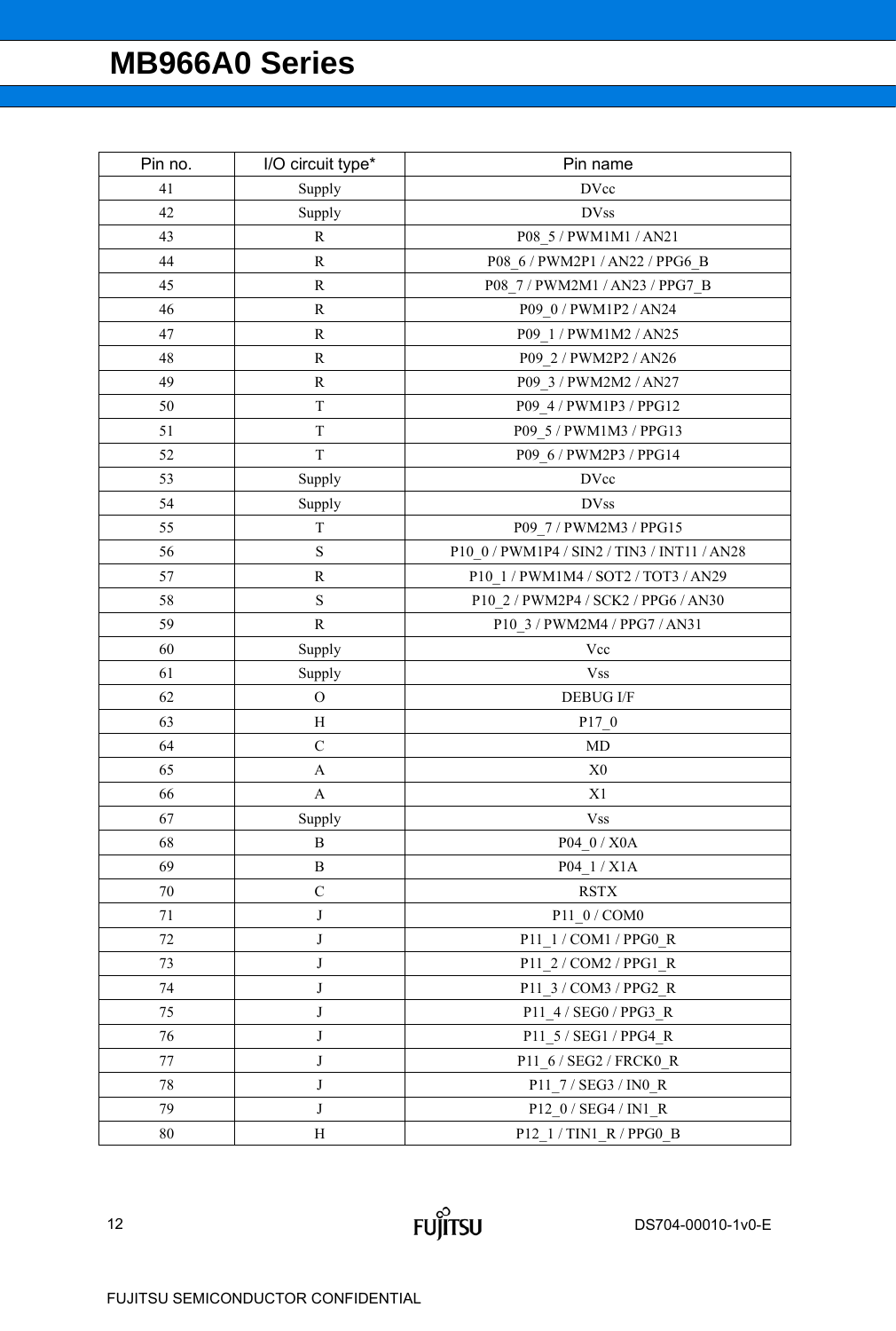| Pin no. | I/O circuit type* | Pin name |
|---|---|---|
| 41 | Supply | DVcc |
| 42 | Supply | DVss |
| 43 | R | P08_5 / PWM1M1 / AN21 |
| 44 | R | P08_6 / PWM2P1 / AN22 / PPG6_B |
| 45 | R | P08_7 / PWM2M1 / AN23 / PPG7_B |
| 46 | R | P09_0 / PWM1P2 / AN24 |
| 47 | R | P09_1 / PWM1M2 / AN25 |
| 48 | R | P09_2 / PWM2P2 / AN26 |
| 49 | R | P09_3 / PWM2M2 / AN27 |
| 50 | T | P09_4 / PWM1P3 / PPG12 |
| 51 | T | P09_5 / PWM1M3 / PPG13 |
| 52 | T | P09_6 / PWM2P3 / PPG14 |
| 53 | Supply | DVcc |
| 54 | Supply | DVss |
| 55 | T | P09_7 / PWM2M3 / PPG15 |
| 56 | S | P10_0 / PWM1P4 / SIN2 / TIN3 / INT11 / AN28 |
| 57 | R | P10_1 / PWM1M4 / SOT2 / TOT3 / AN29 |
| 58 | S | P10_2 / PWM2P4 / SCK2 / PPG6 / AN30 |
| 59 | R | P10_3 / PWM2M4 / PPG7 / AN31 |
| 60 | Supply | Vcc |
| 61 | Supply | Vss |
| 62 | O | DEBUG I/F |
| 63 | H | P17_0 |
| 64 | C | MD |
| 65 | A | X0 |
| 66 | A | X1 |
| 67 | Supply | Vss |
| 68 | B | P04_0 / X0A |
| 69 | B | P04_1 / X1A |
| 70 | C | RSTX |
| 71 | J | P11_0 / COM0 |
| 72 | J | P11_1 / COM1 / PPG0_R |
| 73 | J | P11_2 / COM2 / PPG1_R |
| 74 | J | P11_3 / COM3 / PPG2_R |
| 75 | J | P11_4 / SEG0 / PPG3_R |
| 76 | J | P11_5 / SEG1 / PPG4_R |
| 77 | J | P11_6 / SEG2 / FRCK0_R |
| 78 | J | P11_7 / SEG3 / IN0_R |
| 79 | J | P12_0 / SEG4 / IN1_R |
| 80 | H | P12_1 / TIN1_R / PPG0_B |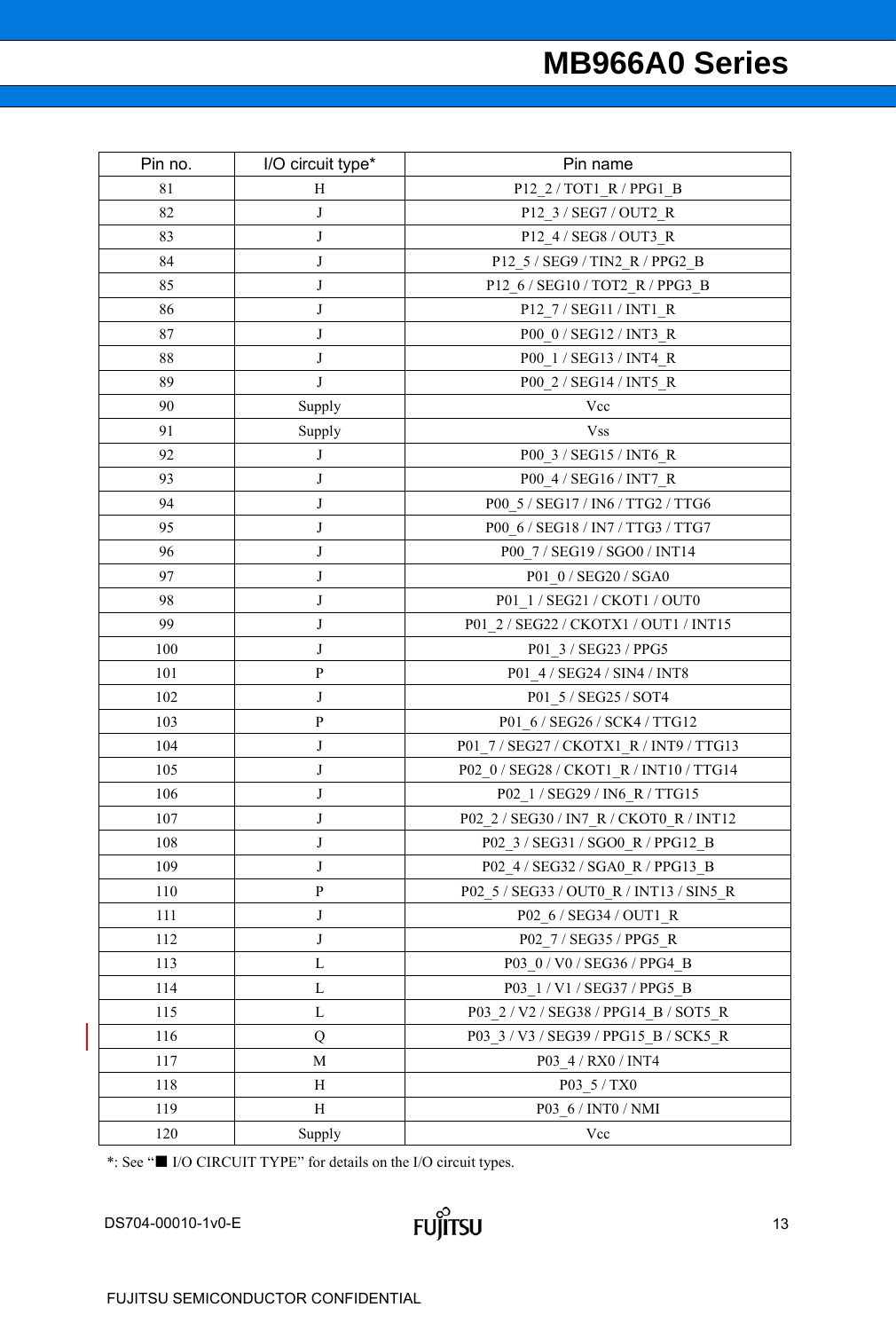| Pin no. | I/O circuit type* | Pin name |
|---|---|---|
| 81 | H | P12_2 / TOT1_R / PPG1_B |
| 82 | J | P12_3 / SEG7 / OUT2_R |
| 83 | J | P12_4 / SEG8 / OUT3_R |
| 84 | J | P12_5 / SEG9 / TIN2_R / PPG2_B |
| 85 | J | P12_6 / SEG10 / TOT2_R / PPG3_B |
| 86 | J | P12_7 / SEG11 / INT1_R |
| 87 | J | P00_0 / SEG12 / INT3_R |
| 88 | J | P00_1 / SEG13 / INT4_R |
| 89 | J | P00_2 / SEG14 / INT5_R |
| 90 | Supply | Vcc |
| 91 | Supply | Vss |
| 92 | J | P00_3 / SEG15 / INT6_R |
| 93 | J | P00_4 / SEG16 / INT7_R |
| 94 | J | P00_5 / SEG17 / IN6 / TTG2 / TTG6 |
| 95 | J | P00_6 / SEG18 / IN7 / TTG3 / TTG7 |
| 96 | J | P00_7 / SEG19 / SGO0 / INT14 |
| 97 | J | P01_0 / SEG20 / SGA0 |
| 98 | J | P01_1 / SEG21 / CKOT1 / OUT0 |
| 99 | J | P01_2 / SEG22 / CKOTX1 / OUT1 / INT15 |
| 100 | J | P01_3 / SEG23 / PPG5 |
| 101 | P | P01_4 / SEG24 / SIN4 / INT8 |
| 102 | J | P01_5 / SEG25 / SOT4 |
| 103 | P | P01_6 / SEG26 / SCK4 / TTG12 |
| 104 | J | P01_7 / SEG27 / CKOTX1_R / INT9 / TTG13 |
| 105 | J | P02_0 / SEG28 / CKOT1_R / INT10 / TTG14 |
| 106 | J | P02_1 / SEG29 / IN6_R / TTG15 |
| 107 | J | P02_2 / SEG30 / IN7_R / CKOT0_R / INT12 |
| 108 | J | P02_3 / SEG31 / SGO0_R / PPG12_B |
| 109 | J | P02_4 / SEG32 / SGA0_R / PPG13_B |
| 110 | P | P02_5 / SEG33 / OUT0_R / INT13 / SIN5_R |
| 111 | J | P02_6 / SEG34 / OUT1_R |
| 112 | J | P02_7 / SEG35 / PPG5_R |
| 113 | L | P03_0 / V0 / SEG36 / PPG4_B |
| 114 | L | P03_1 / V1 / SEG37 / PPG5_B |
| 115 | L | P03_2 / V2 / SEG38 / PPG14_B / SOT5_R |
| 116 | Q | P03_3 / V3 / SEG39 / PPG15_B / SCK5_R |
| 117 | M | P03_4 / RX0 / INT4 |
| 118 | H | P03_5 / TX0 |
| 119 | H | P03_6 / INT0 / NMI |
| 120 | Supply | Vcc |

*: See "■ I/O CIRCUIT TYPE" for details on the I/O circuit types.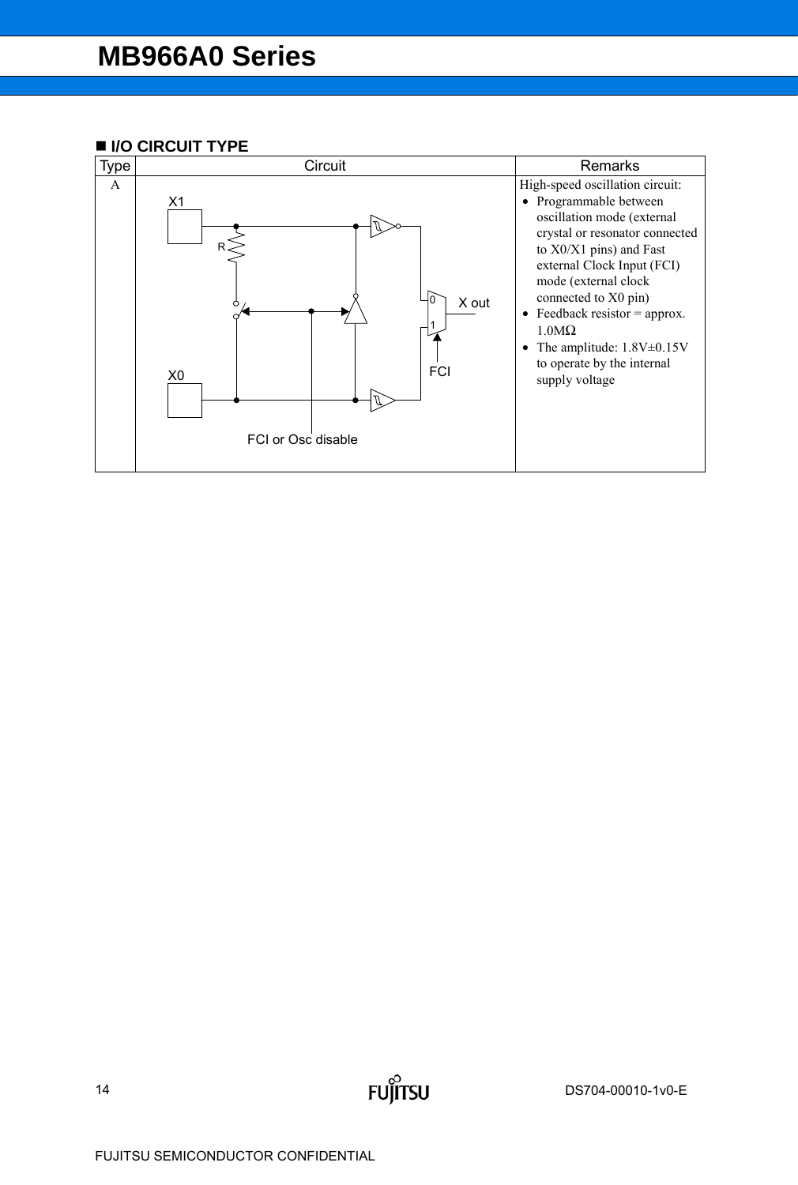## ■ I/O CIRCUIT TYPE

| Type | Circuit | Remarks |
|---|---|---|
| A | X1<br>R<br>X0<br>0<br>1<br>X out<br>FCI<br>FCI or Osc disable | High-speed oscillation circuit:<br>• Programmable between oscillation mode (external crystal or resonator connected to X0/X1 pins) and Fast external Clock Input (FCI) mode (external clock connected to X0 pin)<br>• Feedback resistor = approx. 1.0MΩ<br>• The amplitude: 1.8V±0.15V to operate by the internal supply voltage |

FUJITSU SEMICONDUCTOR CONFIDENTIAL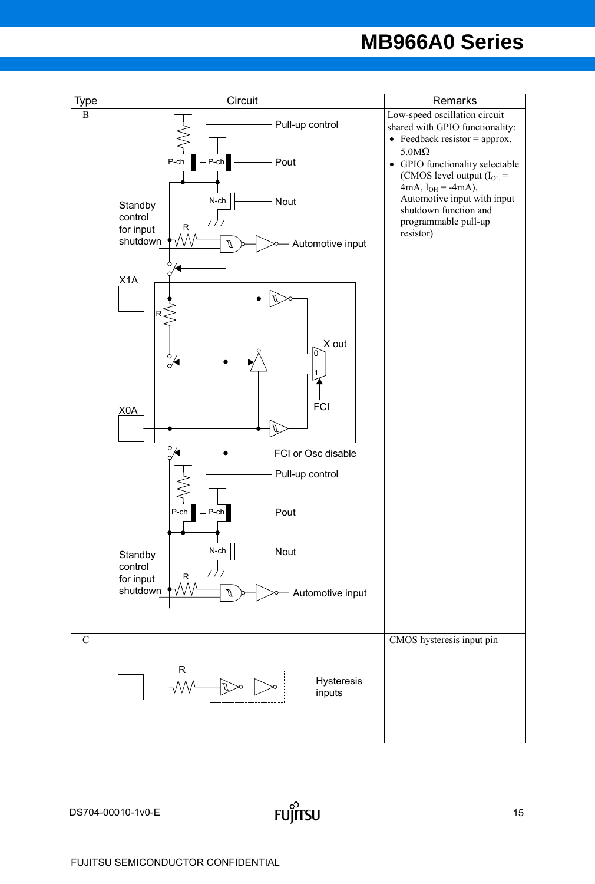| Type | Circuit | Remarks |
| --- | --- | --- |
| B | Pull-up control<br>P-ch<br>P-ch<br>Pout<br>N-ch<br>Nout<br>Standby control for input shutdown<br>R<br>Automotive input<br>X1A<br>R<br>X out<br>0<br>1<br>FCI<br>X0A<br>FCI or Osc disable<br>Pull-up control<br>P-ch<br>P-ch<br>Pout<br>N-ch<br>Nout<br>Standby control for input shutdown<br>R<br>Automotive input | Low-speed oscillation circuit shared with GPIO functionality:<br>• Feedback resistor = approx. 5.0MΩ<br>• GPIO functionality selectable (CMOS level output ($I_{OL}$ = 4mA, $I_{OH}$ = -4mA), Automotive input with input shutdown function and programmable pull-up resistor) |
| C | R<br>Hysteresis inputs | CMOS hysteresis input pin |

FUJITSU SEMICONDUCTOR CONFIDENTIAL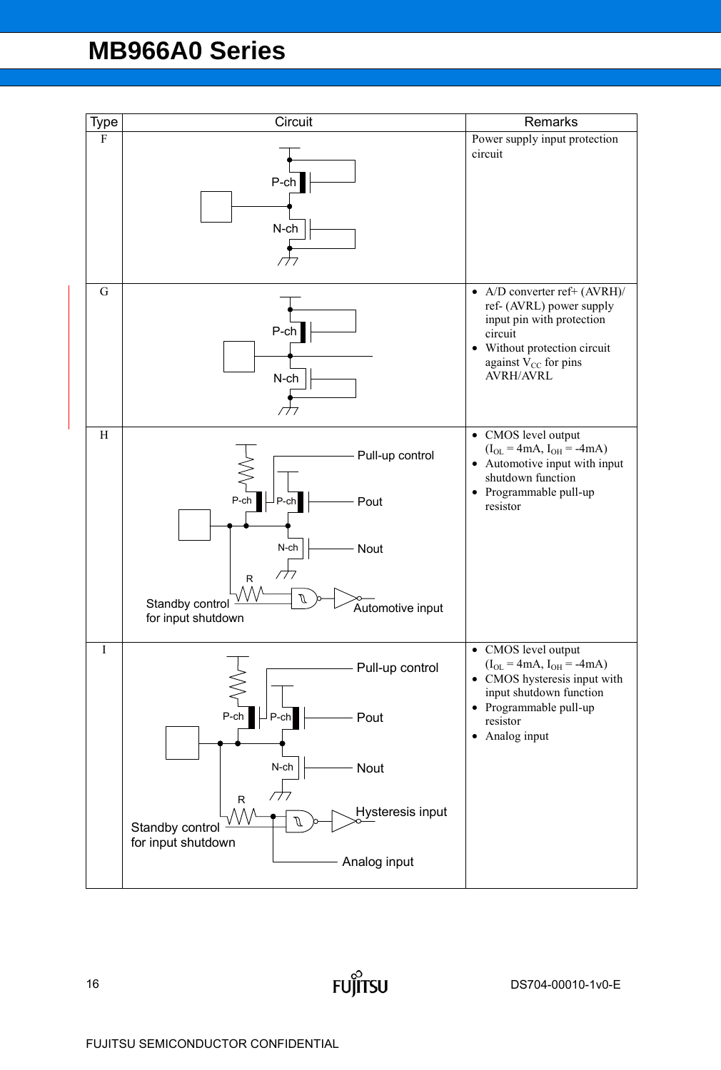| Type | Circuit | Remarks |
|---|---|---|
| F | P-ch<br>N-ch | Power supply input protection circuit |
| G | P-ch<br>N-ch | • A/D converter ref+ (AVRH)/ ref- (AVRL) power supply input pin with protection circuit<br>• Without protection circuit against $V_{CC}$ for pins AVRH/AVRL |
| H | Pull-up control<br>P-ch<br>P-ch<br>Pout<br>N-ch<br>Nout<br>R<br>Standby control for input shutdown<br>Automotive input | • CMOS level output ($I_{OL}$ = 4mA, $I_{OH}$ = -4mA)<br>• Automotive input with input shutdown function<br>• Programmable pull-up resistor |
| I | Pull-up control<br>P-ch<br>P-ch<br>Pout<br>N-ch<br>Nout<br>R<br>Standby control for input shutdown<br>Hysteresis input<br>Analog input | • CMOS level output ($I_{OL}$ = 4mA, $I_{OH}$ = -4mA)<br>• CMOS hysteresis input with input shutdown function<br>• Programmable pull-up resistor<br>• Analog input |

DS704-00010-1v0-E

FUJITSU SEMICONDUCTOR CONFIDENTIAL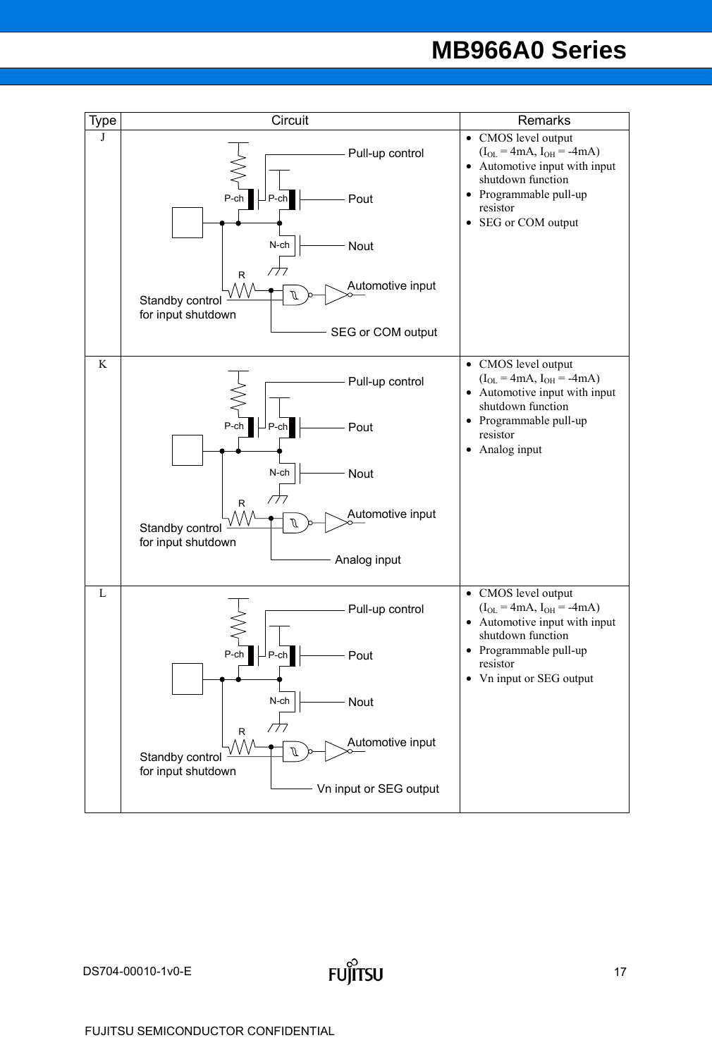| Type | Circuit | Remarks |
|---|---|---|
| J | Pull-up control<br>P-ch<br>P-ch<br>Pout<br>N-ch<br>Nout<br>R<br>Automotive input<br>Standby control for input shutdown<br>SEG or COM output | • CMOS level output ($I_{OL}$ = 4mA, $I_{OH}$ = -4mA)<br>• Automotive input with input shutdown function<br>• Programmable pull-up resistor<br>• SEG or COM output |
| K | Pull-up control<br>P-ch<br>P-ch<br>Pout<br>N-ch<br>Nout<br>R<br>Automotive input<br>Standby control for input shutdown<br>Analog input | • CMOS level output ($I_{OL}$ = 4mA, $I_{OH}$ = -4mA)<br>• Automotive input with input shutdown function<br>• Programmable pull-up resistor<br>• Analog input |
| L | Pull-up control<br>P-ch<br>P-ch<br>Pout<br>N-ch<br>Nout<br>R<br>Automotive input<br>Standby control for input shutdown<br>Vn input or SEG output | • CMOS level output ($I_{OL}$ = 4mA, $I_{OH}$ = -4mA)<br>• Automotive input with input shutdown function<br>• Programmable pull-up resistor<br>• Vn input or SEG output |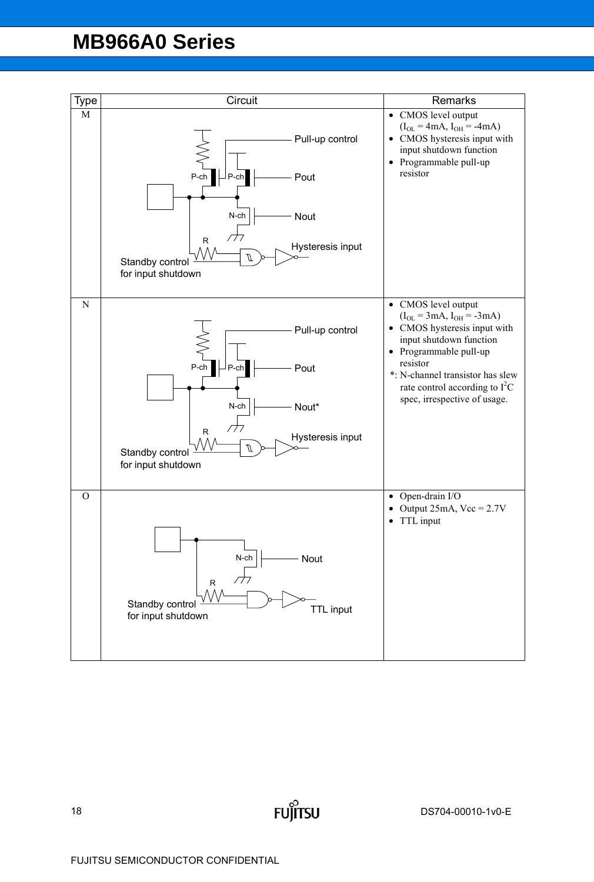| Type | Circuit | Remarks |
|---|---|---|
| M | P-ch, P-ch, Pull-up control, Pout, N-ch, Nout, R, Hysteresis input, Standby control for input shutdown | • CMOS level output ($I_{OL}$ = 4mA, $I_{OH}$ = -4mA)<br>• CMOS hysteresis input with input shutdown function<br>• Programmable pull-up resistor |
| N | P-ch, P-ch, Pull-up control, Pout, N-ch, Nout*, R, Hysteresis input, Standby control for input shutdown | • CMOS level output ($I_{OL}$ = 3mA, $I_{OH}$ = -3mA)<br>• CMOS hysteresis input with input shutdown function<br>• Programmable pull-up resistor<br>*: N-channel transistor has slew rate control according to $I^2C$ spec, irrespective of usage. |
| O | N-ch, Nout, R, Standby control for input shutdown, TTL input | • Open-drain I/O<br>• Output 25mA, Vcc = 2.7V<br>• TTL input |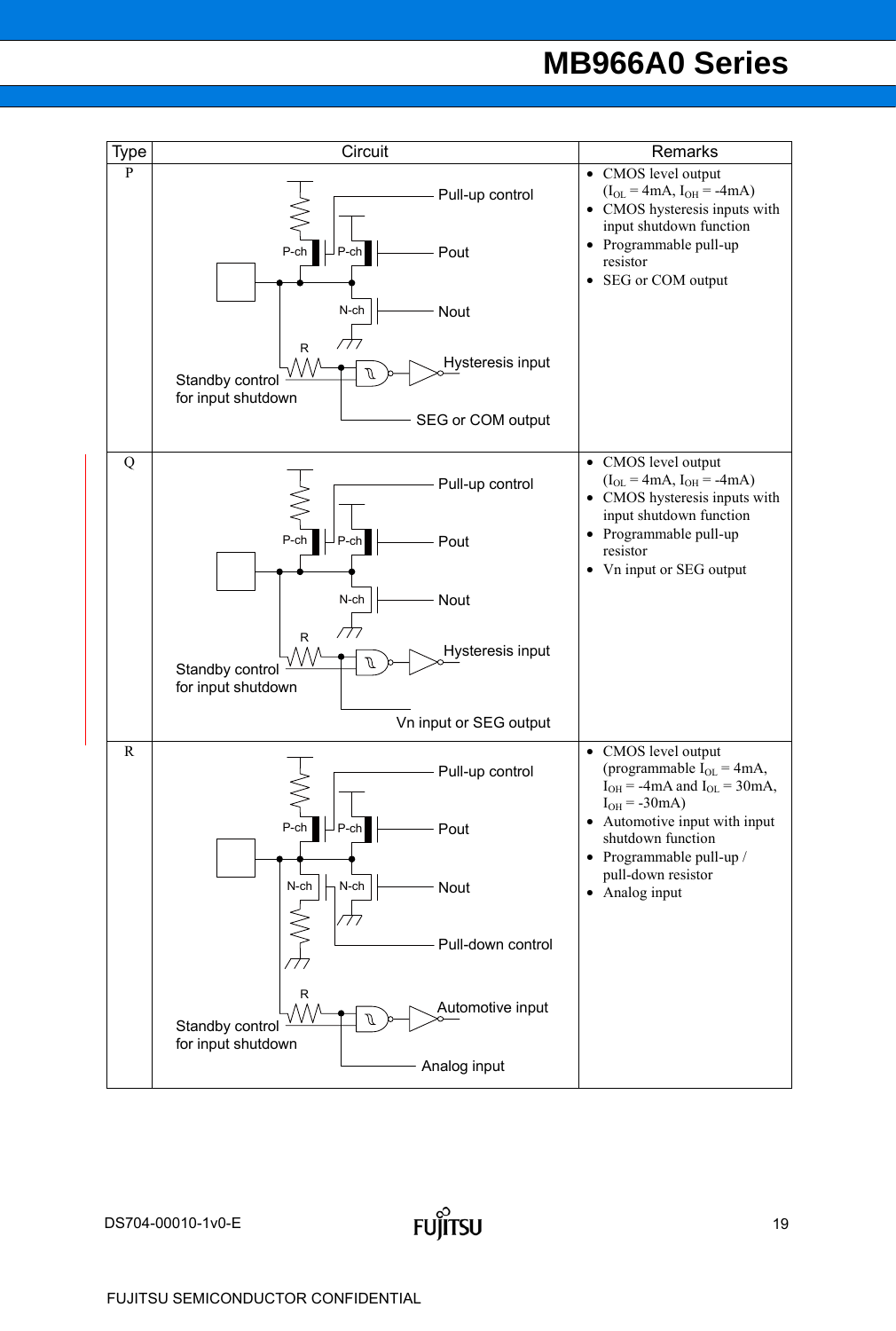| Type | Circuit | Remarks |
|---|---|---|
| P | Pull-up control<br>P-ch<br>P-ch<br>Pout<br>N-ch<br>Nout<br>R<br>Hysteresis input<br>Standby control for input shutdown<br>SEG or COM output | • CMOS level output ($I_{OL}$ = 4mA, $I_{OH}$ = -4mA)<br>• CMOS hysteresis inputs with input shutdown function<br>• Programmable pull-up resistor<br>• SEG or COM output |
| Q | Pull-up control<br>P-ch<br>P-ch<br>Pout<br>N-ch<br>Nout<br>R<br>Hysteresis input<br>Standby control for input shutdown<br>Vn input or SEG output | • CMOS level output ($I_{OL}$ = 4mA, $I_{OH}$ = -4mA)<br>• CMOS hysteresis inputs with input shutdown function<br>• Programmable pull-up resistor<br>• Vn input or SEG output |
| R | Pull-up control<br>P-ch<br>P-ch<br>Pout<br>N-ch<br>N-ch<br>Nout<br>Pull-down control<br>R<br>Automotive input<br>Standby control for input shutdown<br>Analog input | • CMOS level output (programmable $I_{OL}$ = 4mA, $I_{OH}$ = -4mA and $I_{OL}$ = 30mA, $I_{OH}$ = -30mA)<br>• Automotive input with input shutdown function<br>• Programmable pull-up / pull-down resistor<br>• Analog input |

DS704-00010-1v0-E

FUJITSU SEMICONDUCTOR CONFIDENTIAL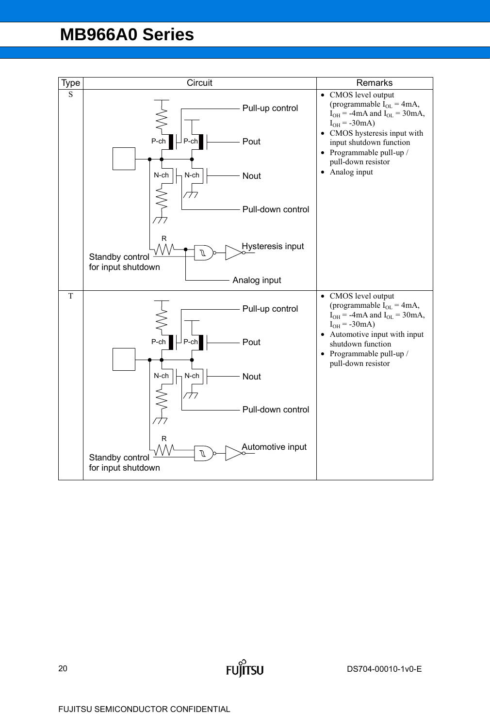| Type | Circuit | Remarks |
|---|---|---|
| S | Pull-up control<br>P-ch<br>P-ch<br>Pout<br>N-ch<br>N-ch<br>Nout<br>Pull-down control<br>R<br>Hysteresis input<br>Standby control for input shutdown<br>Analog input | • CMOS level output (programmable $I_{OL}$ = 4mA, $I_{OH}$ = -4mA and $I_{OL}$ = 30mA, $I_{OH}$ = -30mA)<br>• CMOS hysteresis input with input shutdown function<br>• Programmable pull-up / pull-down resistor<br>• Analog input |
| T | Pull-up control<br>P-ch<br>P-ch<br>Pout<br>N-ch<br>N-ch<br>Nout<br>Pull-down control<br>R<br>Automotive input<br>Standby control for input shutdown | • CMOS level output (programmable $I_{OL}$ = 4mA, $I_{OH}$ = -4mA and $I_{OL}$ = 30mA, $I_{OH}$ = -30mA)<br>• Automotive input with input shutdown function<br>• Programmable pull-up / pull-down resistor |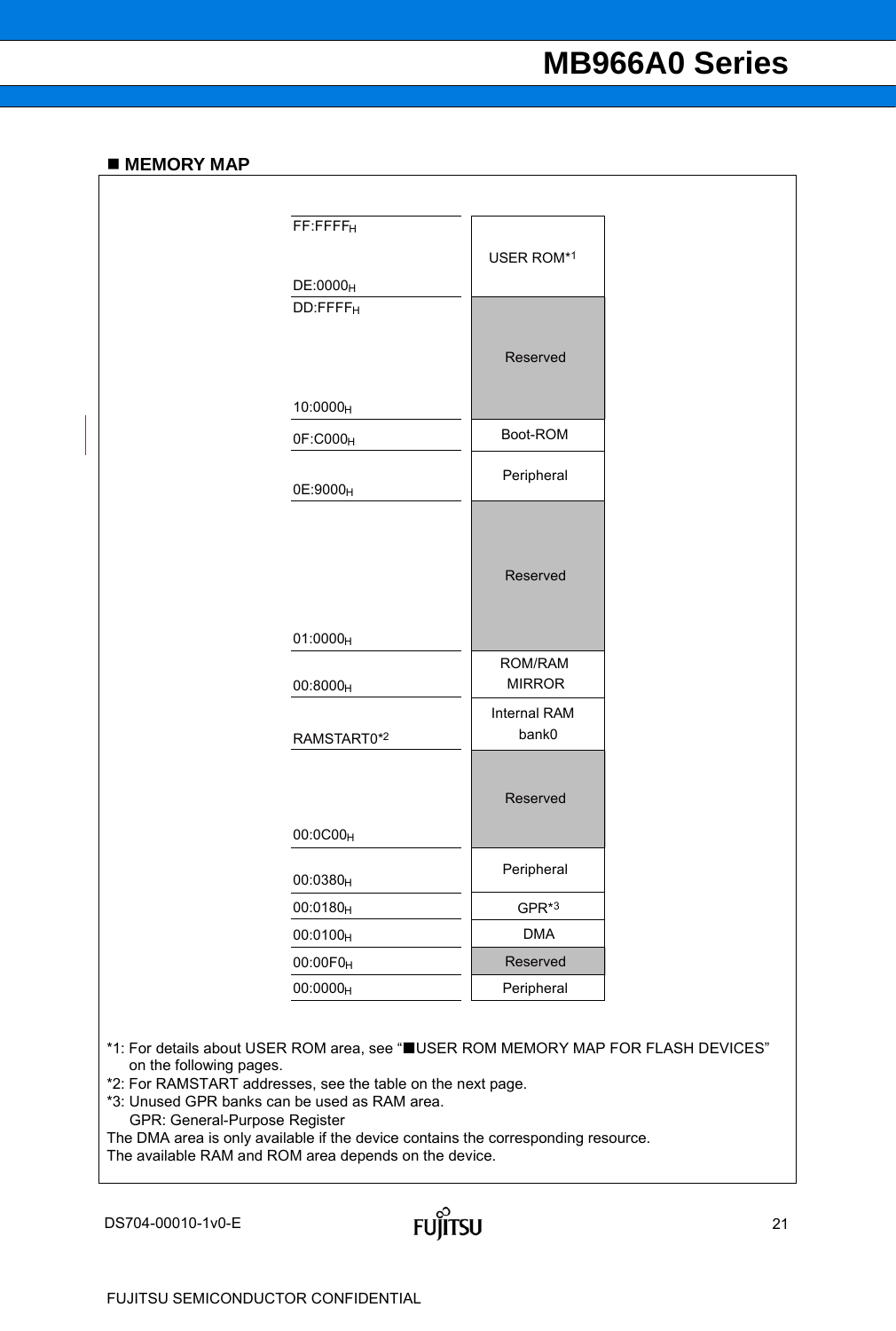## ■ MEMORY MAP

| Address | Area |
|---|---|
| FF:FFFF$_H$ – DE:0000$_H$ | USER ROM*1 |
| DD:FFFF$_H$ – 10:0000$_H$ | Reserved |
| 0F:C000$_H$ | Boot-ROM |
| 0E:9000$_H$ | Peripheral |
| 01:0000$_H$ | Reserved |
| 00:8000$_H$ | ROM/RAM MIRROR |
| RAMSTART0*2 | Internal RAM bank0 |
| 00:0C00$_H$ | Reserved |
| 00:0380$_H$ | Peripheral |
| 00:0180$_H$ | GPR*3 |
| 00:0100$_H$ | DMA |
| 00:00F0$_H$ | Reserved |
| 00:0000$_H$ | Peripheral |

*1: For details about USER ROM area, see "■USER ROM MEMORY MAP FOR FLASH DEVICES" on the following pages.

*2: For RAMSTART addresses, see the table on the next page.

*3: Unused GPR banks can be used as RAM area.
GPR: General-Purpose Register

The DMA area is only available if the device contains the corresponding resource.

The available RAM and ROM area depends on the device.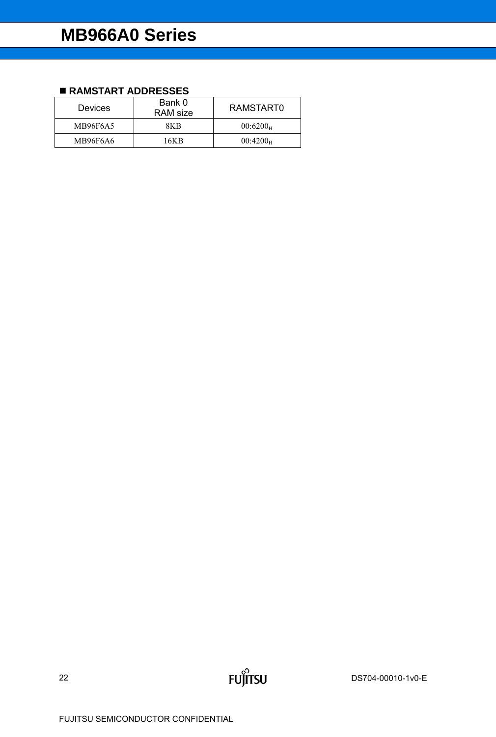## ■ RAMSTART ADDRESSES

| Devices | Bank 0 RAM size | RAMSTART0 |
|---|---|---|
| MB96F6A5 | 8KB | $00:6200_H$ |
| MB96F6A6 | 16KB | $00:4200_H$ |

FUJITSU SEMICONDUCTOR CONFIDENTIAL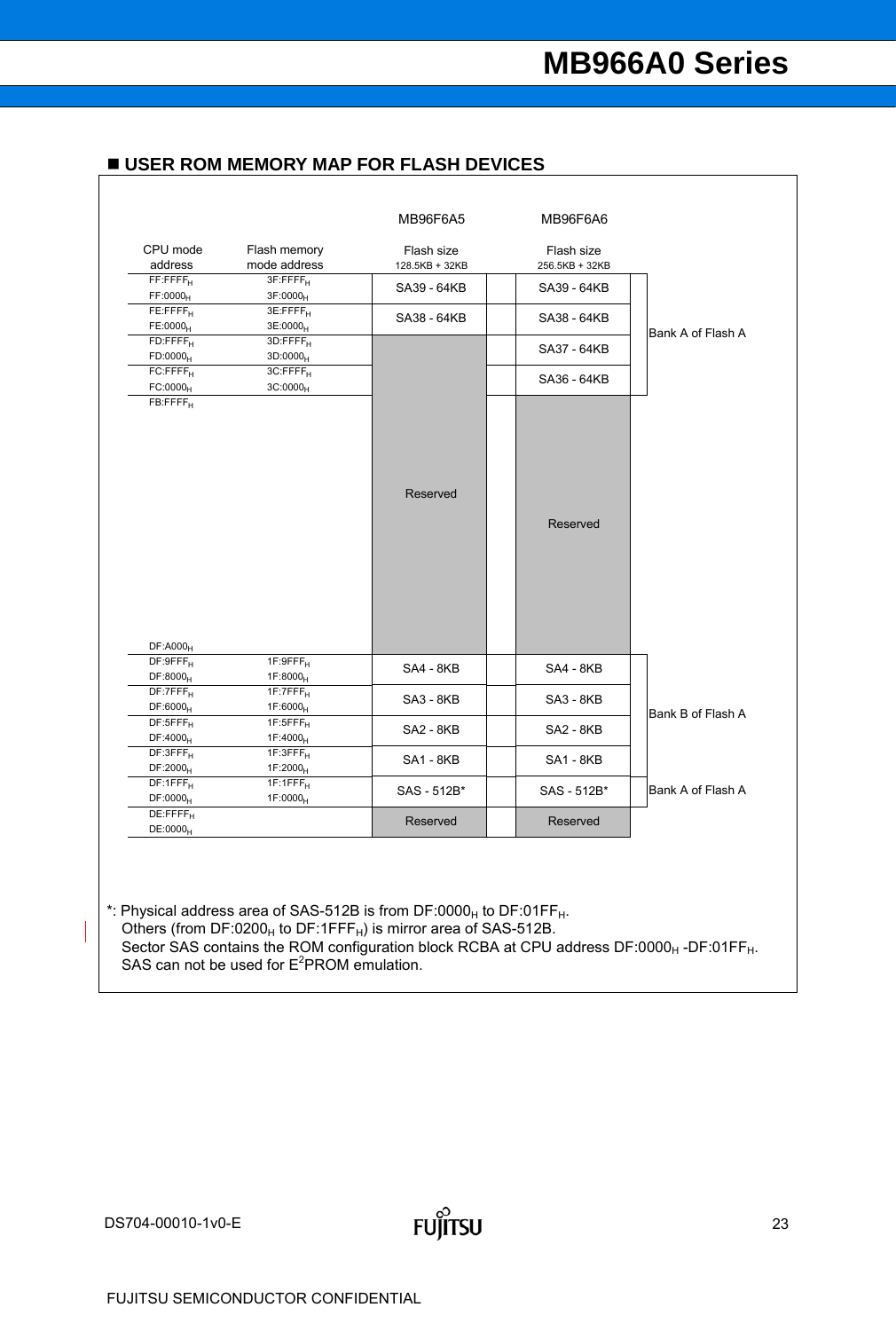## ■ USER ROM MEMORY MAP FOR FLASH DEVICES

| CPU mode address | Flash memory mode address | MB96F6A5 Flash size 128.5KB + 32KB | MB96F6A6 Flash size 256.5KB + 32KB | |
|---|---|---|---|---|
| $FF:FFFF_H$ – $FF:0000_H$ | $3F:FFFF_H$ – $3F:0000_H$ | SA39 - 64KB | SA39 - 64KB | Bank A of Flash A |
| $FE:FFFF_H$ – $FE:0000_H$ | $3E:FFFF_H$ – $3E:0000_H$ | SA38 - 64KB | SA38 - 64KB | Bank A of Flash A |
| $FD:FFFF_H$ – $FD:0000_H$ | $3D:FFFF_H$ – $3D:0000_H$ | Reserved | SA37 - 64KB | Bank A of Flash A |
| $FC:FFFF_H$ – $FC:0000_H$ | $3C:FFFF_H$ – $3C:0000_H$ | Reserved | SA36 - 64KB | Bank A of Flash A |
| $FB:FFFF_H$ – $DF:A000_H$ | | Reserved | Reserved | |
| $DF:9FFF_H$ – $DF:8000_H$ | $1F:9FFF_H$ – $1F:8000_H$ | SA4 - 8KB | SA4 - 8KB | Bank B of Flash A |
| $DF:7FFF_H$ – $DF:6000_H$ | $1F:7FFF_H$ – $1F:6000_H$ | SA3 - 8KB | SA3 - 8KB | Bank B of Flash A |
| $DF:5FFF_H$ – $DF:4000_H$ | $1F:5FFF_H$ – $1F:4000_H$ | SA2 - 8KB | SA2 - 8KB | Bank B of Flash A |
| $DF:3FFF_H$ – $DF:2000_H$ | $1F:3FFF_H$ – $1F:2000_H$ | SA1 - 8KB | SA1 - 8KB | Bank B of Flash A |
| $DF:1FFF_H$ – $DF:0000_H$ | $1F:1FFF_H$ – $1F:0000_H$ | SAS - 512B* | SAS - 512B* | Bank A of Flash A |
| $DE:FFFF_H$ – $DE:0000_H$ | | Reserved | Reserved | |

*: Physical address area of SAS-512B is from $DF:0000_H$ to $DF:01FF_H$.
Others (from $DF:0200_H$ to $DF:1FFF_H$) is mirror area of SAS-512B.
Sector SAS contains the ROM configuration block RCBA at CPU address $DF:0000_H$ -$DF:01FF_H$.
SAS can not be used for $E^2$PROM emulation.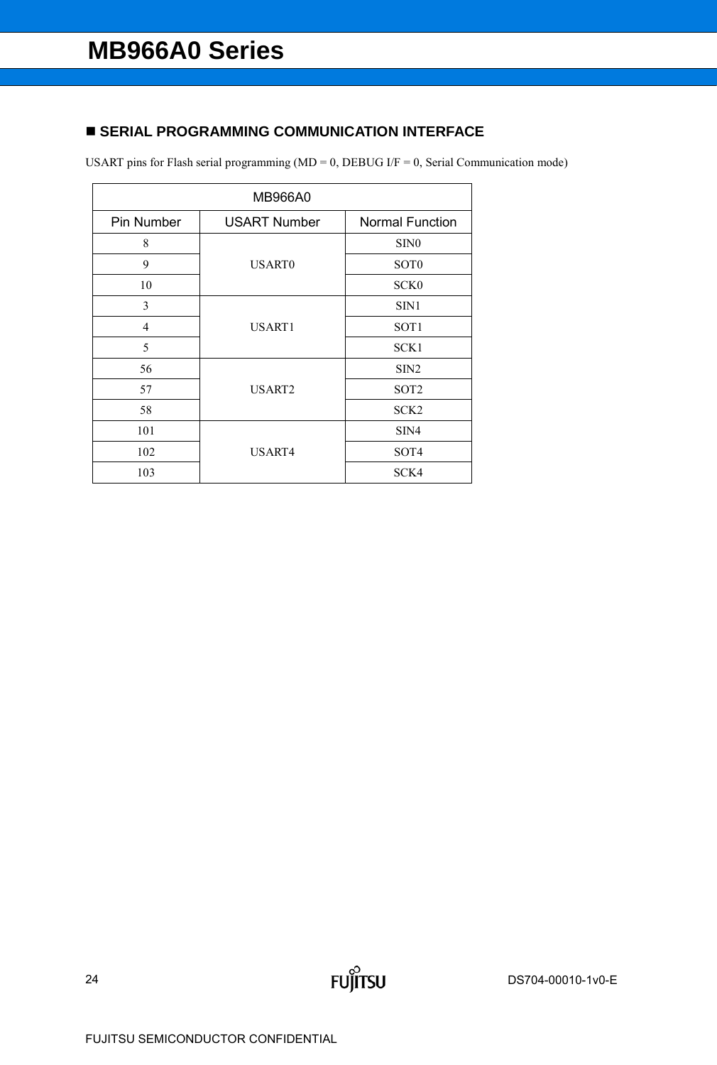## ■ SERIAL PROGRAMMING COMMUNICATION INTERFACE

USART pins for Flash serial programming (MD = 0, DEBUG I/F = 0, Serial Communication mode)

| MB966A0 | | |
|---|---|---|
| Pin Number | USART Number | Normal Function |
| 8 | USART0 | SIN0 |
| 9 | | SOT0 |
| 10 | | SCK0 |
| 3 | USART1 | SIN1 |
| 4 | | SOT1 |
| 5 | | SCK1 |
| 56 | USART2 | SIN2 |
| 57 | | SOT2 |
| 58 | | SCK2 |
| 101 | USART4 | SIN4 |
| 102 | | SOT4 |
| 103 | | SCK4 |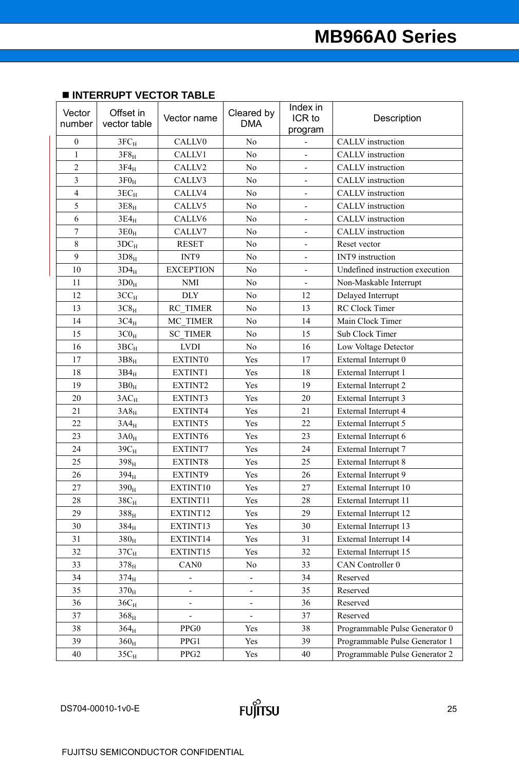## ■ INTERRUPT VECTOR TABLE

| Vector number | Offset in vector table | Vector name | Cleared by DMA | Index in ICR to program | Description |
|---|---|---|---|---|---|
| 0 | $3FC_H$ | CALLV0 | No | - | CALLV instruction |
| 1 | $3F8_H$ | CALLV1 | No | - | CALLV instruction |
| 2 | $3F4_H$ | CALLV2 | No | - | CALLV instruction |
| 3 | $3F0_H$ | CALLV3 | No | - | CALLV instruction |
| 4 | $3EC_H$ | CALLV4 | No | - | CALLV instruction |
| 5 | $3E8_H$ | CALLV5 | No | - | CALLV instruction |
| 6 | $3E4_H$ | CALLV6 | No | - | CALLV instruction |
| 7 | $3E0_H$ | CALLV7 | No | - | CALLV instruction |
| 8 | $3DC_H$ | RESET | No | - | Reset vector |
| 9 | $3D8_H$ | INT9 | No | - | INT9 instruction |
| 10 | $3D4_H$ | EXCEPTION | No | - | Undefined instruction execution |
| 11 | $3D0_H$ | NMI | No | - | Non-Maskable Interrupt |
| 12 | $3CC_H$ | DLY | No | 12 | Delayed Interrupt |
| 13 | $3C8_H$ | RC_TIMER | No | 13 | RC Clock Timer |
| 14 | $3C4_H$ | MC_TIMER | No | 14 | Main Clock Timer |
| 15 | $3C0_H$ | SC_TIMER | No | 15 | Sub Clock Timer |
| 16 | $3BC_H$ | LVDI | No | 16 | Low Voltage Detector |
| 17 | $3B8_H$ | EXTINT0 | Yes | 17 | External Interrupt 0 |
| 18 | $3B4_H$ | EXTINT1 | Yes | 18 | External Interrupt 1 |
| 19 | $3B0_H$ | EXTINT2 | Yes | 19 | External Interrupt 2 |
| 20 | $3AC_H$ | EXTINT3 | Yes | 20 | External Interrupt 3 |
| 21 | $3A8_H$ | EXTINT4 | Yes | 21 | External Interrupt 4 |
| 22 | $3A4_H$ | EXTINT5 | Yes | 22 | External Interrupt 5 |
| 23 | $3A0_H$ | EXTINT6 | Yes | 23 | External Interrupt 6 |
| 24 | $39C_H$ | EXTINT7 | Yes | 24 | External Interrupt 7 |
| 25 | $398_H$ | EXTINT8 | Yes | 25 | External Interrupt 8 |
| 26 | $394_H$ | EXTINT9 | Yes | 26 | External Interrupt 9 |
| 27 | $390_H$ | EXTINT10 | Yes | 27 | External Interrupt 10 |
| 28 | $38C_H$ | EXTINT11 | Yes | 28 | External Interrupt 11 |
| 29 | $388_H$ | EXTINT12 | Yes | 29 | External Interrupt 12 |
| 30 | $384_H$ | EXTINT13 | Yes | 30 | External Interrupt 13 |
| 31 | $380_H$ | EXTINT14 | Yes | 31 | External Interrupt 14 |
| 32 | $37C_H$ | EXTINT15 | Yes | 32 | External Interrupt 15 |
| 33 | $378_H$ | CAN0 | No | 33 | CAN Controller 0 |
| 34 | $374_H$ | - | - | 34 | Reserved |
| 35 | $370_H$ | - | - | 35 | Reserved |
| 36 | $36C_H$ | - | - | 36 | Reserved |
| 37 | $368_H$ | - | - | 37 | Reserved |
| 38 | $364_H$ | PPG0 | Yes | 38 | Programmable Pulse Generator 0 |
| 39 | $360_H$ | PPG1 | Yes | 39 | Programmable Pulse Generator 1 |
| 40 | $35C_H$ | PPG2 | Yes | 40 | Programmable Pulse Generator 2 |

FUJITSU SEMICONDUCTOR CONFIDENTIAL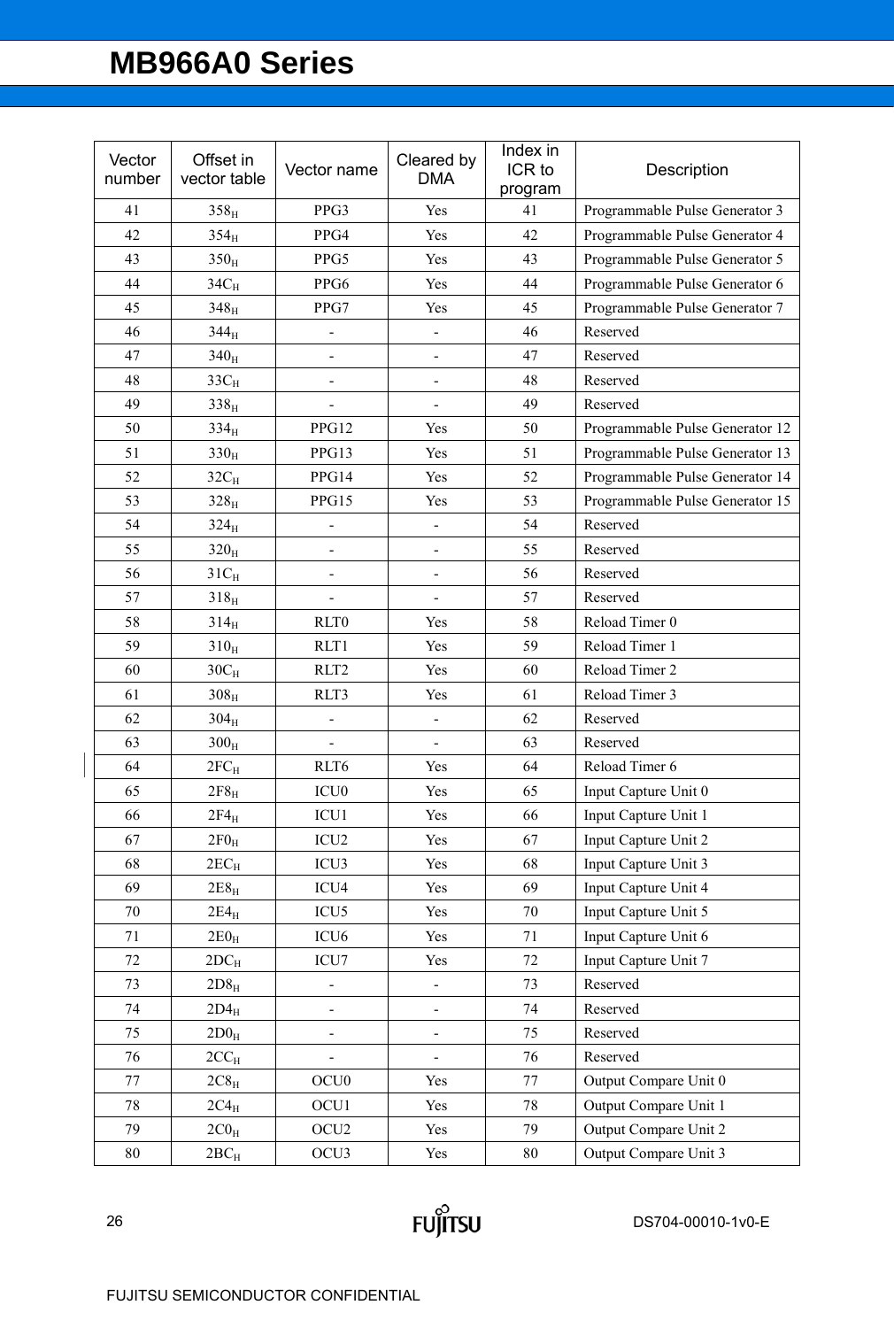| Vector number | Offset in vector table | Vector name | Cleared by DMA | Index in ICR to program | Description |
|---|---|---|---|---|---|
| 41 | $358_H$ | PPG3 | Yes | 41 | Programmable Pulse Generator 3 |
| 42 | $354_H$ | PPG4 | Yes | 42 | Programmable Pulse Generator 4 |
| 43 | $350_H$ | PPG5 | Yes | 43 | Programmable Pulse Generator 5 |
| 44 | $34C_H$ | PPG6 | Yes | 44 | Programmable Pulse Generator 6 |
| 45 | $348_H$ | PPG7 | Yes | 45 | Programmable Pulse Generator 7 |
| 46 | $344_H$ | - | - | 46 | Reserved |
| 47 | $340_H$ | - | - | 47 | Reserved |
| 48 | $33C_H$ | - | - | 48 | Reserved |
| 49 | $338_H$ | - | - | 49 | Reserved |
| 50 | $334_H$ | PPG12 | Yes | 50 | Programmable Pulse Generator 12 |
| 51 | $330_H$ | PPG13 | Yes | 51 | Programmable Pulse Generator 13 |
| 52 | $32C_H$ | PPG14 | Yes | 52 | Programmable Pulse Generator 14 |
| 53 | $328_H$ | PPG15 | Yes | 53 | Programmable Pulse Generator 15 |
| 54 | $324_H$ | - | - | 54 | Reserved |
| 55 | $320_H$ | - | - | 55 | Reserved |
| 56 | $31C_H$ | - | - | 56 | Reserved |
| 57 | $318_H$ | - | - | 57 | Reserved |
| 58 | $314_H$ | RLT0 | Yes | 58 | Reload Timer 0 |
| 59 | $310_H$ | RLT1 | Yes | 59 | Reload Timer 1 |
| 60 | $30C_H$ | RLT2 | Yes | 60 | Reload Timer 2 |
| 61 | $308_H$ | RLT3 | Yes | 61 | Reload Timer 3 |
| 62 | $304_H$ | - | - | 62 | Reserved |
| 63 | $300_H$ | - | - | 63 | Reserved |
| 64 | $2FC_H$ | RLT6 | Yes | 64 | Reload Timer 6 |
| 65 | $2F8_H$ | ICU0 | Yes | 65 | Input Capture Unit 0 |
| 66 | $2F4_H$ | ICU1 | Yes | 66 | Input Capture Unit 1 |
| 67 | $2F0_H$ | ICU2 | Yes | 67 | Input Capture Unit 2 |
| 68 | $2EC_H$ | ICU3 | Yes | 68 | Input Capture Unit 3 |
| 69 | $2E8_H$ | ICU4 | Yes | 69 | Input Capture Unit 4 |
| 70 | $2E4_H$ | ICU5 | Yes | 70 | Input Capture Unit 5 |
| 71 | $2E0_H$ | ICU6 | Yes | 71 | Input Capture Unit 6 |
| 72 | $2DC_H$ | ICU7 | Yes | 72 | Input Capture Unit 7 |
| 73 | $2D8_H$ | - | - | 73 | Reserved |
| 74 | $2D4_H$ | - | - | 74 | Reserved |
| 75 | $2D0_H$ | - | - | 75 | Reserved |
| 76 | $2CC_H$ | - | - | 76 | Reserved |
| 77 | $2C8_H$ | OCU0 | Yes | 77 | Output Compare Unit 0 |
| 78 | $2C4_H$ | OCU1 | Yes | 78 | Output Compare Unit 1 |
| 79 | $2C0_H$ | OCU2 | Yes | 79 | Output Compare Unit 2 |
| 80 | $2BC_H$ | OCU3 | Yes | 80 | Output Compare Unit 3 |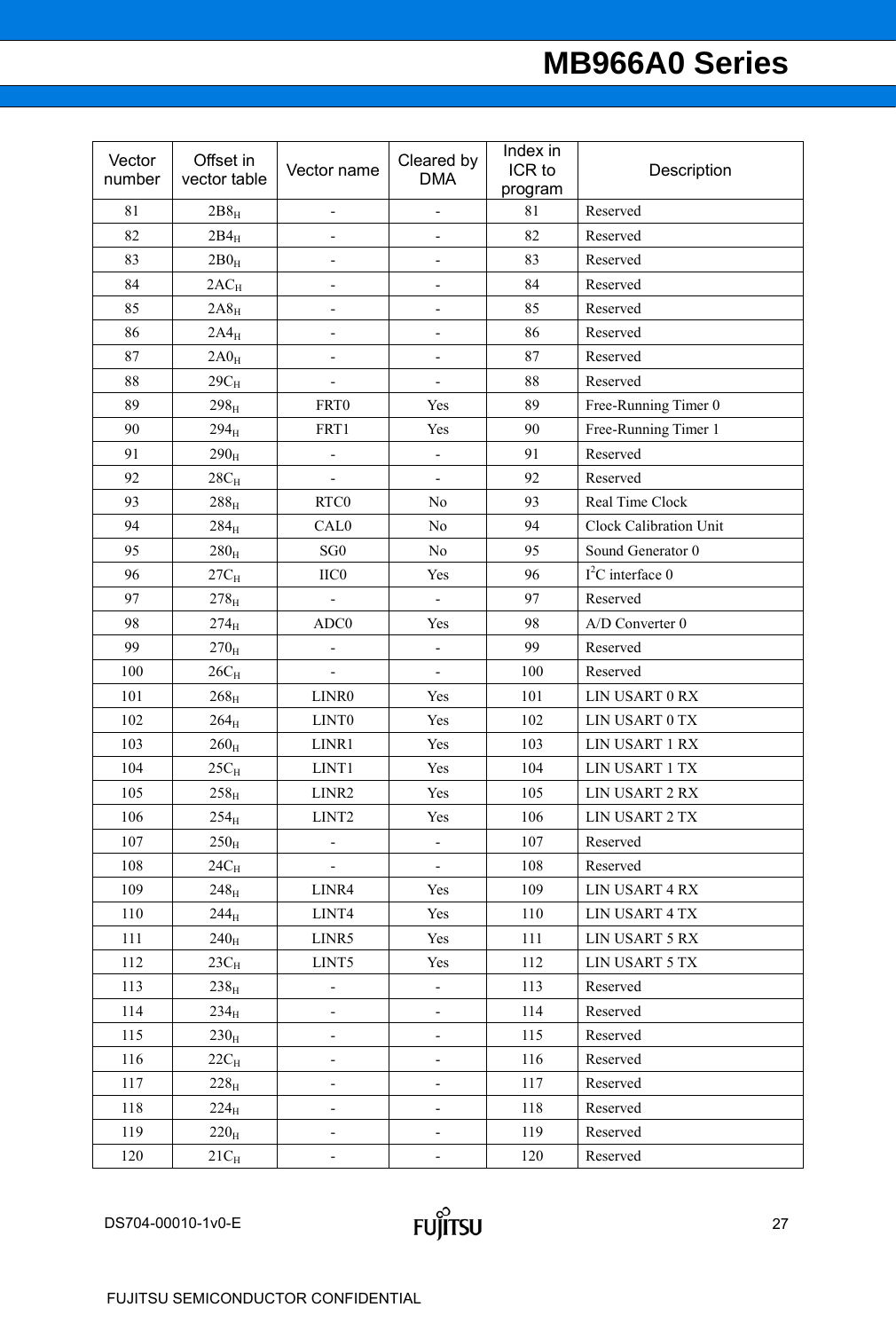| Vector number | Offset in vector table | Vector name | Cleared by DMA | Index in ICR to program | Description |
|---|---|---|---|---|---|
| 81 | $2B8_H$ | - | - | 81 | Reserved |
| 82 | $2B4_H$ | - | - | 82 | Reserved |
| 83 | $2B0_H$ | - | - | 83 | Reserved |
| 84 | $2AC_H$ | - | - | 84 | Reserved |
| 85 | $2A8_H$ | - | - | 85 | Reserved |
| 86 | $2A4_H$ | - | - | 86 | Reserved |
| 87 | $2A0_H$ | - | - | 87 | Reserved |
| 88 | $29C_H$ | - | - | 88 | Reserved |
| 89 | $298_H$ | FRT0 | Yes | 89 | Free-Running Timer 0 |
| 90 | $294_H$ | FRT1 | Yes | 90 | Free-Running Timer 1 |
| 91 | $290_H$ | - | - | 91 | Reserved |
| 92 | $28C_H$ | - | - | 92 | Reserved |
| 93 | $288_H$ | RTC0 | No | 93 | Real Time Clock |
| 94 | $284_H$ | CAL0 | No | 94 | Clock Calibration Unit |
| 95 | $280_H$ | SG0 | No | 95 | Sound Generator 0 |
| 96 | $27C_H$ | IIC0 | Yes | 96 | $I^2C$ interface 0 |
| 97 | $278_H$ | - | - | 97 | Reserved |
| 98 | $274_H$ | ADC0 | Yes | 98 | A/D Converter 0 |
| 99 | $270_H$ | - | - | 99 | Reserved |
| 100 | $26C_H$ | - | - | 100 | Reserved |
| 101 | $268_H$ | LINR0 | Yes | 101 | LIN USART 0 RX |
| 102 | $264_H$ | LINT0 | Yes | 102 | LIN USART 0 TX |
| 103 | $260_H$ | LINR1 | Yes | 103 | LIN USART 1 RX |
| 104 | $25C_H$ | LINT1 | Yes | 104 | LIN USART 1 TX |
| 105 | $258_H$ | LINR2 | Yes | 105 | LIN USART 2 RX |
| 106 | $254_H$ | LINT2 | Yes | 106 | LIN USART 2 TX |
| 107 | $250_H$ | - | - | 107 | Reserved |
| 108 | $24C_H$ | - | - | 108 | Reserved |
| 109 | $248_H$ | LINR4 | Yes | 109 | LIN USART 4 RX |
| 110 | $244_H$ | LINT4 | Yes | 110 | LIN USART 4 TX |
| 111 | $240_H$ | LINR5 | Yes | 111 | LIN USART 5 RX |
| 112 | $23C_H$ | LINT5 | Yes | 112 | LIN USART 5 TX |
| 113 | $238_H$ | - | - | 113 | Reserved |
| 114 | $234_H$ | - | - | 114 | Reserved |
| 115 | $230_H$ | - | - | 115 | Reserved |
| 116 | $22C_H$ | - | - | 116 | Reserved |
| 117 | $228_H$ | - | - | 117 | Reserved |
| 118 | $224_H$ | - | - | 118 | Reserved |
| 119 | $220_H$ | - | - | 119 | Reserved |
| 120 | $21C_H$ | - | - | 120 | Reserved |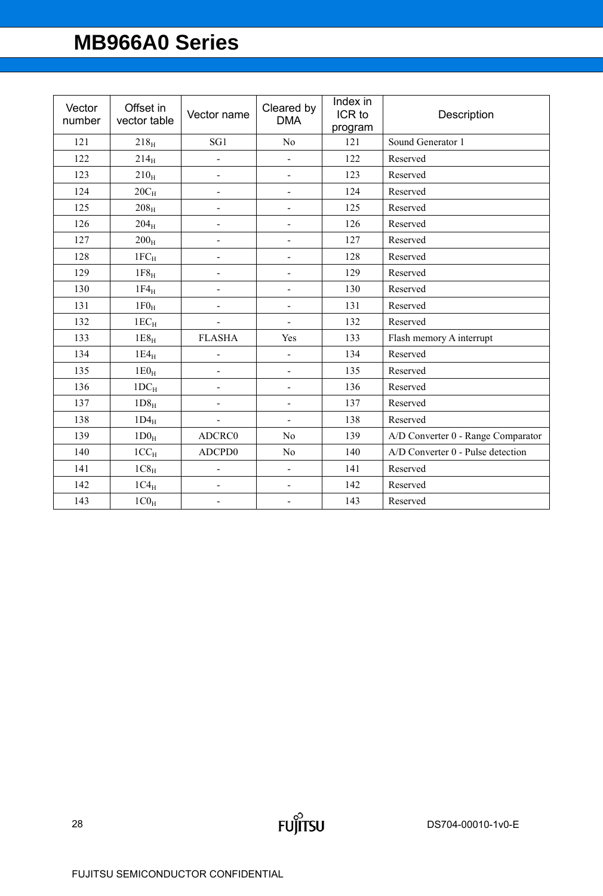| Vector number | Offset in vector table | Vector name | Cleared by DMA | Index in ICR to program | Description |
|---|---|---|---|---|---|
| 121 | $218_H$ | SG1 | No | 121 | Sound Generator 1 |
| 122 | $214_H$ | - | - | 122 | Reserved |
| 123 | $210_H$ | - | - | 123 | Reserved |
| 124 | $20C_H$ | - | - | 124 | Reserved |
| 125 | $208_H$ | - | - | 125 | Reserved |
| 126 | $204_H$ | - | - | 126 | Reserved |
| 127 | $200_H$ | - | - | 127 | Reserved |
| 128 | $1FC_H$ | - | - | 128 | Reserved |
| 129 | $1F8_H$ | - | - | 129 | Reserved |
| 130 | $1F4_H$ | - | - | 130 | Reserved |
| 131 | $1F0_H$ | - | - | 131 | Reserved |
| 132 | $1EC_H$ | - | - | 132 | Reserved |
| 133 | $1E8_H$ | FLASHA | Yes | 133 | Flash memory A interrupt |
| 134 | $1E4_H$ | - | - | 134 | Reserved |
| 135 | $1E0_H$ | - | - | 135 | Reserved |
| 136 | $1DC_H$ | - | - | 136 | Reserved |
| 137 | $1D8_H$ | - | - | 137 | Reserved |
| 138 | $1D4_H$ | - | - | 138 | Reserved |
| 139 | $1D0_H$ | ADCRC0 | No | 139 | A/D Converter 0 - Range Comparator |
| 140 | $1CC_H$ | ADCPD0 | No | 140 | A/D Converter 0 - Pulse detection |
| 141 | $1C8_H$ | - | - | 141 | Reserved |
| 142 | $1C4_H$ | - | - | 142 | Reserved |
| 143 | $1C0_H$ | - | - | 143 | Reserved |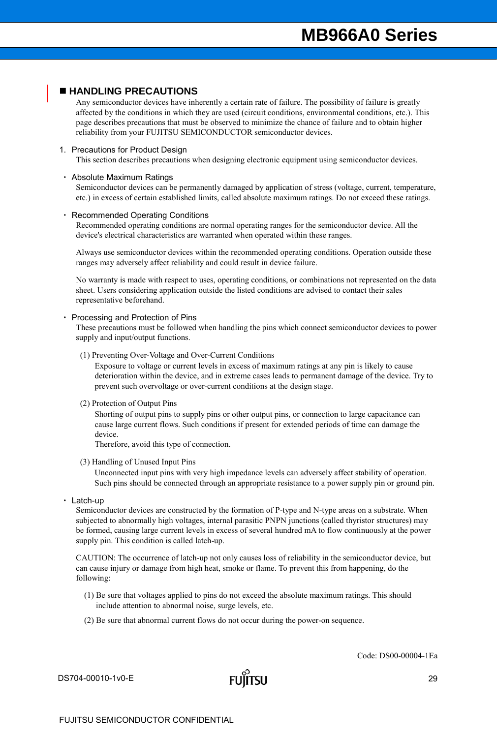## ■ HANDLING PRECAUTIONS

Any semiconductor devices have inherently a certain rate of failure. The possibility of failure is greatly affected by the conditions in which they are used (circuit conditions, environmental conditions, etc.). This page describes precautions that must be observed to minimize the chance of failure and to obtain higher reliability from your FUJITSU SEMICONDUCTOR semiconductor devices.

### 1. Precautions for Product Design

This section describes precautions when designing electronic equipment using semiconductor devices.

- **Absolute Maximum Ratings**

Semiconductor devices can be permanently damaged by application of stress (voltage, current, temperature, etc.) in excess of certain established limits, called absolute maximum ratings. Do not exceed these ratings.

- **Recommended Operating Conditions**

Recommended operating conditions are normal operating ranges for the semiconductor device. All the device's electrical characteristics are warranted when operated within these ranges.

Always use semiconductor devices within the recommended operating conditions. Operation outside these ranges may adversely affect reliability and could result in device failure.

No warranty is made with respect to uses, operating conditions, or combinations not represented on the data sheet. Users considering application outside the listed conditions are advised to contact their sales representative beforehand.

- **Processing and Protection of Pins**

These precautions must be followed when handling the pins which connect semiconductor devices to power supply and input/output functions.

(1) Preventing Over-Voltage and Over-Current Conditions

Exposure to voltage or current levels in excess of maximum ratings at any pin is likely to cause deterioration within the device, and in extreme cases leads to permanent damage of the device. Try to prevent such overvoltage or over-current conditions at the design stage.

(2) Protection of Output Pins

Shorting of output pins to supply pins or other output pins, or connection to large capacitance can cause large current flows. Such conditions if present for extended periods of time can damage the device.
Therefore, avoid this type of connection.

(3) Handling of Unused Input Pins

Unconnected input pins with very high impedance levels can adversely affect stability of operation. Such pins should be connected through an appropriate resistance to a power supply pin or ground pin.

- **Latch-up**

Semiconductor devices are constructed by the formation of P-type and N-type areas on a substrate. When subjected to abnormally high voltages, internal parasitic PNPN junctions (called thyristor structures) may be formed, causing large current levels in excess of several hundred mA to flow continuously at the power supply pin. This condition is called latch-up.

CAUTION: The occurrence of latch-up not only causes loss of reliability in the semiconductor device, but can cause injury or damage from high heat, smoke or flame. To prevent this from happening, do the following:

(1) Be sure that voltages applied to pins do not exceed the absolute maximum ratings. This should include attention to abnormal noise, surge levels, etc.

(2) Be sure that abnormal current flows do not occur during the power-on sequence.

Code: DS00-00004-1Ea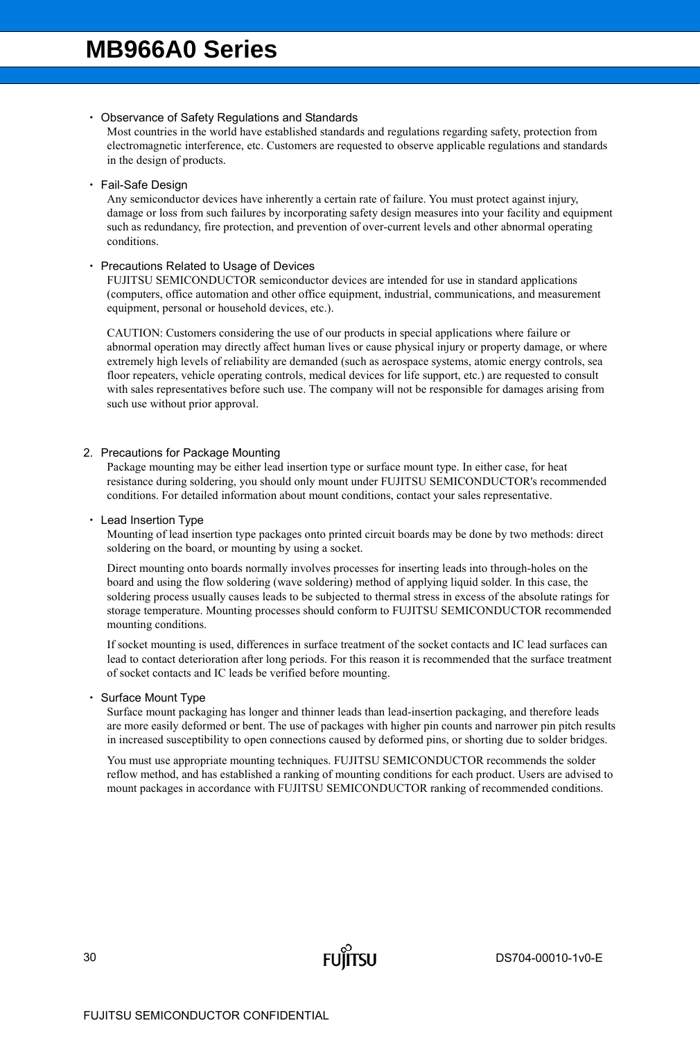- Observance of Safety Regulations and Standards

  Most countries in the world have established standards and regulations regarding safety, protection from electromagnetic interference, etc. Customers are requested to observe applicable regulations and standards in the design of products.

- Fail-Safe Design

  Any semiconductor devices have inherently a certain rate of failure. You must protect against injury, damage or loss from such failures by incorporating safety design measures into your facility and equipment such as redundancy, fire protection, and prevention of over-current levels and other abnormal operating conditions.

- Precautions Related to Usage of Devices

  FUJITSU SEMICONDUCTOR semiconductor devices are intended for use in standard applications (computers, office automation and other office equipment, industrial, communications, and measurement equipment, personal or household devices, etc.).

  CAUTION: Customers considering the use of our products in special applications where failure or abnormal operation may directly affect human lives or cause physical injury or property damage, or where extremely high levels of reliability are demanded (such as aerospace systems, atomic energy controls, sea floor repeaters, vehicle operating controls, medical devices for life support, etc.) are requested to consult with sales representatives before such use. The company will not be responsible for damages arising from such use without prior approval.

2. Precautions for Package Mounting

   Package mounting may be either lead insertion type or surface mount type. In either case, for heat resistance during soldering, you should only mount under FUJITSU SEMICONDUCTOR's recommended conditions. For detailed information about mount conditions, contact your sales representative.

- Lead Insertion Type

  Mounting of lead insertion type packages onto printed circuit boards may be done by two methods: direct soldering on the board, or mounting by using a socket.

  Direct mounting onto boards normally involves processes for inserting leads into through-holes on the board and using the flow soldering (wave soldering) method of applying liquid solder. In this case, the soldering process usually causes leads to be subjected to thermal stress in excess of the absolute ratings for storage temperature. Mounting processes should conform to FUJITSU SEMICONDUCTOR recommended mounting conditions.

  If socket mounting is used, differences in surface treatment of the socket contacts and IC lead surfaces can lead to contact deterioration after long periods. For this reason it is recommended that the surface treatment of socket contacts and IC leads be verified before mounting.

- Surface Mount Type

  Surface mount packaging has longer and thinner leads than lead-insertion packaging, and therefore leads are more easily deformed or bent. The use of packages with higher pin counts and narrower pin pitch results in increased susceptibility to open connections caused by deformed pins, or shorting due to solder bridges.

  You must use appropriate mounting techniques. FUJITSU SEMICONDUCTOR recommends the solder reflow method, and has established a ranking of mounting conditions for each product. Users are advised to mount packages in accordance with FUJITSU SEMICONDUCTOR ranking of recommended conditions.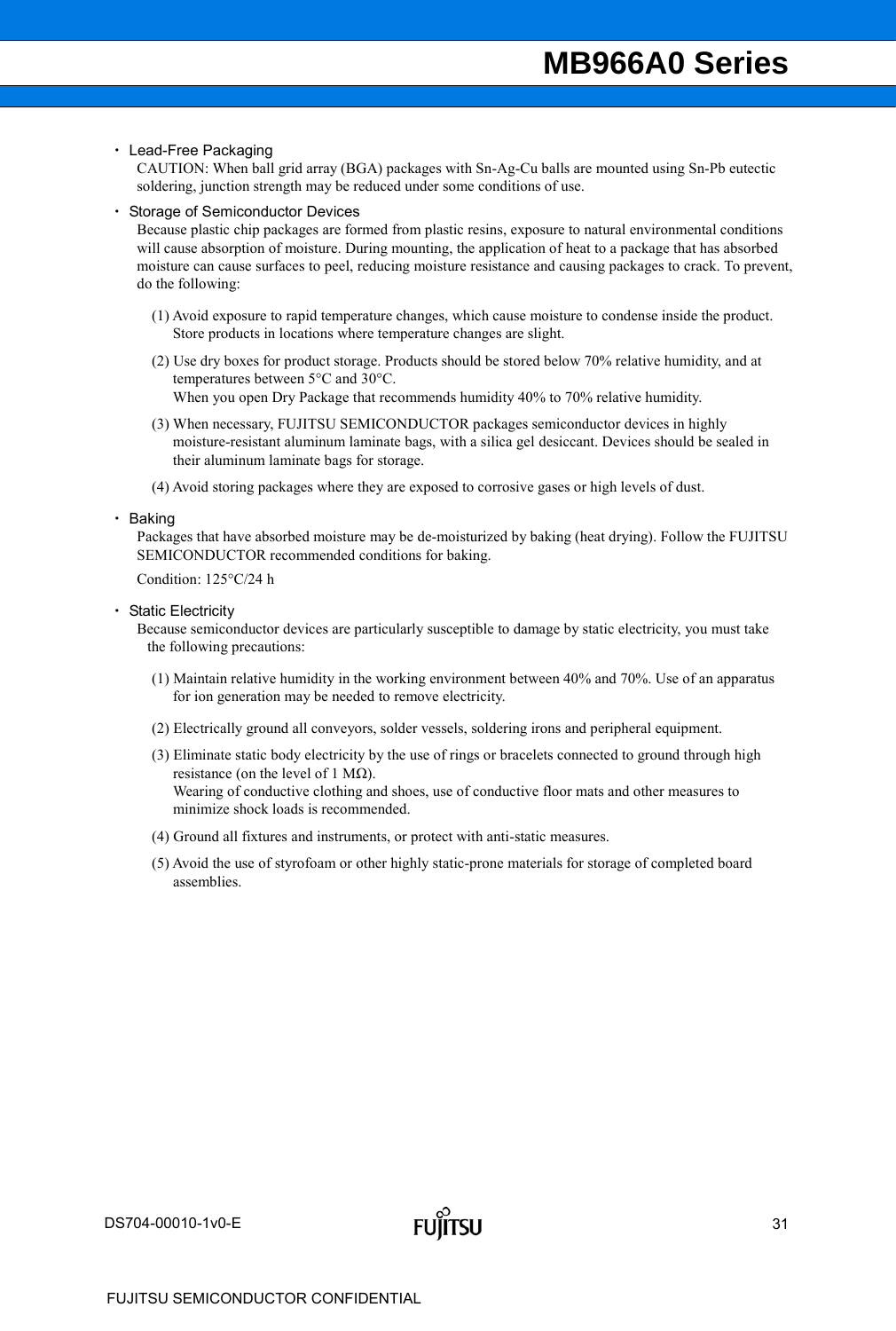- Lead-Free Packaging

  CAUTION: When ball grid array (BGA) packages with Sn-Ag-Cu balls are mounted using Sn-Pb eutectic soldering, junction strength may be reduced under some conditions of use.

- Storage of Semiconductor Devices

  Because plastic chip packages are formed from plastic resins, exposure to natural environmental conditions will cause absorption of moisture. During mounting, the application of heat to a package that has absorbed moisture can cause surfaces to peel, reducing moisture resistance and causing packages to crack. To prevent, do the following:

  (1) Avoid exposure to rapid temperature changes, which cause moisture to condense inside the product. Store products in locations where temperature changes are slight.

  (2) Use dry boxes for product storage. Products should be stored below 70% relative humidity, and at temperatures between 5°C and 30°C.
  When you open Dry Package that recommends humidity 40% to 70% relative humidity.

  (3) When necessary, FUJITSU SEMICONDUCTOR packages semiconductor devices in highly moisture-resistant aluminum laminate bags, with a silica gel desiccant. Devices should be sealed in their aluminum laminate bags for storage.

  (4) Avoid storing packages where they are exposed to corrosive gases or high levels of dust.

- Baking

  Packages that have absorbed moisture may be de-moisturized by baking (heat drying). Follow the FUJITSU SEMICONDUCTOR recommended conditions for baking.

  Condition: 125°C/24 h

- Static Electricity

  Because semiconductor devices are particularly susceptible to damage by static electricity, you must take the following precautions:

  (1) Maintain relative humidity in the working environment between 40% and 70%. Use of an apparatus for ion generation may be needed to remove electricity.

  (2) Electrically ground all conveyors, solder vessels, soldering irons and peripheral equipment.

  (3) Eliminate static body electricity by the use of rings or bracelets connected to ground through high resistance (on the level of 1 MΩ).
  Wearing of conductive clothing and shoes, use of conductive floor mats and other measures to minimize shock loads is recommended.

  (4) Ground all fixtures and instruments, or protect with anti-static measures.

  (5) Avoid the use of styrofoam or other highly static-prone materials for storage of completed board assemblies.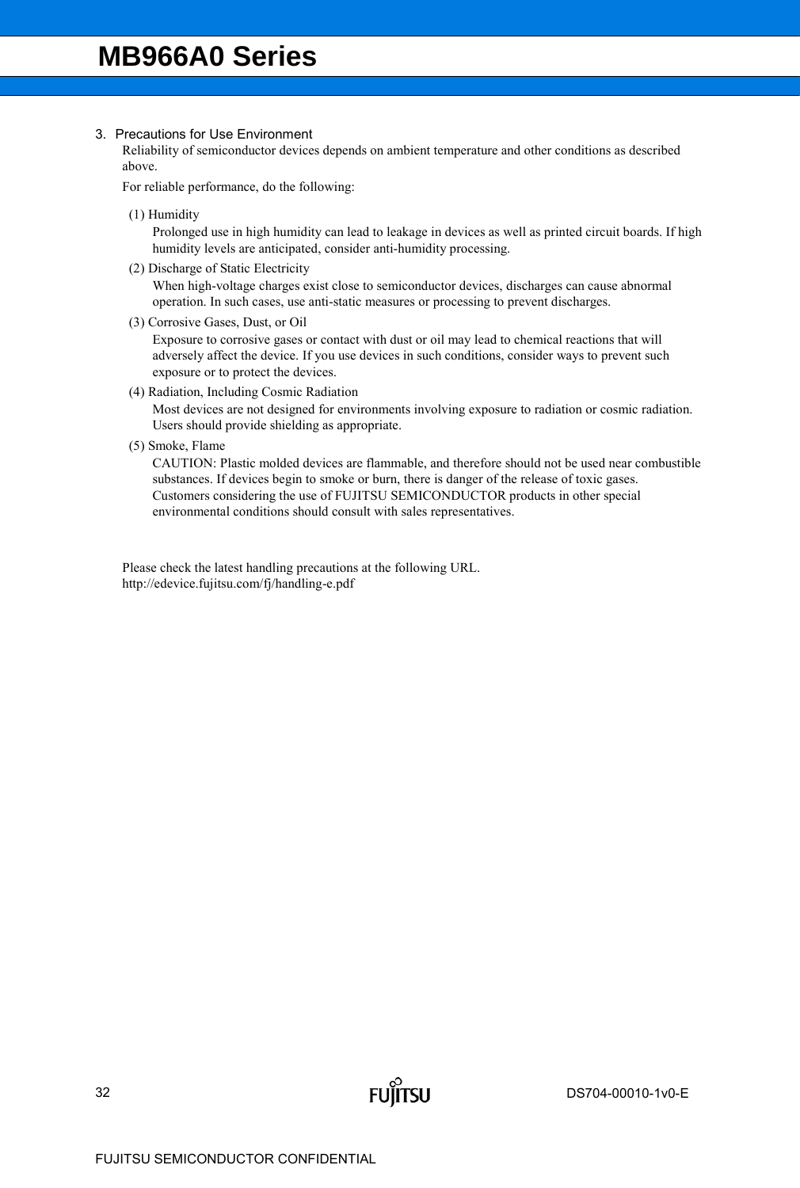### 3. Precautions for Use Environment

Reliability of semiconductor devices depends on ambient temperature and other conditions as described above.

For reliable performance, do the following:

(1) Humidity

Prolonged use in high humidity can lead to leakage in devices as well as printed circuit boards. If high humidity levels are anticipated, consider anti-humidity processing.

(2) Discharge of Static Electricity

When high-voltage charges exist close to semiconductor devices, discharges can cause abnormal operation. In such cases, use anti-static measures or processing to prevent discharges.

(3) Corrosive Gases, Dust, or Oil

Exposure to corrosive gases or contact with dust or oil may lead to chemical reactions that will adversely affect the device. If you use devices in such conditions, consider ways to prevent such exposure or to protect the devices.

(4) Radiation, Including Cosmic Radiation

Most devices are not designed for environments involving exposure to radiation or cosmic radiation. Users should provide shielding as appropriate.

(5) Smoke, Flame

CAUTION: Plastic molded devices are flammable, and therefore should not be used near combustible substances. If devices begin to smoke or burn, there is danger of the release of toxic gases.
Customers considering the use of FUJITSU SEMICONDUCTOR products in other special environmental conditions should consult with sales representatives.

Please check the latest handling precautions at the following URL.
http://edevice.fujitsu.com/fj/handling-e.pdf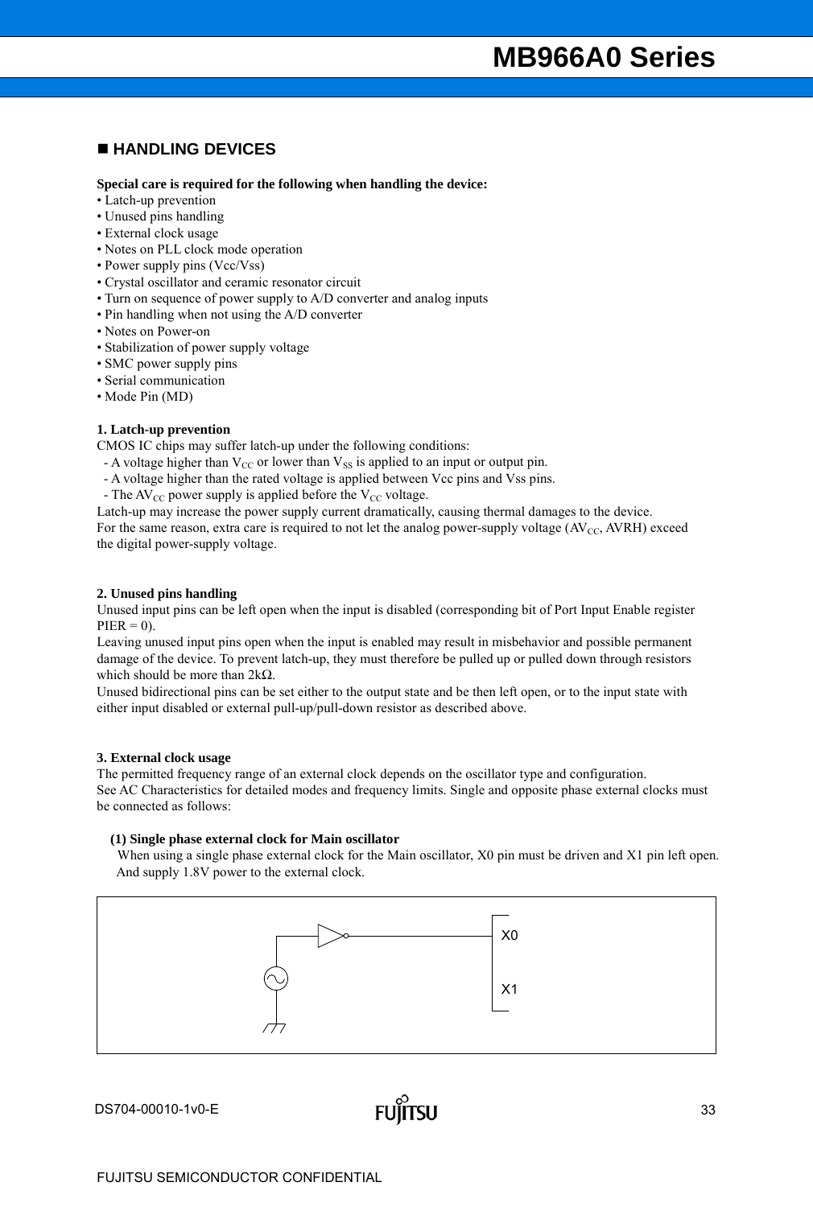## ■ HANDLING DEVICES

**Special care is required for the following when handling the device:**

- Latch-up prevention
- Unused pins handling
- External clock usage
- Notes on PLL clock mode operation
- Power supply pins (Vcc/Vss)
- Crystal oscillator and ceramic resonator circuit
- Turn on sequence of power supply to A/D converter and analog inputs
- Pin handling when not using the A/D converter
- Notes on Power-on
- Stabilization of power supply voltage
- SMC power supply pins
- Serial communication
- Mode Pin (MD)

**1. Latch-up prevention**

CMOS IC chips may suffer latch-up under the following conditions:

- A voltage higher than $V_{CC}$ or lower than $V_{SS}$ is applied to an input or output pin.
- A voltage higher than the rated voltage is applied between Vcc pins and Vss pins.
- The $AV_{CC}$ power supply is applied before the $V_{CC}$ voltage.

Latch-up may increase the power supply current dramatically, causing thermal damages to the device.
For the same reason, extra care is required to not let the analog power-supply voltage ($AV_{CC}$, AVRH) exceed the digital power-supply voltage.

**2. Unused pins handling**

Unused input pins can be left open when the input is disabled (corresponding bit of Port Input Enable register PIER = 0).

Leaving unused input pins open when the input is enabled may result in misbehavior and possible permanent damage of the device. To prevent latch-up, they must therefore be pulled up or pulled down through resistors which should be more than 2kΩ.

Unused bidirectional pins can be set either to the output state and be then left open, or to the input state with either input disabled or external pull-up/pull-down resistor as described above.

**3. External clock usage**

The permitted frequency range of an external clock depends on the oscillator type and configuration.
See AC Characteristics for detailed modes and frequency limits. Single and opposite phase external clocks must be connected as follows:

**(1) Single phase external clock for Main oscillator**

When using a single phase external clock for the Main oscillator, X0 pin must be driven and X1 pin left open. And supply 1.8V power to the external clock.

X0
X1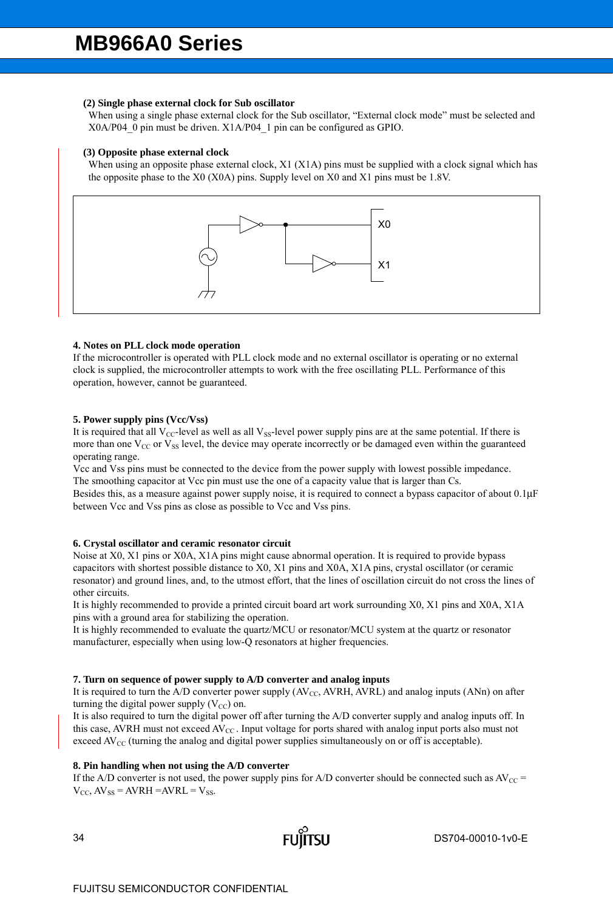**(2) Single phase external clock for Sub oscillator**

When using a single phase external clock for the Sub oscillator, "External clock mode" must be selected and X0A/P04_0 pin must be driven. X1A/P04_1 pin can be configured as GPIO.

**(3) Opposite phase external clock**

When using an opposite phase external clock, X1 (X1A) pins must be supplied with a clock signal which has the opposite phase to the X0 (X0A) pins. Supply level on X0 and X1 pins must be 1.8V.

X0

X1

#### 4. Notes on PLL clock mode operation

If the microcontroller is operated with PLL clock mode and no external oscillator is operating or no external clock is supplied, the microcontroller attempts to work with the free oscillating PLL. Performance of this operation, however, cannot be guaranteed.

#### 5. Power supply pins (Vcc/Vss)

It is required that all $V_{CC}$-level as well as all $V_{SS}$-level power supply pins are at the same potential. If there is more than one $V_{CC}$ or $V_{SS}$ level, the device may operate incorrectly or be damaged even within the guaranteed operating range.

Vcc and Vss pins must be connected to the device from the power supply with lowest possible impedance.

The smoothing capacitor at Vcc pin must use the one of a capacity value that is larger than Cs.

Besides this, as a measure against power supply noise, it is required to connect a bypass capacitor of about 0.1µF between Vcc and Vss pins as close as possible to Vcc and Vss pins.

#### 6. Crystal oscillator and ceramic resonator circuit

Noise at X0, X1 pins or X0A, X1A pins might cause abnormal operation. It is required to provide bypass capacitors with shortest possible distance to X0, X1 pins and X0A, X1A pins, crystal oscillator (or ceramic resonator) and ground lines, and, to the utmost effort, that the lines of oscillation circuit do not cross the lines of other circuits.

It is highly recommended to provide a printed circuit board art work surrounding X0, X1 pins and X0A, X1A pins with a ground area for stabilizing the operation.

It is highly recommended to evaluate the quartz/MCU or resonator/MCU system at the quartz or resonator manufacturer, especially when using low-Q resonators at higher frequencies.

#### 7. Turn on sequence of power supply to A/D converter and analog inputs

It is required to turn the A/D converter power supply ($AV_{CC}$, AVRH, AVRL) and analog inputs (ANn) on after turning the digital power supply ($V_{CC}$) on.

It is also required to turn the digital power off after turning the A/D converter supply and analog inputs off. In this case, AVRH must not exceed $AV_{CC}$. Input voltage for ports shared with analog input ports also must not exceed $AV_{CC}$ (turning the analog and digital power supplies simultaneously on or off is acceptable).

#### 8. Pin handling when not using the A/D converter

If the A/D converter is not used, the power supply pins for A/D converter should be connected such as $AV_{CC}$ = $V_{CC}$, $AV_{SS}$ = AVRH =AVRL = $V_{SS}$.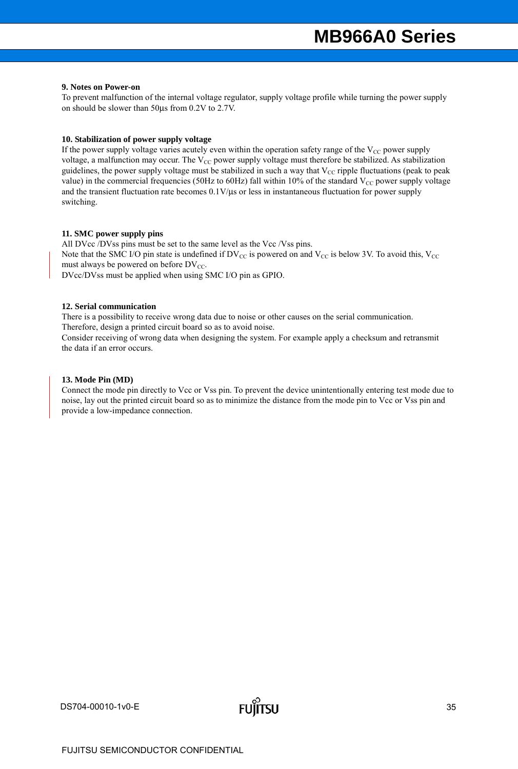### 9. Notes on Power-on

To prevent malfunction of the internal voltage regulator, supply voltage profile while turning the power supply on should be slower than 50µs from 0.2V to 2.7V.

### 10. Stabilization of power supply voltage

If the power supply voltage varies acutely even within the operation safety range of the $V_{CC}$ power supply voltage, a malfunction may occur. The $V_{CC}$ power supply voltage must therefore be stabilized. As stabilization guidelines, the power supply voltage must be stabilized in such a way that $V_{CC}$ ripple fluctuations (peak to peak value) in the commercial frequencies (50Hz to 60Hz) fall within 10% of the standard $V_{CC}$ power supply voltage and the transient fluctuation rate becomes 0.1V/µs or less in instantaneous fluctuation for power supply switching.

### 11. SMC power supply pins

All DVcc /DVss pins must be set to the same level as the Vcc /Vss pins.
Note that the SMC I/O pin state is undefined if $DV_{CC}$ is powered on and $V_{CC}$ is below 3V. To avoid this, $V_{CC}$ must always be powered on before $DV_{CC}$.
DVcc/DVss must be applied when using SMC I/O pin as GPIO.

### 12. Serial communication

There is a possibility to receive wrong data due to noise or other causes on the serial communication. Therefore, design a printed circuit board so as to avoid noise.
Consider receiving of wrong data when designing the system. For example apply a checksum and retransmit the data if an error occurs.

### 13. Mode Pin (MD)

Connect the mode pin directly to Vcc or Vss pin. To prevent the device unintentionally entering test mode due to noise, lay out the printed circuit board so as to minimize the distance from the mode pin to Vcc or Vss pin and provide a low-impedance connection.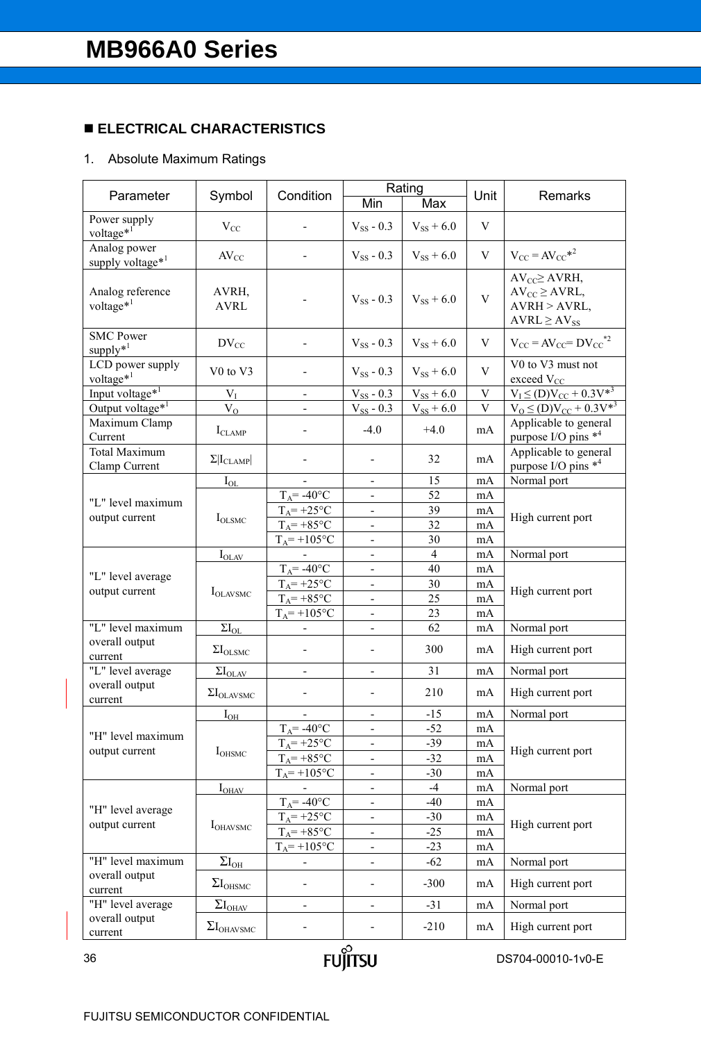## ■ ELECTRICAL CHARACTERISTICS

1. Absolute Maximum Ratings

| Parameter | Symbol | Condition | Rating | | Unit | Remarks |
|---|---|---|---|---|---|---|
| | | | Min | Max | | |
| Power supply voltage*[1] | $V_{CC}$ | - | $V_{SS}$ - 0.3 | $V_{SS}$ + 6.0 | V | |
| Analog power supply voltage*[1] | $AV_{CC}$ | - | $V_{SS}$ - 0.3 | $V_{SS}$ + 6.0 | V | $V_{CC} = AV_{CC}$*[2] |
| Analog reference voltage*[1] | AVRH, AVRL | - | $V_{SS}$ - 0.3 | $V_{SS}$ + 6.0 | V | $AV_{CC} \geq$ AVRH, $AV_{CC} \geq$ AVRL, AVRH > AVRL, AVRL $\geq AV_{SS}$ |
| SMC Power supply*[1] | $DV_{CC}$ | - | $V_{SS}$ - 0.3 | $V_{SS}$ + 6.0 | V | $V_{CC} = AV_{CC} = DV_{CC}$*[2] |
| LCD power supply voltage*[1] | V0 to V3 | - | $V_{SS}$ - 0.3 | $V_{SS}$ + 6.0 | V | V0 to V3 must not exceed $V_{CC}$ |
| Input voltage*[1] | $V_I$ | - | $V_{SS}$ - 0.3 | $V_{SS}$ + 6.0 | V | $V_I \leq$ (D)$V_{CC}$ + 0.3V*[3] |
| Output voltage*[1] | $V_O$ | - | $V_{SS}$ - 0.3 | $V_{SS}$ + 6.0 | V | $V_O \leq$ (D)$V_{CC}$ + 0.3V*[3] |
| Maximum Clamp Current | $I_{CLAMP}$ | - | -4.0 | +4.0 | mA | Applicable to general purpose I/O pins *[4] |
| Total Maximum Clamp Current | $\Sigma\|I_{CLAMP}\|$ | - | - | 32 | mA | Applicable to general purpose I/O pins *[4] |
| "L" level maximum output current | $I_{OL}$ | - | - | 15 | mA | Normal port |
| | $I_{OLSMC}$ | $T_A$= -40°C | - | 52 | mA | High current port |
| | | $T_A$= +25°C | - | 39 | mA | |
| | | $T_A$= +85°C | - | 32 | mA | |
| | | $T_A$= +105°C | - | 30 | mA | |
| "L" level average output current | $I_{OLAV}$ | - | - | 4 | mA | Normal port |
| | $I_{OLAVSMC}$ | $T_A$= -40°C | - | 40 | mA | High current port |
| | | $T_A$= +25°C | - | 30 | mA | |
| | | $T_A$= +85°C | - | 25 | mA | |
| | | $T_A$= +105°C | - | 23 | mA | |
| "L" level maximum overall output current | $\Sigma I_{OL}$ | - | - | 62 | mA | Normal port |
| | $\Sigma I_{OLSMC}$ | - | - | 300 | mA | High current port |
| "L" level average overall output current | $\Sigma I_{OLAV}$ | - | - | 31 | mA | Normal port |
| | $\Sigma I_{OLAVSMC}$ | - | - | 210 | mA | High current port |
| "H" level maximum output current | $I_{OH}$ | - | - | -15 | mA | Normal port |
| | $I_{OHSMC}$ | $T_A$= -40°C | - | -52 | mA | High current port |
| | | $T_A$= +25°C | - | -39 | mA | |
| | | $T_A$= +85°C | - | -32 | mA | |
| | | $T_A$= +105°C | - | -30 | mA | |
| "H" level average output current | $I_{OHAV}$ | - | - | -4 | mA | Normal port |
| | $I_{OHAVSMC}$ | $T_A$= -40°C | - | -40 | mA | High current port |
| | | $T_A$= +25°C | - | -30 | mA | |
| | | $T_A$= +85°C | - | -25 | mA | |
| | | $T_A$= +105°C | - | -23 | mA | |
| "H" level maximum overall output current | $\Sigma I_{OH}$ | - | - | -62 | mA | Normal port |
| | $\Sigma I_{OHSMC}$ | - | - | -300 | mA | High current port |
| "H" level average overall output current | $\Sigma I_{OHAV}$ | - | - | -31 | mA | Normal port |
| | $\Sigma I_{OHAVSMC}$ | - | - | -210 | mA | High current port |

FUJITSU SEMICONDUCTOR CONFIDENTIAL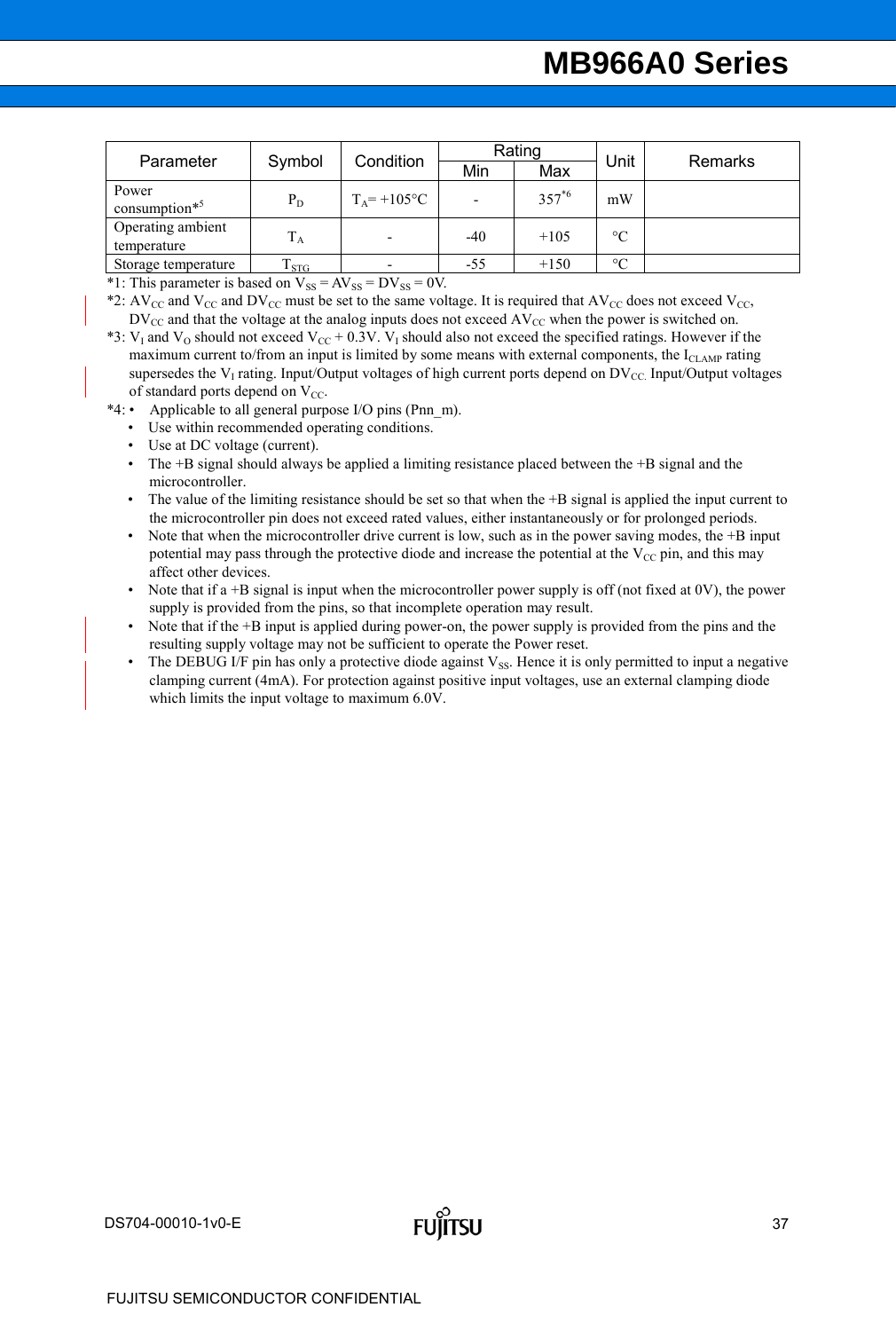| Parameter | Symbol | Condition | Rating | | Unit | Remarks |
|---|---|---|---|---|---|---|
| | | | Min | Max | | |
| Power consumption*5 | $P_D$ | $T_A$= +105°C | - | 357*6 | mW | |
| Operating ambient temperature | $T_A$ | - | -40 | +105 | °C | |
| Storage temperature | $T_{STG}$ | - | -55 | +150 | °C | |

*1: This parameter is based on $V_{SS} = AV_{SS} = DV_{SS}$ = 0V.

*2: $AV_{CC}$ and $V_{CC}$ and $DV_{CC}$ must be set to the same voltage. It is required that $AV_{CC}$ does not exceed $V_{CC}$, $DV_{CC}$ and that the voltage at the analog inputs does not exceed $AV_{CC}$ when the power is switched on.

*3: $V_I$ and $V_O$ should not exceed $V_{CC}$ + 0.3V. $V_I$ should also not exceed the specified ratings. However if the maximum current to/from an input is limited by some means with external components, the $I_{CLAMP}$ rating supersedes the $V_I$ rating. Input/Output voltages of high current ports depend on $DV_{CC}$. Input/Output voltages of standard ports depend on $V_{CC}$.

*4:
- Applicable to all general purpose I/O pins (Pnn_m).
- Use within recommended operating conditions.
- Use at DC voltage (current).
- The +B signal should always be applied a limiting resistance placed between the +B signal and the microcontroller.
- The value of the limiting resistance should be set so that when the +B signal is applied the input current to the microcontroller pin does not exceed rated values, either instantaneously or for prolonged periods.
- Note that when the microcontroller drive current is low, such as in the power saving modes, the +B input potential may pass through the protective diode and increase the potential at the $V_{CC}$ pin, and this may affect other devices.
- Note that if a +B signal is input when the microcontroller power supply is off (not fixed at 0V), the power supply is provided from the pins, so that incomplete operation may result.
- Note that if the +B input is applied during power-on, the power supply is provided from the pins and the resulting supply voltage may not be sufficient to operate the Power reset.
- The DEBUG I/F pin has only a protective diode against $V_{SS}$. Hence it is only permitted to input a negative clamping current (4mA). For protection against positive input voltages, use an external clamping diode which limits the input voltage to maximum 6.0V.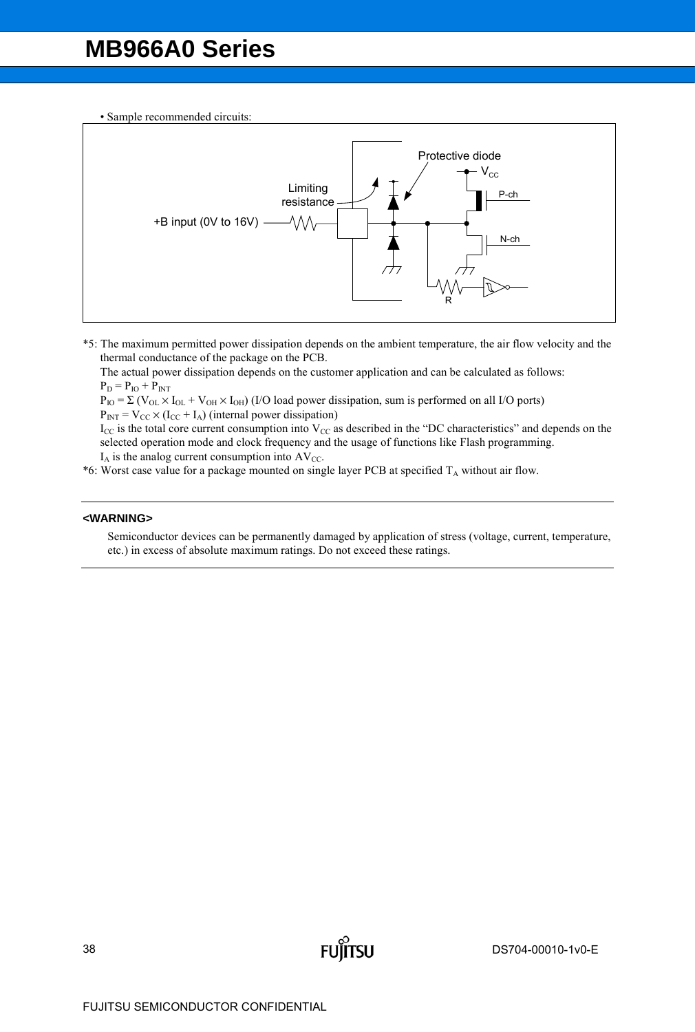• Sample recommended circuits:

Protective diode

$V_{CC}$

Limiting resistance

P-ch

+B input (0V to 16V)

N-ch

R

*5: The maximum permitted power dissipation depends on the ambient temperature, the air flow velocity and the thermal conductance of the package on the PCB.

The actual power dissipation depends on the customer application and can be calculated as follows:

$P_D = P_{IO} + P_{INT}$

$P_{IO} = \Sigma (V_{OL} \times I_{OL} + V_{OH} \times I_{OH})$ (I/O load power dissipation, sum is performed on all I/O ports)

$P_{INT} = V_{CC} \times (I_{CC} + I_A)$ (internal power dissipation)

$I_{CC}$ is the total core current consumption into $V_{CC}$ as described in the “DC characteristics” and depends on the selected operation mode and clock frequency and the usage of functions like Flash programming.

$I_A$ is the analog current consumption into $AV_{CC}$.

*6: Worst case value for a package mounted on single layer PCB at specified $T_A$ without air flow.

**<WARNING>**

Semiconductor devices can be permanently damaged by application of stress (voltage, current, temperature, etc.) in excess of absolute maximum ratings. Do not exceed these ratings.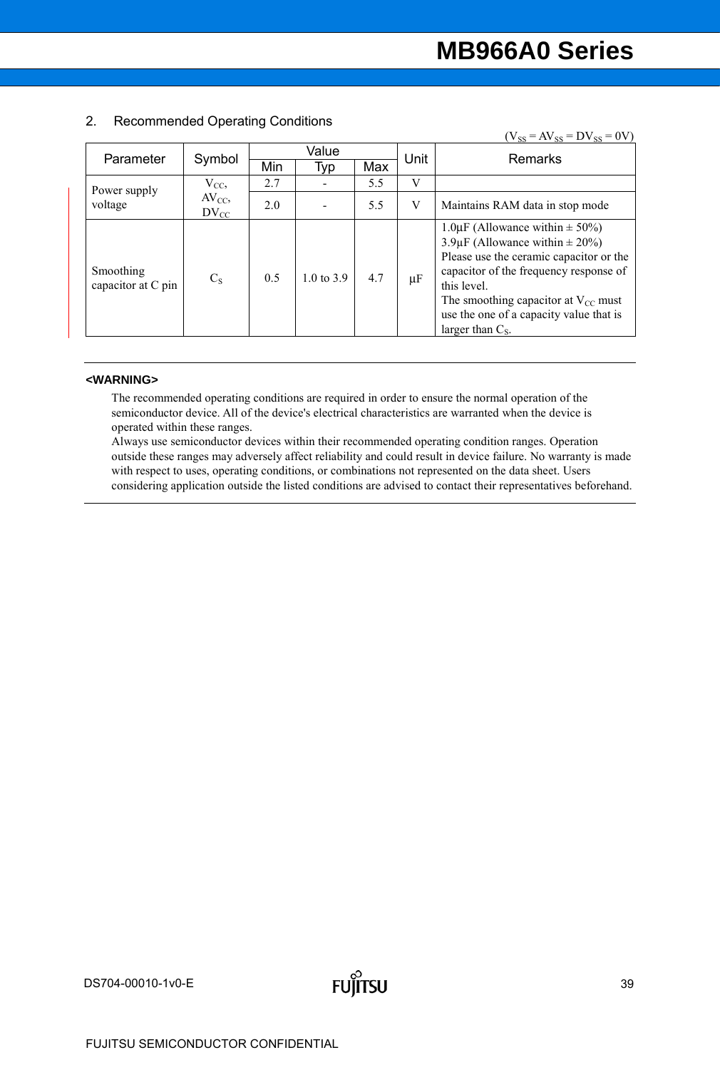## 2. Recommended Operating Conditions

($V_{SS} = AV_{SS} = DV_{SS} = 0V$)

| Parameter | Symbol | Value | | | Unit | Remarks |
|---|---|---|---|---|---|---|
| | | Min | Typ | Max | | |
| Power supply voltage | $V_{CC}$, $AV_{CC}$, $DV_{CC}$ | 2.7 | - | 5.5 | V | |
| | | 2.0 | - | 5.5 | V | Maintains RAM data in stop mode |
| Smoothing capacitor at C pin | $C_S$ | 0.5 | 1.0 to 3.9 | 4.7 | μF | 1.0μF (Allowance within ± 50%)<br>3.9μF (Allowance within ± 20%)<br>Please use the ceramic capacitor or the capacitor of the frequency response of this level.<br>The smoothing capacitor at $V_{CC}$ must use the one of a capacity value that is larger than $C_S$. |

**<WARNING>**

The recommended operating conditions are required in order to ensure the normal operation of the semiconductor device. All of the device's electrical characteristics are warranted when the device is operated within these ranges.

Always use semiconductor devices within their recommended operating condition ranges. Operation outside these ranges may adversely affect reliability and could result in device failure. No warranty is made with respect to uses, operating conditions, or combinations not represented on the data sheet. Users considering application outside the listed conditions are advised to contact their representatives beforehand.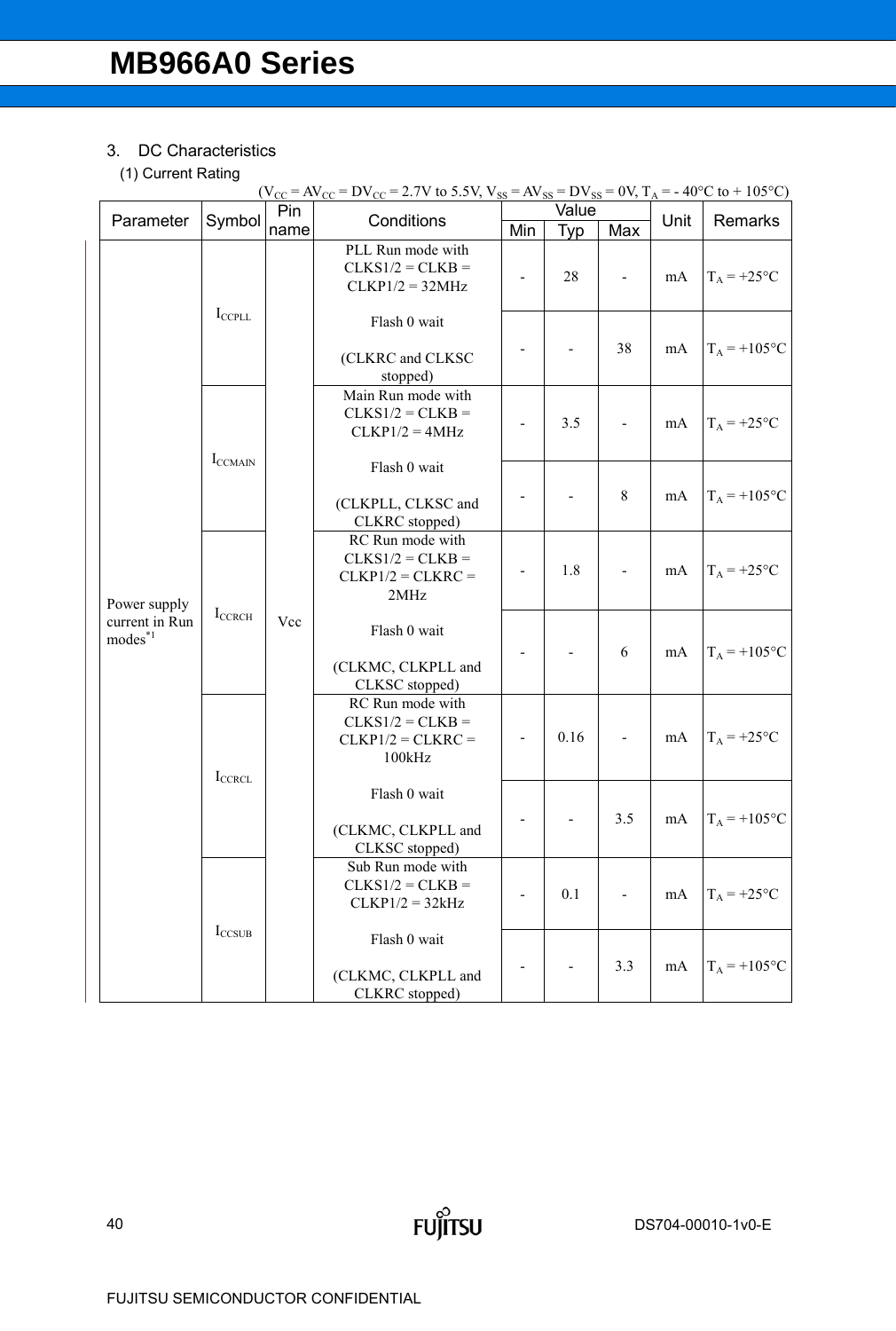## 3. DC Characteristics

### (1) Current Rating

($V_{CC} = AV_{CC} = DV_{CC} = 2.7V$ to $5.5V$, $V_{SS} = AV_{SS} = DV_{SS} = 0V$, $T_A = -40°C$ to $+105°C$)

| Parameter | Symbol | Pin name | Conditions | Value | | | Unit | Remarks |
|---|---|---|---|---|---|---|---|---|
| | | | | Min | Typ | Max | | |
| Power supply current in Run modes[*1] | $I_{CCPLL}$ | Vcc | PLL Run mode with CLKS1/2 = CLKB = CLKP1/2 = 32MHz<br><br>Flash 0 wait<br><br>(CLKRC and CLKSC stopped) | - | 28 | - | mA | $T_A = +25°C$ |
| | | | | - | - | 38 | mA | $T_A = +105°C$ |
| | $I_{CCMAIN}$ | | Main Run mode with CLKS1/2 = CLKB = CLKP1/2 = 4MHz<br><br>Flash 0 wait<br><br>(CLKPLL, CLKSC and CLKRC stopped) | - | 3.5 | - | mA | $T_A = +25°C$ |
| | | | | - | - | 8 | mA | $T_A = +105°C$ |
| | $I_{CCRCH}$ | | RC Run mode with CLKS1/2 = CLKB = CLKP1/2 = CLKRC = 2MHz<br><br>Flash 0 wait<br><br>(CLKMC, CLKPLL and CLKSC stopped) | - | 1.8 | - | mA | $T_A = +25°C$ |
| | | | | - | - | 6 | mA | $T_A = +105°C$ |
| | $I_{CCRCL}$ | | RC Run mode with CLKS1/2 = CLKB = CLKP1/2 = CLKRC = 100kHz<br><br>Flash 0 wait<br><br>(CLKMC, CLKPLL and CLKSC stopped) | - | 0.16 | - | mA | $T_A = +25°C$ |
| | | | | - | - | 3.5 | mA | $T_A = +105°C$ |
| | $I_{CCSUB}$ | | Sub Run mode with CLKS1/2 = CLKB = CLKP1/2 = 32kHz<br><br>Flash 0 wait<br><br>(CLKMC, CLKPLL and CLKRC stopped) | - | 0.1 | - | mA | $T_A = +25°C$ |
| | | | | - | - | 3.3 | mA | $T_A = +105°C$ |

FUJITSU SEMICONDUCTOR CONFIDENTIAL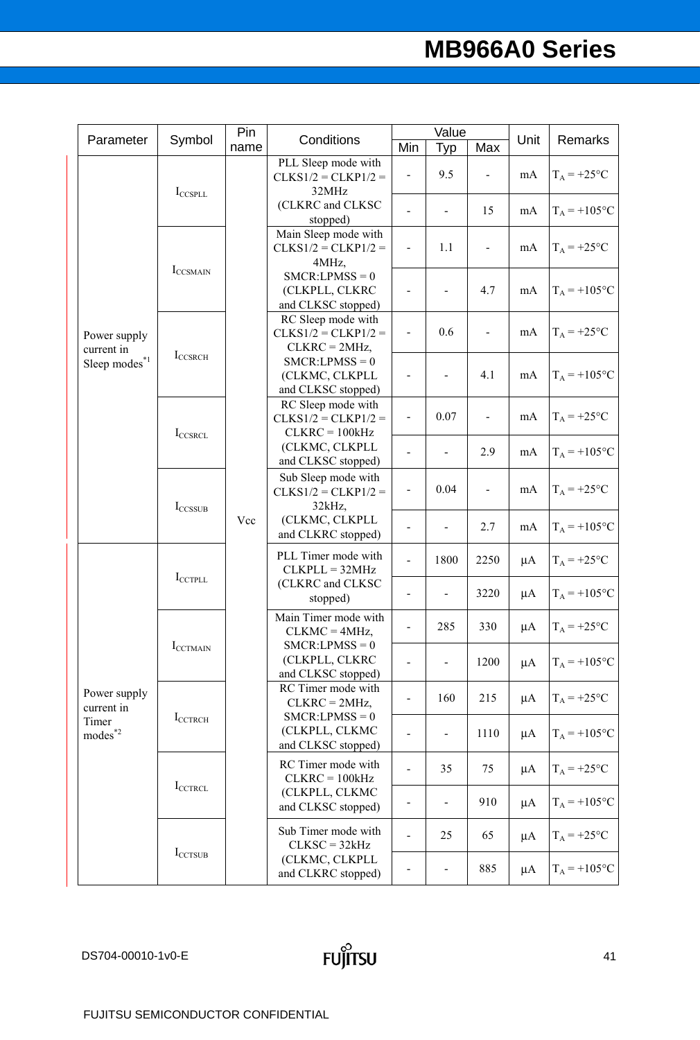| Parameter | Symbol | Pin name | Conditions | Value | | | Unit | Remarks |
|---|---|---|---|---|---|---|---|---|
| | | | | Min | Typ | Max | | |
| Power supply current in Sleep modes[*1] | $I_{CCSPLL}$ | Vcc | PLL Sleep mode with CLKS1/2 = CLKP1/2 = 32MHz (CLKRC and CLKSC stopped) | - | 9.5 | - | mA | $T_A$ = +25°C |
| | | | | - | - | 15 | mA | $T_A$ = +105°C |
| | $I_{CCSMAIN}$ | | Main Sleep mode with CLKS1/2 = CLKP1/2 = 4MHz, SMCR:LPMSS = 0 (CLKPLL, CLKRC and CLKSC stopped) | - | 1.1 | - | mA | $T_A$ = +25°C |
| | | | | - | - | 4.7 | mA | $T_A$ = +105°C |
| | $I_{CCSRCH}$ | | RC Sleep mode with CLKS1/2 = CLKP1/2 = CLKRC = 2MHz, SMCR:LPMSS = 0 (CLKMC, CLKPLL and CLKSC stopped) | - | 0.6 | - | mA | $T_A$ = +25°C |
| | | | | - | - | 4.1 | mA | $T_A$ = +105°C |
| | $I_{CCSRCL}$ | | RC Sleep mode with CLKS1/2 = CLKP1/2 = CLKRC = 100kHz (CLKMC, CLKPLL and CLKSC stopped) | - | 0.07 | - | mA | $T_A$ = +25°C |
| | | | | - | - | 2.9 | mA | $T_A$ = +105°C |
| | $I_{CCSSUB}$ | | Sub Sleep mode with CLKS1/2 = CLKP1/2 = 32kHz, (CLKMC, CLKPLL and CLKRC stopped) | - | 0.04 | - | mA | $T_A$ = +25°C |
| | | | | - | - | 2.7 | mA | $T_A$ = +105°C |
| Power supply current in Timer modes[*2] | $I_{CCTPLL}$ | | PLL Timer mode with CLKPLL = 32MHz (CLKRC and CLKSC stopped) | - | 1800 | 2250 | μA | $T_A$ = +25°C |
| | | | | - | - | 3220 | μA | $T_A$ = +105°C |
| | $I_{CCTMAIN}$ | | Main Timer mode with CLKMC = 4MHz, SMCR:LPMSS = 0 (CLKPLL, CLKRC and CLKSC stopped) | - | 285 | 330 | μA | $T_A$ = +25°C |
| | | | | - | - | 1200 | μA | $T_A$ = +105°C |
| | $I_{CCTRCH}$ | | RC Timer mode with CLKRC = 2MHz, SMCR:LPMSS = 0 (CLKPLL, CLKMC and CLKSC stopped) | - | 160 | 215 | μA | $T_A$ = +25°C |
| | | | | - | - | 1110 | μA | $T_A$ = +105°C |
| | $I_{CCTRCL}$ | | RC Timer mode with CLKRC = 100kHz (CLKPLL, CLKMC and CLKSC stopped) | - | 35 | 75 | μA | $T_A$ = +25°C |
| | | | | - | - | 910 | μA | $T_A$ = +105°C |
| | $I_{CCTSUB}$ | | Sub Timer mode with CLKSC = 32kHz (CLKMC, CLKPLL and CLKRC stopped) | - | 25 | 65 | μA | $T_A$ = +25°C |
| | | | | - | - | 885 | μA | $T_A$ = +105°C |

DS704-00010-1v0-E

FUJITSU SEMICONDUCTOR CONFIDENTIAL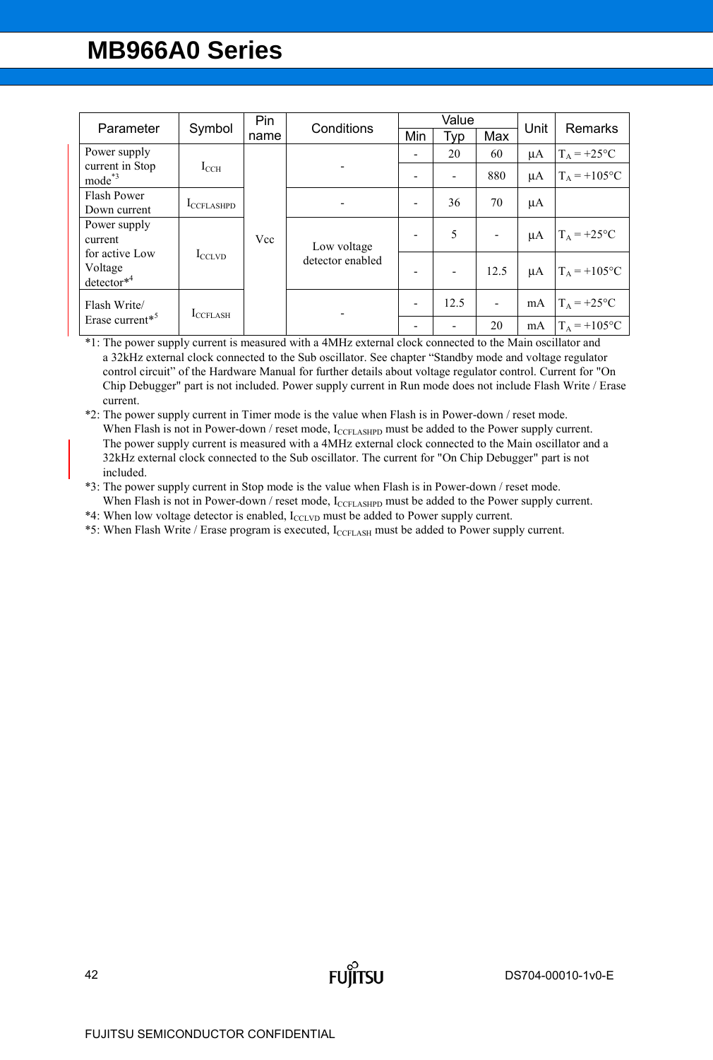| Parameter | Symbol | Pin name | Conditions | Value | | | Unit | Remarks |
|---|---|---|---|---|---|---|---|---|
| | | | | Min | Typ | Max | | |
| Power supply current in Stop mode*3 | $I_{CCH}$ | Vcc | - | - | 20 | 60 | µA | $T_A$ = +25°C |
| | | | | - | - | 880 | µA | $T_A$ = +105°C |
| Flash Power Down current | $I_{CCFLASHPD}$ | | - | - | 36 | 70 | µA | |
| Power supply current for active Low Voltage detector*4 | $I_{CCLVD}$ | | Low voltage detector enabled | - | 5 | - | µA | $T_A$ = +25°C |
| | | | | - | - | 12.5 | µA | $T_A$ = +105°C |
| Flash Write/ Erase current*5 | $I_{CCFLASH}$ | | - | - | 12.5 | - | mA | $T_A$ = +25°C |
| | | | | - | - | 20 | mA | $T_A$ = +105°C |

*1: The power supply current is measured with a 4MHz external clock connected to the Main oscillator and a 32kHz external clock connected to the Sub oscillator. See chapter "Standby mode and voltage regulator control circuit" of the Hardware Manual for further details about voltage regulator control. Current for "On Chip Debugger" part is not included. Power supply current in Run mode does not include Flash Write / Erase current.

*2: The power supply current in Timer mode is the value when Flash is in Power-down / reset mode. When Flash is not in Power-down / reset mode, $I_{CCFLASHPD}$ must be added to the Power supply current. The power supply current is measured with a 4MHz external clock connected to the Main oscillator and a 32kHz external clock connected to the Sub oscillator. The current for "On Chip Debugger" part is not included.

*3: The power supply current in Stop mode is the value when Flash is in Power-down / reset mode. When Flash is not in Power-down / reset mode, $I_{CCFLASHPD}$ must be added to the Power supply current.

*4: When low voltage detector is enabled, $I_{CCLVD}$ must be added to Power supply current.

*5: When Flash Write / Erase program is executed, $I_{CCFLASH}$ must be added to Power supply current.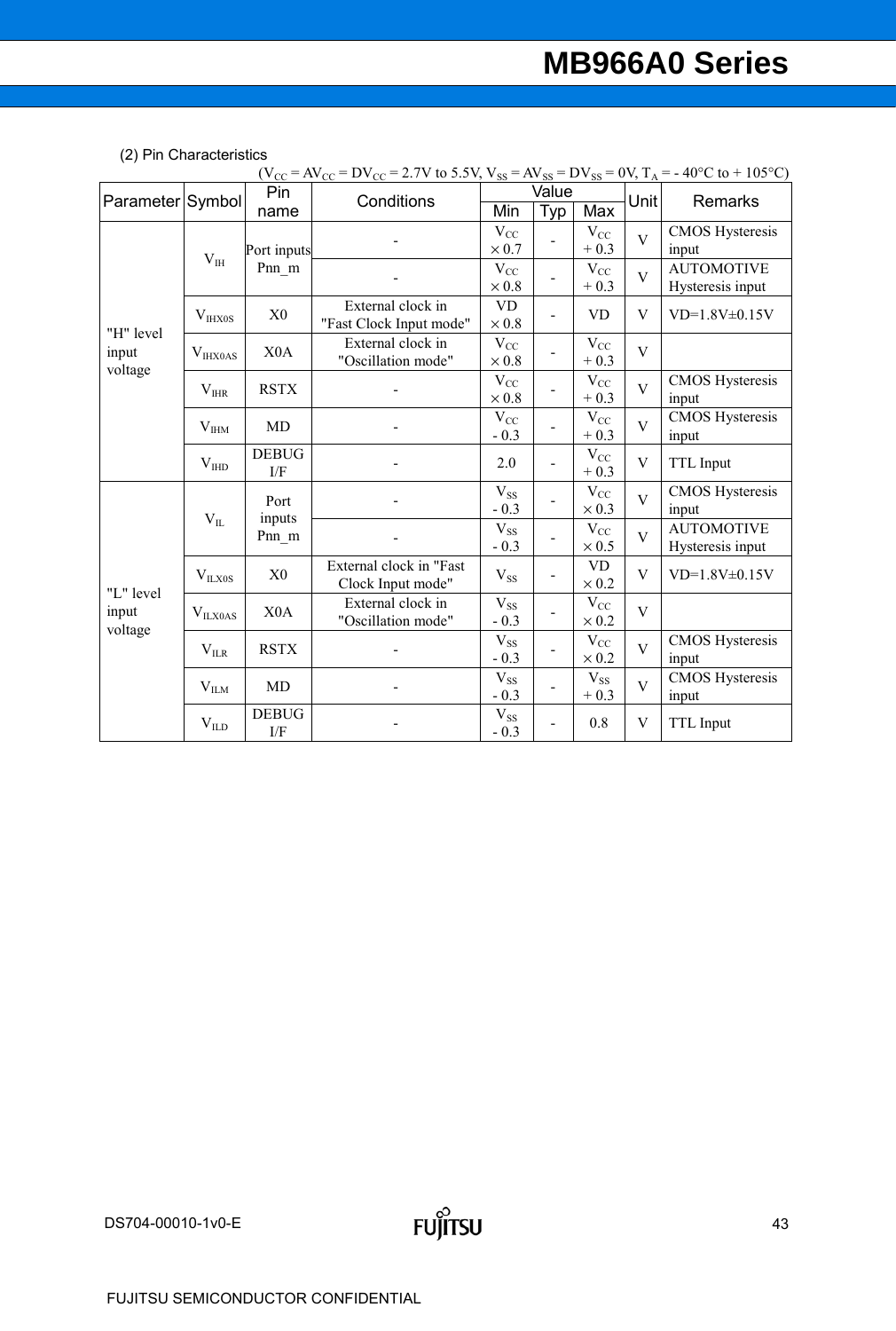(2) Pin Characteristics

($V_{CC}$ = $AV_{CC}$ = $DV_{CC}$ = 2.7V to 5.5V, $V_{SS}$ = $AV_{SS}$ = $DV_{SS}$ = 0V, $T_A$ = - 40°C to + 105°C)

| Parameter | Symbol | Pin name | Conditions | Value | | | Unit | Remarks |
|---|---|---|---|---|---|---|---|---|
| | | | | Min | Typ | Max | | |
| "H" level input voltage | $V_{IH}$ | Port inputs Pnn_m | - | $V_{CC}$ × 0.7 | - | $V_{CC}$ + 0.3 | V | CMOS Hysteresis input |
| | | | - | $V_{CC}$ × 0.8 | - | $V_{CC}$ + 0.3 | V | AUTOMOTIVE Hysteresis input |
| | $V_{IHX0S}$ | X0 | External clock in "Fast Clock Input mode" | VD × 0.8 | - | VD | V | VD=1.8V±0.15V |
| | $V_{IHX0AS}$ | X0A | External clock in "Oscillation mode" | $V_{CC}$ × 0.8 | - | $V_{CC}$ + 0.3 | V | |
| | $V_{IHR}$ | RSTX | - | $V_{CC}$ × 0.8 | - | $V_{CC}$ + 0.3 | V | CMOS Hysteresis input |
| | $V_{IHM}$ | MD | - | $V_{CC}$ - 0.3 | - | $V_{CC}$ + 0.3 | V | CMOS Hysteresis input |
| | $V_{IHD}$ | DEBUG I/F | - | 2.0 | - | $V_{CC}$ + 0.3 | V | TTL Input |
| "L" level input voltage | $V_{IL}$ | Port inputs Pnn_m | - | $V_{SS}$ - 0.3 | - | $V_{CC}$ × 0.3 | V | CMOS Hysteresis input |
| | | | - | $V_{SS}$ - 0.3 | - | $V_{CC}$ × 0.5 | V | AUTOMOTIVE Hysteresis input |
| | $V_{ILX0S}$ | X0 | External clock in "Fast Clock Input mode" | $V_{SS}$ | - | VD × 0.2 | V | VD=1.8V±0.15V |
| | $V_{ILX0AS}$ | X0A | External clock in "Oscillation mode" | $V_{SS}$ - 0.3 | - | $V_{CC}$ × 0.2 | V | |
| | $V_{ILR}$ | RSTX | - | $V_{SS}$ - 0.3 | - | $V_{CC}$ × 0.2 | V | CMOS Hysteresis input |
| | $V_{ILM}$ | MD | - | $V_{SS}$ - 0.3 | - | $V_{SS}$ + 0.3 | V | CMOS Hysteresis input |
| | $V_{ILD}$ | DEBUG I/F | - | $V_{SS}$ - 0.3 | - | 0.8 | V | TTL Input |

DS704-00010-1v0-E

FUJITSU SEMICONDUCTOR CONFIDENTIAL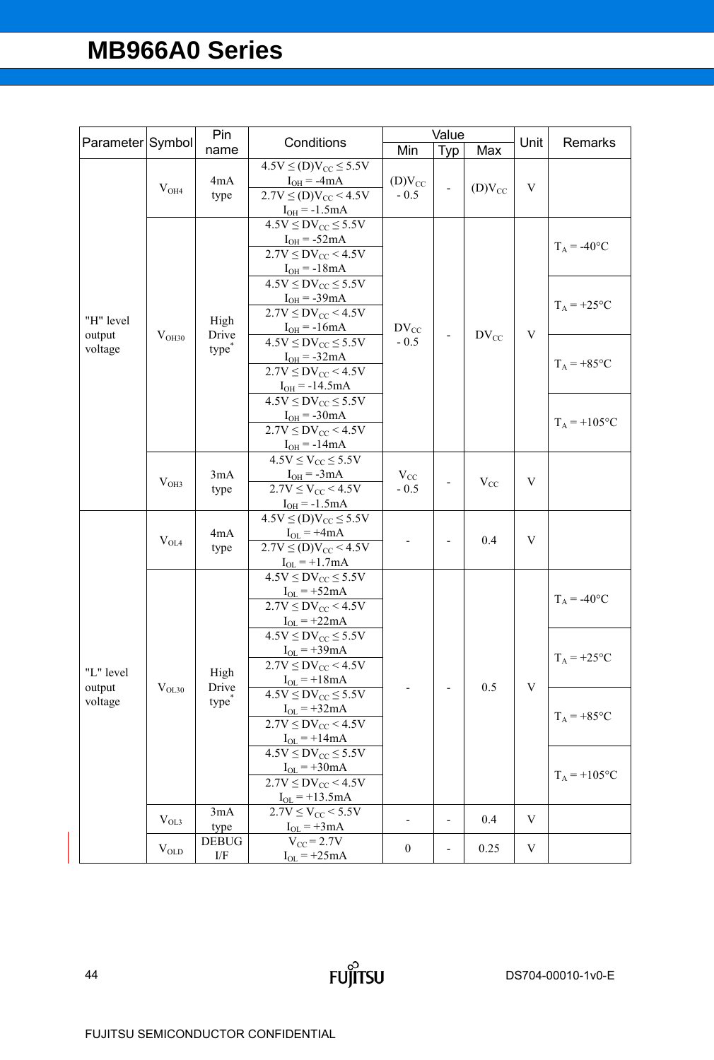| Parameter | Symbol | Pin name | Conditions | Value | | | Unit | Remarks |
|---|---|---|---|---|---|---|---|---|
| | | | | Min | Typ | Max | | |
| "H" level output voltage | $V_{OH4}$ | 4mA type | $4.5V \leq (D)V_{CC} \leq 5.5V$ $I_{OH} = -4mA$ | $(D)V_{CC}$ - 0.5 | - | $(D)V_{CC}$ | V | |
| | | | $2.7V \leq (D)V_{CC} < 4.5V$ $I_{OH} = -1.5mA$ | | | | | |
| | $V_{OH30}$ | High Drive type* | $4.5V \leq DV_{CC} \leq 5.5V$ $I_{OH} = -52mA$ | $DV_{CC}$ - 0.5 | - | $DV_{CC}$ | V | $T_A = -40°C$ |
| | | | $2.7V \leq DV_{CC} < 4.5V$ $I_{OH} = -18mA$ | | | | | |
| | | | $4.5V \leq DV_{CC} \leq 5.5V$ $I_{OH} = -39mA$ | | | | | $T_A = +25°C$ |
| | | | $2.7V \leq DV_{CC} < 4.5V$ $I_{OH} = -16mA$ | | | | | |
| | | | $4.5V \leq DV_{CC} \leq 5.5V$ $I_{OH} = -32mA$ | | | | | $T_A = +85°C$ |
| | | | $2.7V \leq DV_{CC} < 4.5V$ $I_{OH} = -14.5mA$ | | | | | |
| | | | $4.5V \leq DV_{CC} \leq 5.5V$ $I_{OH} = -30mA$ | | | | | $T_A = +105°C$ |
| | | | $2.7V \leq DV_{CC} < 4.5V$ $I_{OH} = -14mA$ | | | | | |
| | $V_{OH3}$ | 3mA type | $4.5V \leq V_{CC} \leq 5.5V$ $I_{OH} = -3mA$ | $V_{CC}$ - 0.5 | - | $V_{CC}$ | V | |
| | | | $2.7V \leq V_{CC} < 4.5V$ $I_{OH} = -1.5mA$ | | | | | |
| "L" level output voltage | $V_{OL4}$ | 4mA type | $4.5V \leq (D)V_{CC} \leq 5.5V$ $I_{OL} = +4mA$ | - | - | 0.4 | V | |
| | | | $2.7V \leq (D)V_{CC} < 4.5V$ $I_{OL} = +1.7mA$ | | | | | |
| | $V_{OL30}$ | High Drive type* | $4.5V \leq DV_{CC} \leq 5.5V$ $I_{OL} = +52mA$ | - | - | 0.5 | V | $T_A = -40°C$ |
| | | | $2.7V \leq DV_{CC} < 4.5V$ $I_{OL} = +22mA$ | | | | | |
| | | | $4.5V \leq DV_{CC} \leq 5.5V$ $I_{OL} = +39mA$ | | | | | $T_A = +25°C$ |
| | | | $2.7V \leq DV_{CC} < 4.5V$ $I_{OL} = +18mA$ | | | | | |
| | | | $4.5V \leq DV_{CC} \leq 5.5V$ $I_{OL} = +32mA$ | | | | | $T_A = +85°C$ |
| | | | $2.7V \leq DV_{CC} < 4.5V$ $I_{OL} = +14mA$ | | | | | |
| | | | $4.5V \leq DV_{CC} \leq 5.5V$ $I_{OL} = +30mA$ | | | | | $T_A = +105°C$ |
| | | | $2.7V \leq DV_{CC} < 4.5V$ $I_{OL} = +13.5mA$ | | | | | |
| | $V_{OL3}$ | 3mA type | $2.7V \leq V_{CC} < 5.5V$ $I_{OL} = +3mA$ | - | - | 0.4 | V | |
| | $V_{OLD}$ | DEBUG I/F | $V_{CC} = 2.7V$ $I_{OL} = +25mA$ | 0 | - | 0.25 | V | |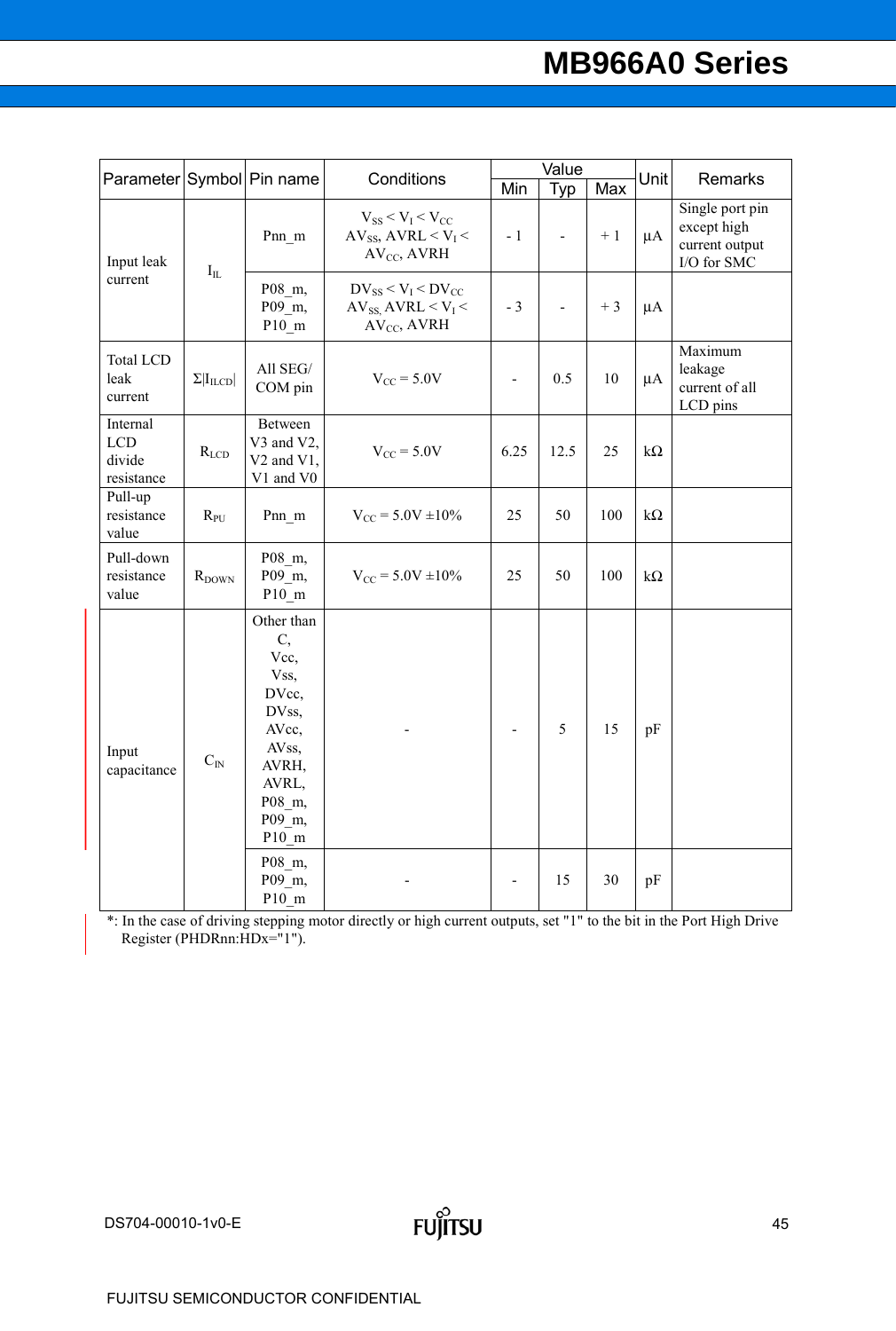| Parameter | Symbol | Pin name | Conditions | Value | | | Unit | Remarks |
|---|---|---|---|---|---|---|---|---|
| | | | | Min | Typ | Max | | |
| Input leak current | $I_{IL}$ | Pnn_m | $V_{SS} < V_I < V_{CC}$ $AV_{SS}$, AVRL $< V_I <$ $AV_{CC}$, AVRH | - 1 | - | + 1 | µA | Single port pin except high current output I/O for SMC |
| | | P08_m, P09_m, P10_m | $DV_{SS} < V_I < DV_{CC}$ $AV_{SS}$, AVRL $< V_I <$ $AV_{CC}$, AVRH | - 3 | - | + 3 | µA | |
| Total LCD leak current | $\Sigma\lvert I_{ILCD}\rvert$ | All SEG/ COM pin | $V_{CC}$ = 5.0V | - | 0.5 | 10 | µA | Maximum leakage current of all LCD pins |
| Internal LCD divide resistance | $R_{LCD}$ | Between V3 and V2, V2 and V1, V1 and V0 | $V_{CC}$ = 5.0V | 6.25 | 12.5 | 25 | kΩ | |
| Pull-up resistance value | $R_{PU}$ | Pnn_m | $V_{CC}$ = 5.0V ±10% | 25 | 50 | 100 | kΩ | |
| Pull-down resistance value | $R_{DOWN}$ | P08_m, P09_m, P10_m | $V_{CC}$ = 5.0V ±10% | 25 | 50 | 100 | kΩ | |
| Input capacitance | $C_{IN}$ | Other than C, Vcc, Vss, DVcc, DVss, AVcc, AVss, AVRH, AVRL, P08_m, P09_m, P10_m | - | - | 5 | 15 | pF | |
| | | P08_m, P09_m, P10_m | - | - | 15 | 30 | pF | |

*: In the case of driving stepping motor directly or high current outputs, set "1" to the bit in the Port High Drive Register (PHDRnn:HDx="1").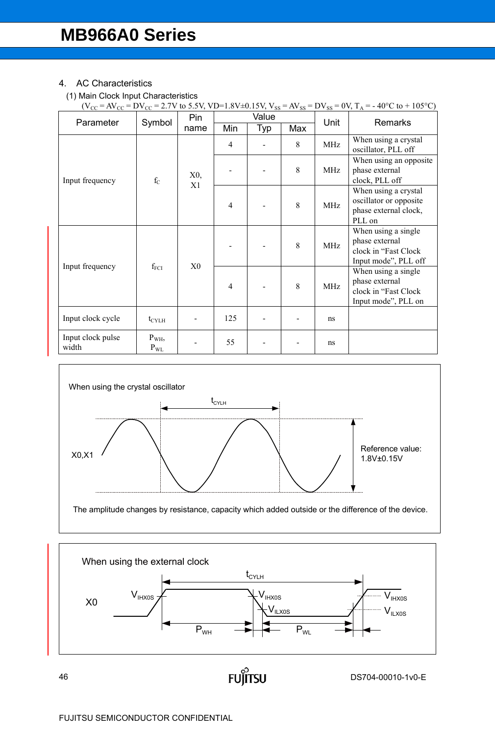## 4. AC Characteristics

### (1) Main Clock Input Characteristics

($V_{CC}$ = $AV_{CC}$ = $DV_{CC}$ = 2.7V to 5.5V, VD=1.8V±0.15V, $V_{SS}$ = $AV_{SS}$ = $DV_{SS}$ = 0V, $T_A$ = - 40°C to + 105°C)

| Parameter | Symbol | Pin name | Value | | | Unit | Remarks |
|---|---|---|---|---|---|---|---|
| | | | Min | Typ | Max | | |
| Input frequency | $f_C$ | X0, X1 | 4 | - | 8 | MHz | When using a crystal oscillator, PLL off |
| | | | - | - | 8 | MHz | When using an opposite phase external clock, PLL off |
| | | | 4 | - | 8 | MHz | When using a crystal oscillator or opposite phase external clock, PLL on |
| Input frequency | $f_{FCI}$ | X0 | - | - | 8 | MHz | When using a single phase external clock in "Fast Clock Input mode", PLL off |
| | | | 4 | - | 8 | MHz | When using a single phase external clock in "Fast Clock Input mode", PLL on |
| Input clock cycle | $t_{CYLH}$ | - | 125 | - | - | ns | |
| Input clock pulse width | $P_{WH}$, $P_{WL}$ | - | 55 | - | - | ns | |

When using the crystal oscillator

$t_{CYLH}$

X0,X1

Reference value: 1.8V±0.15V

The amplitude changes by resistance, capacity which added outside or the difference of the device.

When using the external clock

$t_{CYLH}$

X0

$V_{IHX0S}$

$V_{ILX0S}$

$P_{WH}$

$P_{WL}$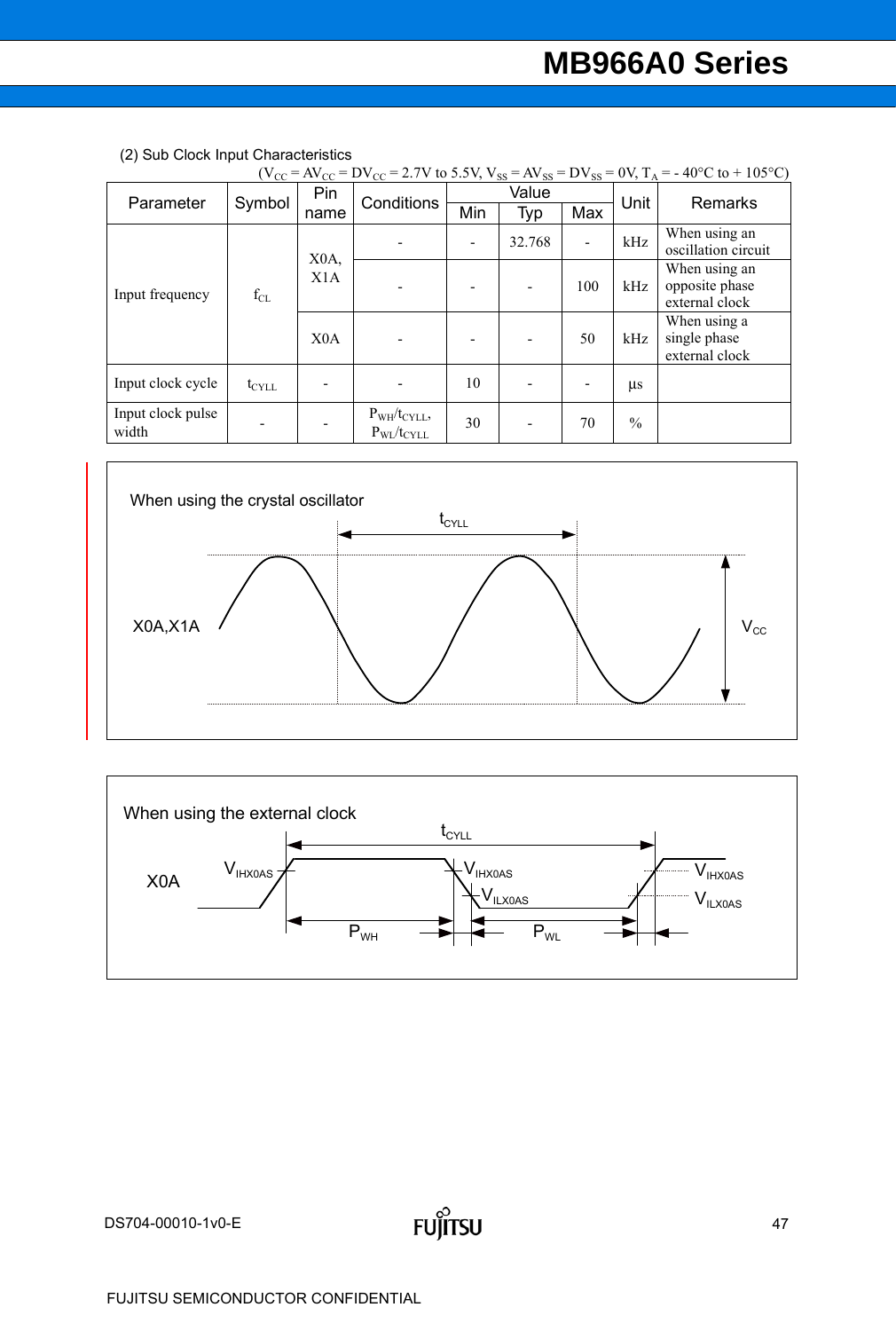(2) Sub Clock Input Characteristics

($V_{CC}$ = $AV_{CC}$ = $DV_{CC}$ = 2.7V to 5.5V, $V_{SS}$ = $AV_{SS}$ = $DV_{SS}$ = 0V, $T_A$ = - 40°C to + 105°C)

| Parameter | Symbol | Pin name | Conditions | Value | | | Unit | Remarks |
|---|---|---|---|---|---|---|---|---|
| | | | | Min | Typ | Max | | |
| Input frequency | $f_{CL}$ | X0A, X1A | - | - | 32.768 | - | kHz | When using an oscillation circuit |
| | | | - | - | - | 100 | kHz | When using an opposite phase external clock |
| | | X0A | - | - | - | 50 | kHz | When using a single phase external clock |
| Input clock cycle | $t_{CYLL}$ | - | - | 10 | - | - | μs | |
| Input clock pulse width | - | - | $P_{WH}/t_{CYLL}$, $P_{WL}/t_{CYLL}$ | 30 | - | 70 | % | |

When using the crystal oscillator

$t_{CYLL}$

X0A,X1A

$V_{CC}$

When using the external clock

$t_{CYLL}$

X0A

$V_{IHX0AS}$

$V_{IHX0AS}$

$V_{ILX0AS}$

$V_{IHX0AS}$

$V_{ILX0AS}$

$P_{WH}$

$P_{WL}$

DS704-00010-1v0-E

FUJITSU SEMICONDUCTOR CONFIDENTIAL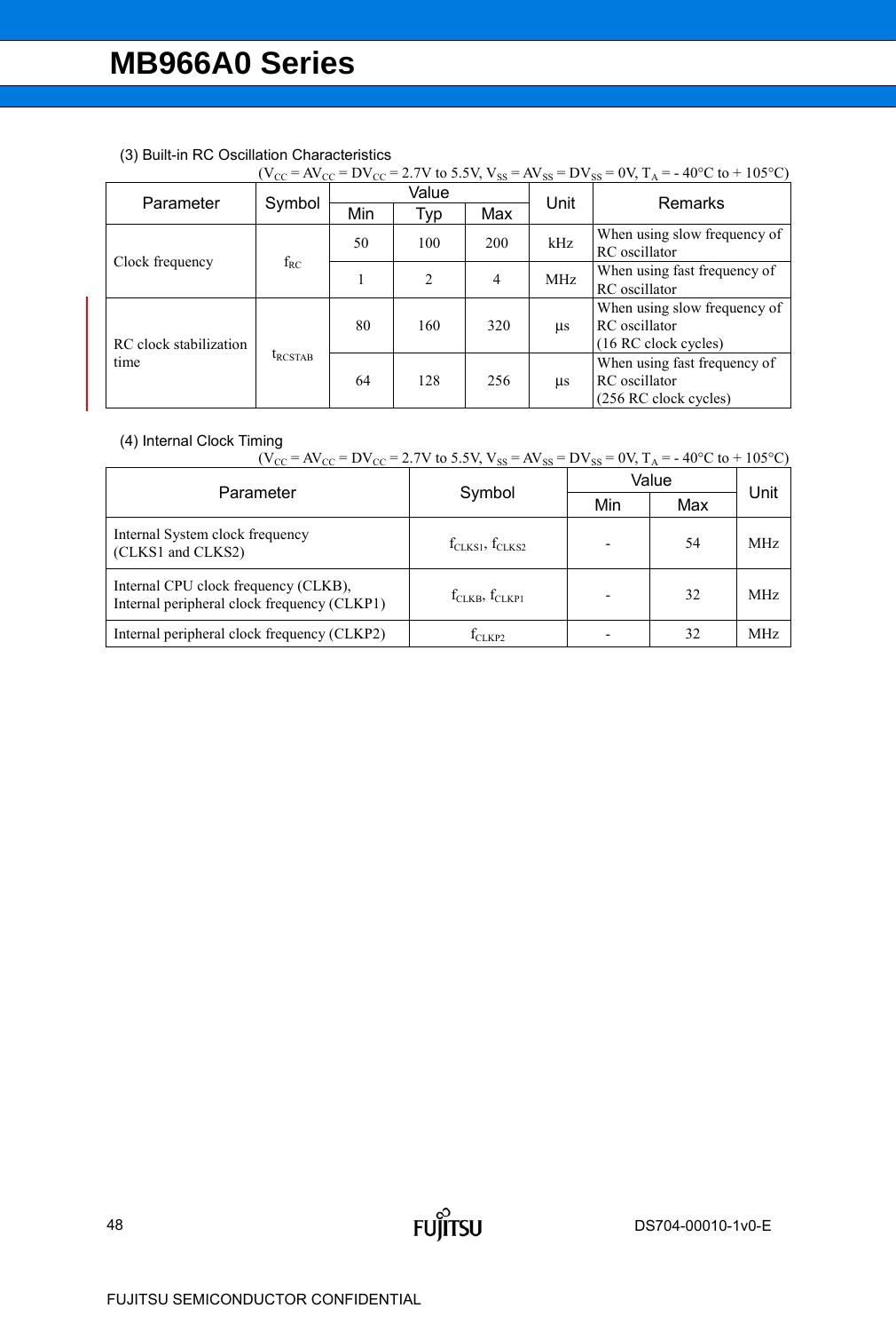(3) Built-in RC Oscillation Characteristics

($V_{CC}$ = $AV_{CC}$ = $DV_{CC}$ = 2.7V to 5.5V, $V_{SS}$ = $AV_{SS}$ = $DV_{SS}$ = 0V, $T_A$ = - 40°C to + 105°C)

| Parameter | Symbol | Value | | | Unit | Remarks |
|---|---|---|---|---|---|---|
| | | Min | Typ | Max | | |
| Clock frequency | $f_{RC}$ | 50 | 100 | 200 | kHz | When using slow frequency of RC oscillator |
| | | 1 | 2 | 4 | MHz | When using fast frequency of RC oscillator |
| RC clock stabilization time | $t_{RCSTAB}$ | 80 | 160 | 320 | µs | When using slow frequency of RC oscillator (16 RC clock cycles) |
| | | 64 | 128 | 256 | µs | When using fast frequency of RC oscillator (256 RC clock cycles) |

(4) Internal Clock Timing

($V_{CC}$ = $AV_{CC}$ = $DV_{CC}$ = 2.7V to 5.5V, $V_{SS}$ = $AV_{SS}$ = $DV_{SS}$ = 0V, $T_A$ = - 40°C to + 105°C)

| Parameter | Symbol | Value | | Unit |
|---|---|---|---|---|
| | | Min | Max | |
| Internal System clock frequency (CLKS1 and CLKS2) | $f_{CLKS1}$, $f_{CLKS2}$ | - | 54 | MHz |
| Internal CPU clock frequency (CLKB), Internal peripheral clock frequency (CLKP1) | $f_{CLKB}$, $f_{CLKP1}$ | - | 32 | MHz |
| Internal peripheral clock frequency (CLKP2) | $f_{CLKP2}$ | - | 32 | MHz |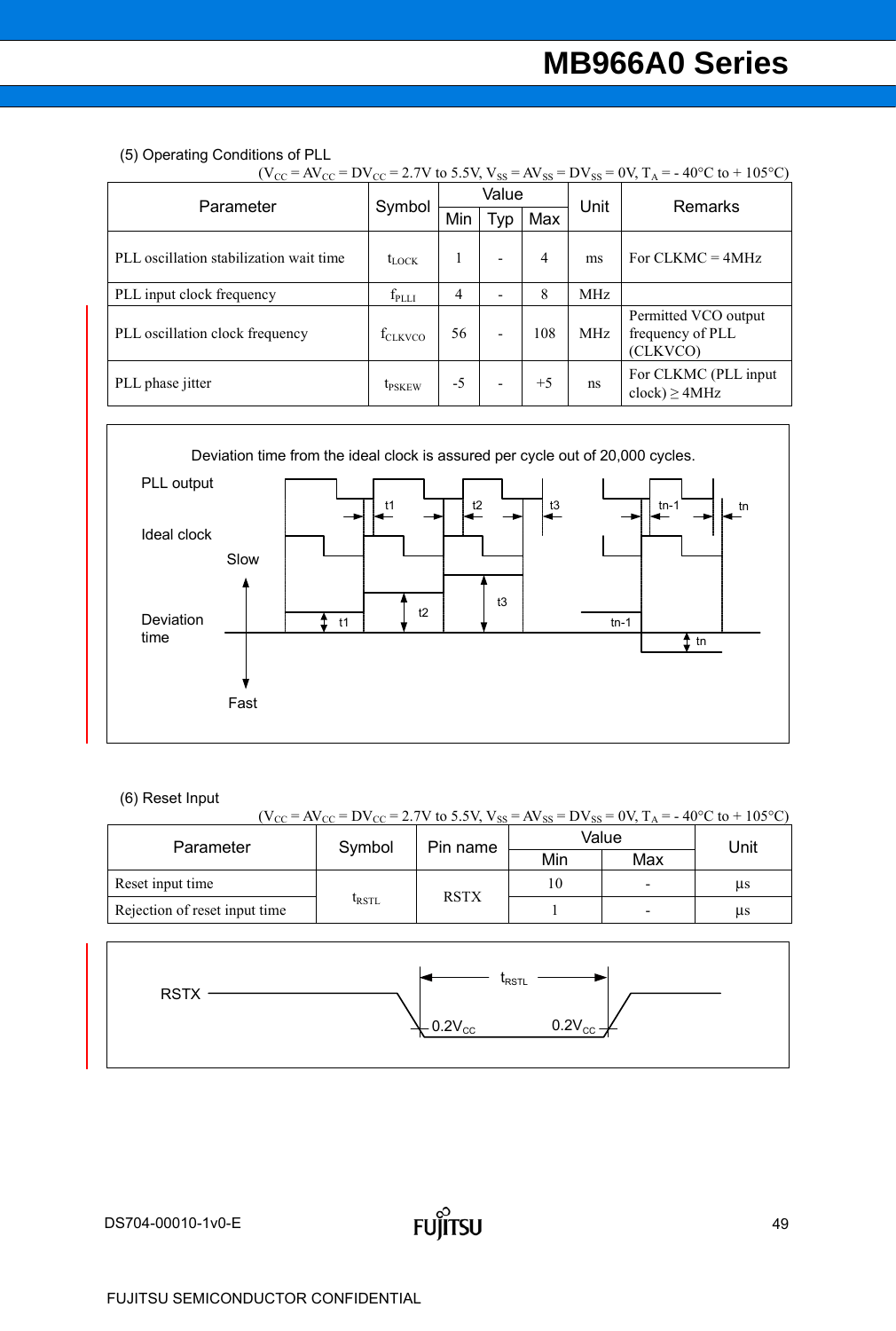(5) Operating Conditions of PLL

($V_{CC}$ = $AV_{CC}$ = $DV_{CC}$ = 2.7V to 5.5V, $V_{SS}$ = $AV_{SS}$ = $DV_{SS}$ = 0V, $T_A$ = - 40°C to + 105°C)

| Parameter | Symbol | Value | | | Unit | Remarks |
|---|---|---|---|---|---|---|
| | | Min | Typ | Max | | |
| PLL oscillation stabilization wait time | $t_{LOCK}$ | 1 | - | 4 | ms | For CLKMC = 4MHz |
| PLL input clock frequency | $f_{PLLI}$ | 4 | - | 8 | MHz | |
| PLL oscillation clock frequency | $f_{CLKVCO}$ | 56 | - | 108 | MHz | Permitted VCO output frequency of PLL (CLKVCO) |
| PLL phase jitter | $t_{PSKEW}$ | -5 | - | +5 | ns | For CLKMC (PLL input clock) ≥ 4MHz |

Deviation time from the ideal clock is assured per cycle out of 20,000 cycles.

PLL output

Ideal clock

Slow

Deviation time

Fast

t1, t2, t3, tn-1, tn

(6) Reset Input

($V_{CC}$ = $AV_{CC}$ = $DV_{CC}$ = 2.7V to 5.5V, $V_{SS}$ = $AV_{SS}$ = $DV_{SS}$ = 0V, $T_A$ = - 40°C to + 105°C)

| Parameter | Symbol | Pin name | Value | | Unit |
|---|---|---|---|---|---|
| | | | Min | Max | |
| Reset input time | $t_{RSTL}$ | RSTX | 10 | - | µs |
| Rejection of reset input time | | | 1 | - | µs |

RSTX

$t_{RSTL}$

$0.2V_{CC}$ $0.2V_{CC}$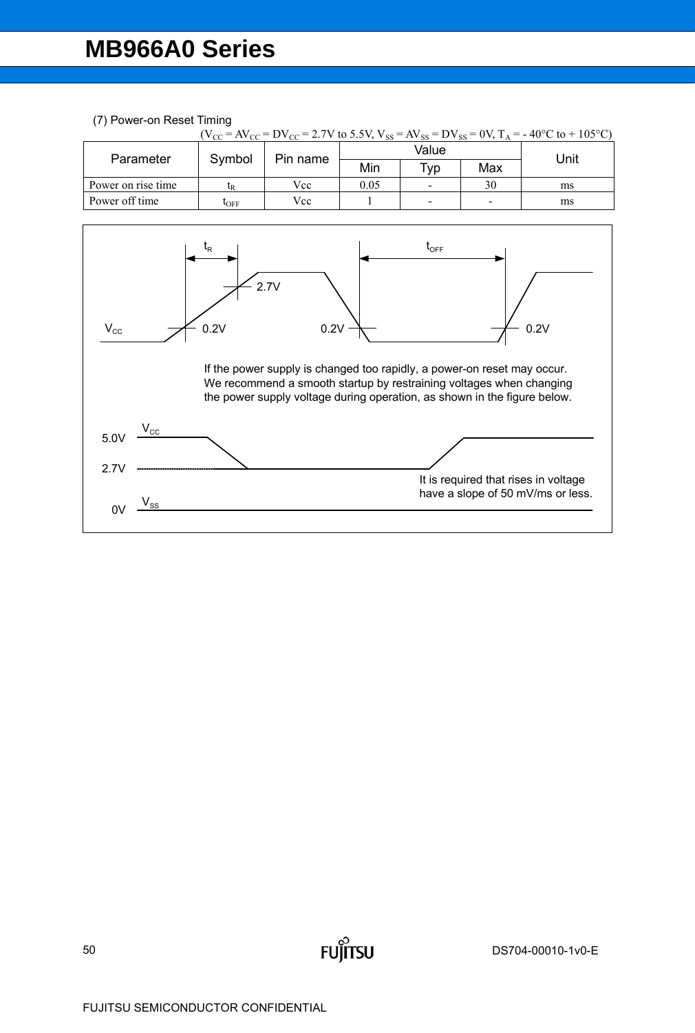(7) Power-on Reset Timing

($V_{CC}$ = $AV_{CC}$ = $DV_{CC}$ = 2.7V to 5.5V, $V_{SS}$ = $AV_{SS}$ = $DV_{SS}$ = 0V, $T_A$ = - 40°C to + 105°C)

| Parameter | Symbol | Pin name | Value | | | Unit |
|---|---|---|---|---|---|---|
| | | | Min | Typ | Max | |
| Power on rise time | $t_R$ | Vcc | 0.05 | - | 30 | ms |
| Power off time | $t_{OFF}$ | Vcc | 1 | - | - | ms |

$t_R$

$t_{OFF}$

2.7V

$V_{CC}$

0.2V

0.2V

0.2V

If the power supply is changed too rapidly, a power-on reset may occur.
We recommend a smooth startup by restraining voltages when changing the power supply voltage during operation, as shown in the figure below.

5.0V

$V_{CC}$

2.7V

It is required that rises in voltage have a slope of 50 mV/ms or less.

0V

$V_{SS}$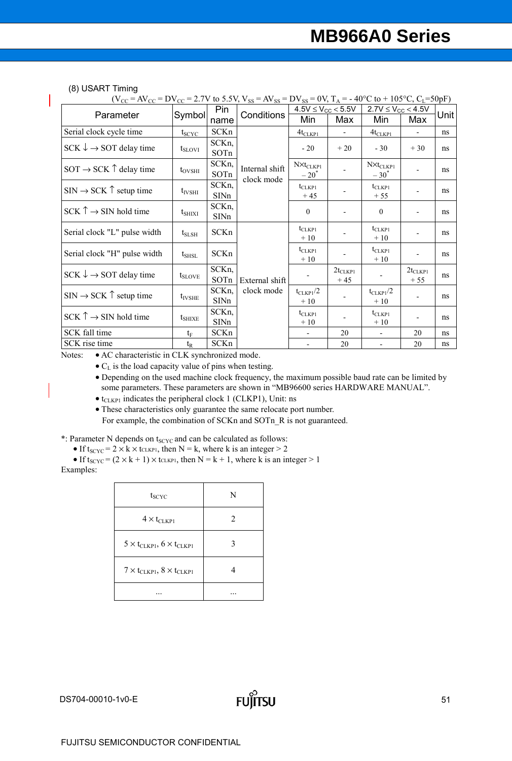(8) USART Timing

($V_{CC}$ = $AV_{CC}$ = $DV_{CC}$ = 2.7V to 5.5V, $V_{SS}$ = $AV_{SS}$ = $DV_{SS}$ = 0V, $T_A$ = - 40°C to + 105°C, $C_L$=50pF)

| Parameter | Symbol | Pin name | Conditions | 4.5V ≤ $V_{CC}$ < 5.5V | | 2.7V ≤ $V_{CC}$ < 4.5V | | Unit |
|---|---|---|---|---|---|---|---|---|
| | | | | Min | Max | Min | Max | |
| Serial clock cycle time | $t_{SCYC}$ | SCKn | Internal shift clock mode | $4t_{CLKP1}$ | - | $4t_{CLKP1}$ | - | ns |
| SCK ↓ → SOT delay time | $t_{SLOVI}$ | SCKn, SOTn | | - 20 | + 20 | - 30 | + 30 | ns |
| SOT → SCK ↑ delay time | $t_{OVSHI}$ | SCKn, SOTn | | $N \times t_{CLKP1}$ – 20* | - | $N \times t_{CLKP1}$ – 30* | - | ns |
| SIN → SCK ↑ setup time | $t_{IVSHI}$ | SCKn, SINn | | $t_{CLKP1}$ + 45 | - | $t_{CLKP1}$ + 55 | - | ns |
| SCK ↑ → SIN hold time | $t_{SHIXI}$ | SCKn, SINn | | 0 | - | 0 | - | ns |
| Serial clock "L" pulse width | $t_{SLSH}$ | SCKn | External shift clock mode | $t_{CLKP1}$ + 10 | - | $t_{CLKP1}$ + 10 | - | ns |
| Serial clock "H" pulse width | $t_{SHSL}$ | SCKn | | $t_{CLKP1}$ + 10 | - | $t_{CLKP1}$ + 10 | - | ns |
| SCK ↓ → SOT delay time | $t_{SLOVE}$ | SCKn, SOTn | | - | $2t_{CLKP1}$ + 45 | - | $2t_{CLKP1}$ + 55 | ns |
| SIN → SCK ↑ setup time | $t_{IVSHE}$ | SCKn, SINn | | $t_{CLKP1}/2$ + 10 | - | $t_{CLKP1}/2$ + 10 | - | ns |
| SCK ↑ → SIN hold time | $t_{SHIXE}$ | SCKn, SINn | | $t_{CLKP1}$ + 10 | - | $t_{CLKP1}$ + 10 | - | ns |
| SCK fall time | $t_F$ | SCKn | | - | 20 | - | 20 | ns |
| SCK rise time | $t_R$ | SCKn | | - | 20 | - | 20 | ns |

Notes:
- AC characteristic in CLK synchronized mode.
- $C_L$ is the load capacity value of pins when testing.
- Depending on the used machine clock frequency, the maximum possible baud rate can be limited by some parameters. These parameters are shown in "MB96600 series HARDWARE MANUAL".
- $t_{CLKP1}$ indicates the peripheral clock 1 (CLKP1), Unit: ns
- These characteristics only guarantee the same relocate port number. For example, the combination of SCKn and SOTn_R is not guaranteed.

*: Parameter N depends on $t_{SCYC}$ and can be calculated as follows:
- If $t_{SCYC} = 2 \times k \times t_{CLKP1}$, then N = k, where k is an integer > 2
- If $t_{SCYC} = (2 \times k + 1) \times t_{CLKP1}$, then N = k + 1, where k is an integer > 1

Examples:

| $t_{SCYC}$ | N |
|---|---|
| $4 \times t_{CLKP1}$ | 2 |
| $5 \times t_{CLKP1}$, $6 \times t_{CLKP1}$ | 3 |
| $7 \times t_{CLKP1}$, $8 \times t_{CLKP1}$ | 4 |
| ... | ... |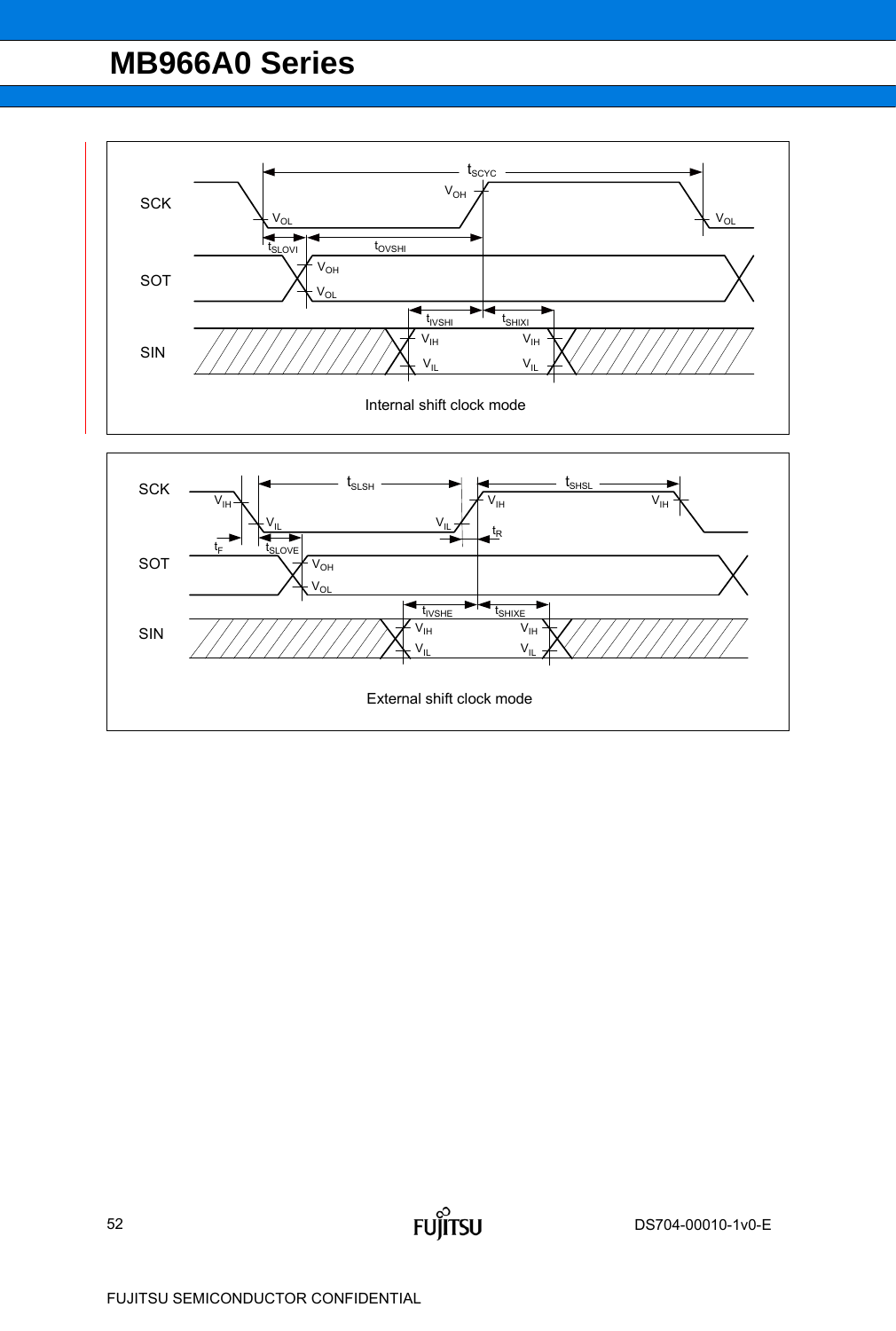SCK

SOT

SIN

$t_{SCYC}$

$V_{OH}$

$V_{OL}$

$V_{OL}$

$t_{SLOVI}$

$t_{OVSHI}$

$V_{OH}$

$V_{OL}$

$t_{IVSHI}$

$t_{SHIXI}$

$V_{IH}$

$V_{IL}$

$V_{IH}$

$V_{IL}$

Internal shift clock mode

SCK

SOT

SIN

$t_{SLSH}$

$t_{SHSL}$

$V_{IH}$

$V_{IL}$

$V_{IL}$

$V_{IH}$

$V_{IH}$

$t_F$

$t_{SLOVE}$

$t_R$

$V_{OH}$

$V_{OL}$

$t_{IVSHE}$

$t_{SHIXE}$

$V_{IH}$

$V_{IL}$

$V_{IH}$

$V_{IL}$

External shift clock mode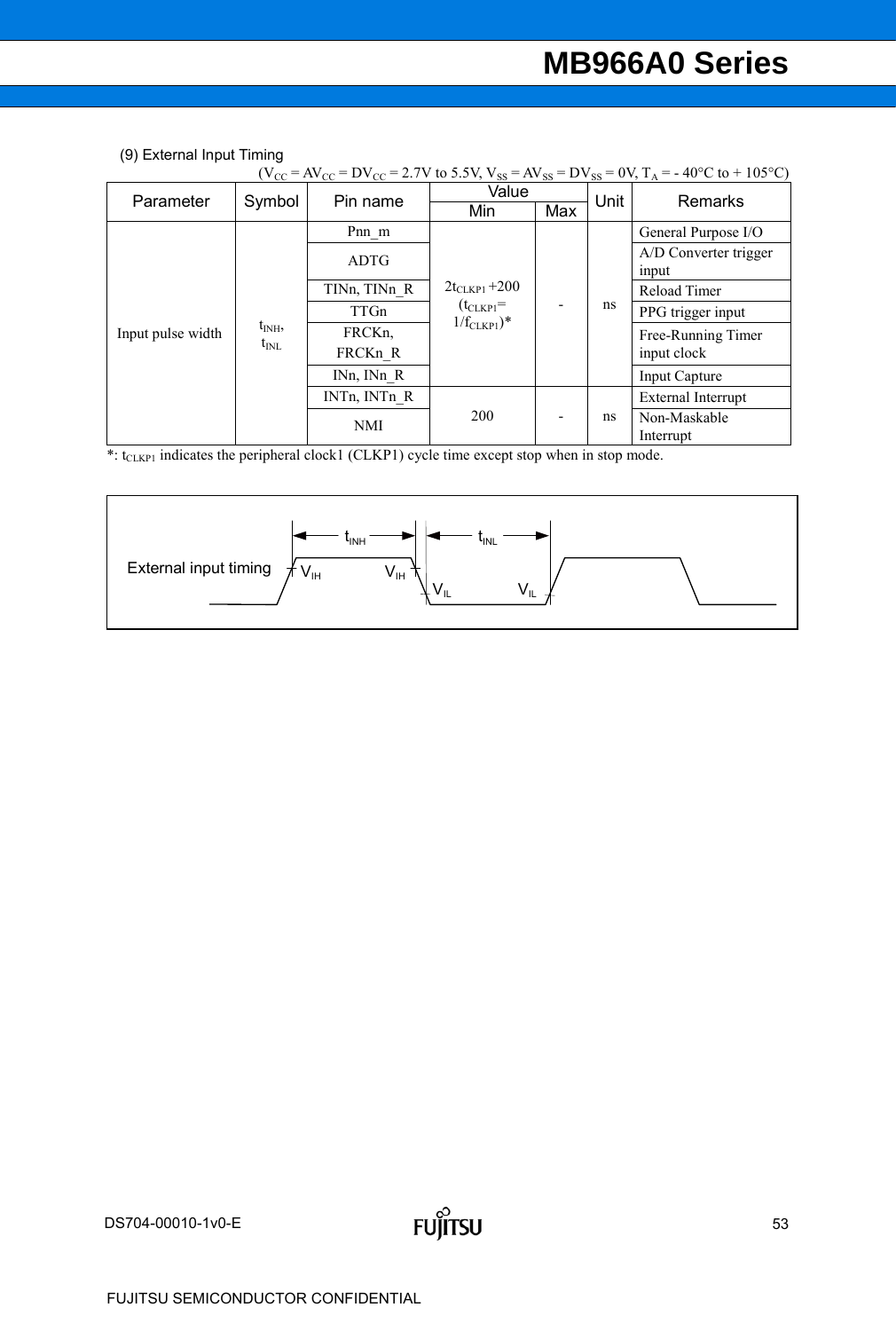(9) External Input Timing

($V_{CC}$ = $AV_{CC}$ = $DV_{CC}$ = 2.7V to 5.5V, $V_{SS}$ = $AV_{SS}$ = $DV_{SS}$ = 0V, $T_A$ = - 40°C to + 105°C)

| Parameter | Symbol | Pin name | Value | | Unit | Remarks |
|---|---|---|---|---|---|---|
| | | | Min | Max | | |
| Input pulse width | $t_{INH}$, $t_{INL}$ | Pnn_m | $2t_{CLKP1}$ +200 ($t_{CLKP1}$= $1/f_{CLKP1}$)* | - | ns | General Purpose I/O |
| | | ADTG | | | | A/D Converter trigger input |
| | | TINn, TINn_R | | | | Reload Timer |
| | | TTGn | | | | PPG trigger input |
| | | FRCKn, FRCKn_R | | | | Free-Running Timer input clock |
| | | INn, INn_R | | | | Input Capture |
| | | INTn, INTn_R | 200 | - | ns | External Interrupt |
| | | NMI | | | | Non-Maskable Interrupt |

*: $t_{CLKP1}$ indicates the peripheral clock1 (CLKP1) cycle time except stop when in stop mode.

External input timing

$t_{INH}$

$t_{INL}$

$V_{IH}$ $V_{IH}$

$V_{IL}$ $V_{IL}$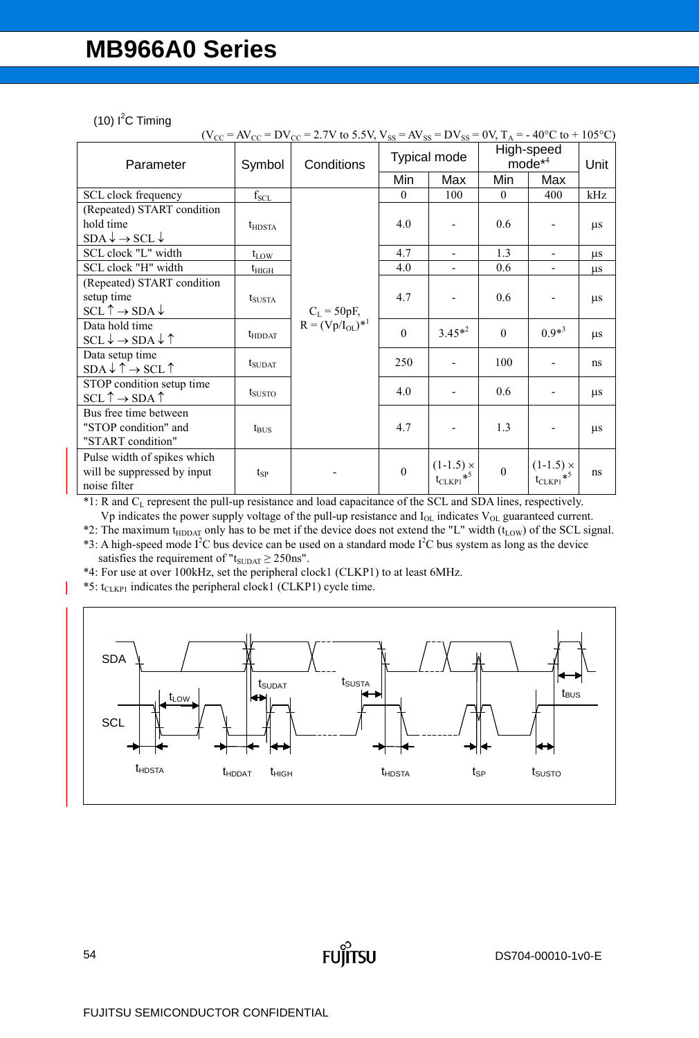(10) I²C Timing

($V_{CC} = AV_{CC} = DV_{CC} = 2.7V$ to $5.5V$, $V_{SS} = AV_{SS} = DV_{SS} = 0V$, $T_A = -40°C$ to $+105°C$)

| Parameter | Symbol | Conditions | Typical mode | | High-speed mode*4 | | Unit |
|---|---|---|---|---|---|---|---|
| | | | Min | Max | Min | Max | |
| SCL clock frequency | $f_{SCL}$ | $C_L = 50pF$, $R = (Vp/I_{OL})$*1 | 0 | 100 | 0 | 400 | kHz |
| (Repeated) START condition hold time SDA↓ → SCL↓ | $t_{HDSTA}$ | | 4.0 | - | 0.6 | - | µs |
| SCL clock "L" width | $t_{LOW}$ | | 4.7 | - | 1.3 | - | µs |
| SCL clock "H" width | $t_{HIGH}$ | | 4.0 | - | 0.6 | - | µs |
| (Repeated) START condition setup time SCL↑ → SDA↓ | $t_{SUSTA}$ | | 4.7 | - | 0.6 | - | µs |
| Data hold time SCL↓ → SDA↓↑ | $t_{HDDAT}$ | | 0 | 3.45*2 | 0 | 0.9*3 | µs |
| Data setup time SDA↓↑ → SCL↑ | $t_{SUDAT}$ | | 250 | - | 100 | - | ns |
| STOP condition setup time SCL↑ → SDA↑ | $t_{SUSTO}$ | | 4.0 | - | 0.6 | - | µs |
| Bus free time between "STOP condition" and "START condition" | $t_{BUS}$ | | 4.7 | - | 1.3 | - | µs |
| Pulse width of spikes which will be suppressed by input noise filter | $t_{SP}$ | - | 0 | (1-1.5) × $t_{CLKP1}$*5 | 0 | (1-1.5) × $t_{CLKP1}$*5 | ns |

*1: R and $C_L$ represent the pull-up resistance and load capacitance of the SCL and SDA lines, respectively. Vp indicates the power supply voltage of the pull-up resistance and $I_{OL}$ indicates $V_{OL}$ guaranteed current.

*2: The maximum $t_{HDDAT}$ only has to be met if the device does not extend the "L" width ($t_{LOW}$) of the SCL signal.

*3: A high-speed mode I²C bus device can be used on a standard mode I²C bus system as long as the device satisfies the requirement of "$t_{SUDAT} \geq 250ns$".

*4: For use at over 100kHz, set the peripheral clock1 (CLKP1) to at least 6MHz.

*5: $t_{CLKP1}$ indicates the peripheral clock1 (CLKP1) cycle time.

SDA
SCL
$t_{LOW}$
$t_{SUDAT}$
$t_{SUSTA}$
$t_{BUS}$
$t_{HDSTA}$
$t_{HDDAT}$
$t_{HIGH}$
$t_{HDSTA}$
$t_{SP}$
$t_{SUSTO}$

FUJITSU SEMICONDUCTOR CONFIDENTIAL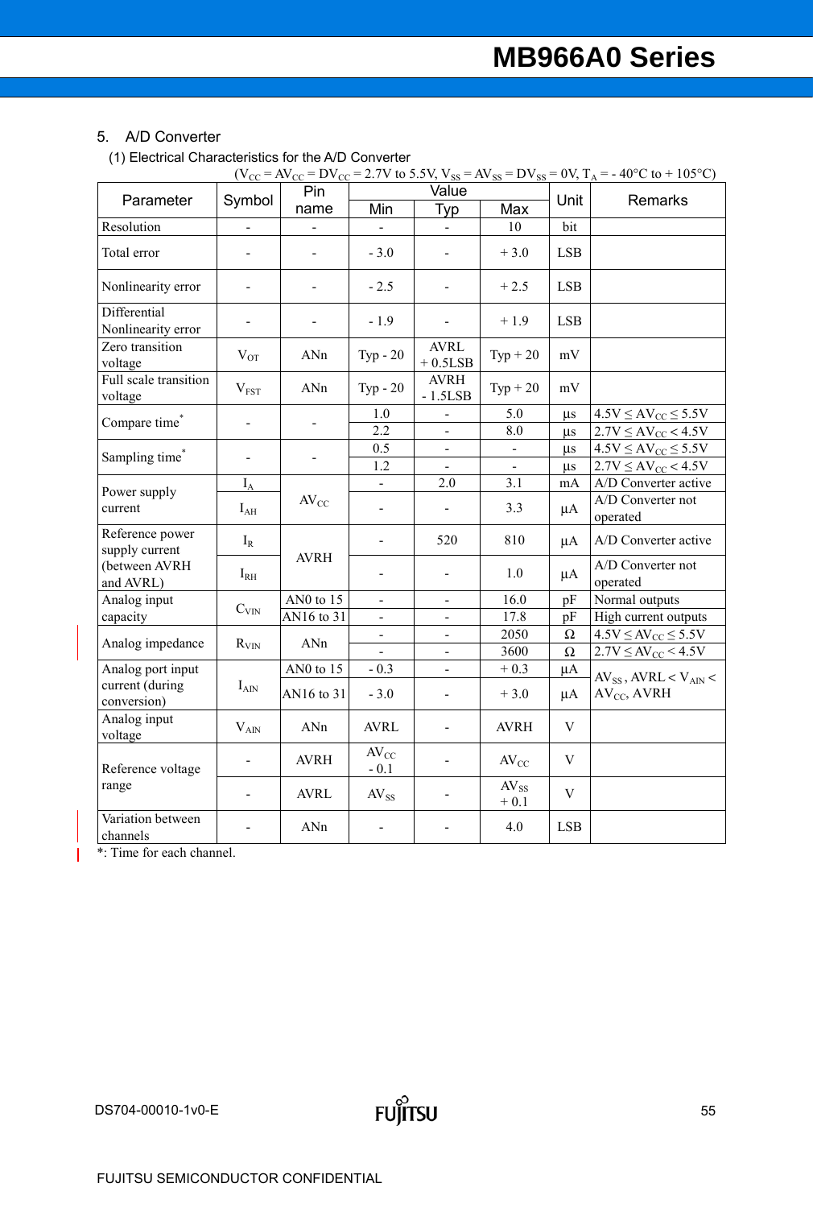## 5. A/D Converter

### (1) Electrical Characteristics for the A/D Converter

($V_{CC}$ = $AV_{CC}$ = $DV_{CC}$ = 2.7V to 5.5V, $V_{SS}$ = $AV_{SS}$ = $DV_{SS}$ = 0V, $T_A$ = - 40°C to + 105°C)

| Parameter | Symbol | Pin name | Value | | | Unit | Remarks |
|---|---|---|---|---|---|---|---|
| | | | Min | Typ | Max | | |
| Resolution | - | - | - | - | 10 | bit | |
| Total error | - | - | - 3.0 | - | + 3.0 | LSB | |
| Nonlinearity error | - | - | - 2.5 | - | + 2.5 | LSB | |
| Differential Nonlinearity error | - | - | - 1.9 | - | + 1.9 | LSB | |
| Zero transition voltage | $V_{OT}$ | ANn | Typ - 20 | AVRL + 0.5LSB | Typ + 20 | mV | |
| Full scale transition voltage | $V_{FST}$ | ANn | Typ - 20 | AVRH - 1.5LSB | Typ + 20 | mV | |
| Compare time* | - | - | 1.0 | - | 5.0 | µs | 4.5V ≤ $AV_{CC}$ ≤ 5.5V |
| | | | 2.2 | - | 8.0 | µs | 2.7V ≤ $AV_{CC}$ < 4.5V |
| Sampling time* | - | - | 0.5 | - | - | µs | 4.5V ≤ $AV_{CC}$ ≤ 5.5V |
| | | | 1.2 | - | - | µs | 2.7V ≤ $AV_{CC}$ < 4.5V |
| Power supply current | $I_A$ | $AV_{CC}$ | - | 2.0 | 3.1 | mA | A/D Converter active |
| | $I_{AH}$ | | - | - | 3.3 | µA | A/D Converter not operated |
| Reference power supply current (between AVRH and AVRL) | $I_R$ | AVRH | - | 520 | 810 | µA | A/D Converter active |
| | $I_{RH}$ | | - | - | 1.0 | µA | A/D Converter not operated |
| Analog input capacity | $C_{VIN}$ | AN0 to 15 | - | - | 16.0 | pF | Normal outputs |
| | | AN16 to 31 | - | - | 17.8 | pF | High current outputs |
| Analog impedance | $R_{VIN}$ | ANn | - | - | 2050 | Ω | 4.5V ≤ $AV_{CC}$ ≤ 5.5V |
| | | | - | - | 3600 | Ω | 2.7V ≤ $AV_{CC}$ < 4.5V |
| Analog port input current (during conversion) | $I_{AIN}$ | AN0 to 15 | - 0.3 | - | + 0.3 | µA | $AV_{SS}$ , AVRL < $V_{AIN}$ < $AV_{CC}$, AVRH |
| | | AN16 to 31 | - 3.0 | - | + 3.0 | µA | |
| Analog input voltage | $V_{AIN}$ | ANn | AVRL | - | AVRH | V | |
| Reference voltage range | - | AVRH | $AV_{CC}$ - 0.1 | - | $AV_{CC}$ | V | |
| | - | AVRL | $AV_{SS}$ | - | $AV_{SS}$ + 0.1 | V | |
| Variation between channels | - | ANn | - | - | 4.0 | LSB | |

*: Time for each channel.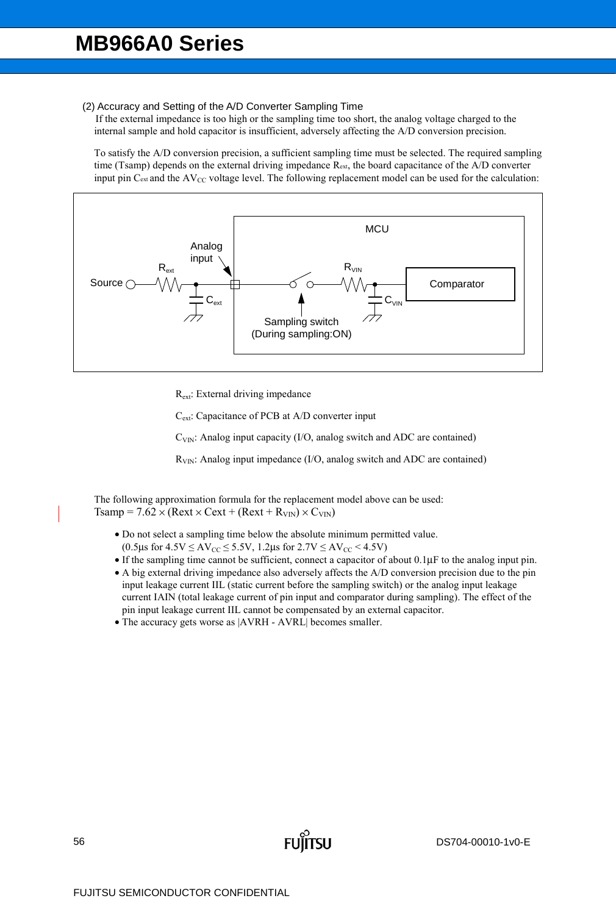### (2) Accuracy and Setting of the A/D Converter Sampling Time

If the external impedance is too high or the sampling time too short, the analog voltage charged to the internal sample and hold capacitor is insufficient, adversely affecting the A/D conversion precision.

To satisfy the A/D conversion precision, a sufficient sampling time must be selected. The required sampling time (Tsamp) depends on the external driving impedance $R_{ext}$, the board capacitance of the A/D converter input pin $C_{ext}$ and the $AV_{CC}$ voltage level. The following replacement model can be used for the calculation:

MCU

Analog input

Source

$R_{ext}$

$C_{ext}$

$R_{VIN}$

$C_{VIN}$

Comparator

Sampling switch
(During sampling:ON)

$R_{ext}$: External driving impedance

$C_{ext}$: Capacitance of PCB at A/D converter input

$C_{VIN}$: Analog input capacity (I/O, analog switch and ADC are contained)

$R_{VIN}$: Analog input impedance (I/O, analog switch and ADC are contained)

The following approximation formula for the replacement model above can be used:
$Tsamp = 7.62 \times (Rext \times Cext + (Rext + R_{VIN}) \times C_{VIN})$

- Do not select a sampling time below the absolute minimum permitted value.
  (0.5µs for $4.5V \leq AV_{CC} \leq 5.5V$, 1.2µs for $2.7V \leq AV_{CC} < 4.5V$)
- If the sampling time cannot be sufficient, connect a capacitor of about 0.1µF to the analog input pin.
- A big external driving impedance also adversely affects the A/D conversion precision due to the pin input leakage current IIL (static current before the sampling switch) or the analog input leakage current IAIN (total leakage current of pin input and comparator during sampling). The effect of the pin input leakage current IIL cannot be compensated by an external capacitor.
- The accuracy gets worse as |AVRH - AVRL| becomes smaller.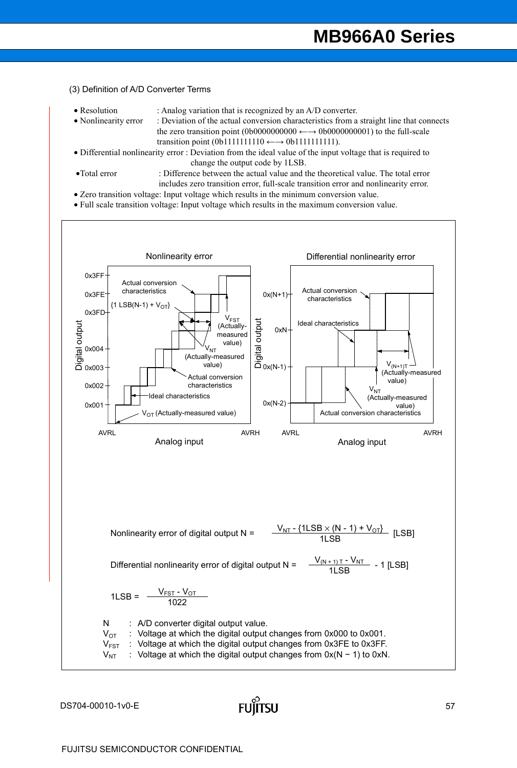(3) Definition of A/D Converter Terms

- Resolution : Analog variation that is recognized by an A/D converter.
- Nonlinearity error : Deviation of the actual conversion characteristics from a straight line that connects the zero transition point (0b0000000000 ←→ 0b0000000001) to the full-scale transition point (0b1111111110 ←→ 0b1111111111).
- Differential nonlinearity error : Deviation from the ideal value of the input voltage that is required to change the output code by 1LSB.
- Total error : Difference between the actual value and the theoretical value. The total error includes zero transition error, full-scale transition error and nonlinearity error.
- Zero transition voltage: Input voltage which results in the minimum conversion value.
- Full scale transition voltage: Input voltage which results in the maximum conversion value.

Nonlinearity error

Digital output

0x3FF
0x3FE
0x3FD
0x004
0x003
0x002
0x001

Actual conversion characteristics

{1 LSB(N-1) + $V_{OT}$}

$V_{FST}$ (Actually-measured value)

$V_{NT}$ (Actually-measured value)

Actual conversion characteristics

Ideal characteristics

$V_{OT}$ (Actually-measured value)

AVRL
AVRH
Analog input

Differential nonlinearity error

Digital output

0x(N+1)
0xN
0x(N-1)
0x(N-2)

Actual conversion characteristics

Ideal characteristics

$V_{(N+1)T}$ (Actually-measured value)

$V_{NT}$ (Actually-measured value)

Actual conversion characteristics

AVRL
AVRH
Analog input

$$\text{Nonlinearity error of digital output N} = \frac{V_{NT} - \{1LSB \times (N - 1) + V_{OT}\}}{1LSB} \text{ [LSB]}$$

$$\text{Differential nonlinearity error of digital output N} = \frac{V_{(N+1)T} - V_{NT}}{1LSB} - 1 \text{ [LSB]}$$

$$1LSB = \frac{V_{FST} - V_{OT}}{1022}$$

N : A/D converter digital output value.
$V_{OT}$ : Voltage at which the digital output changes from 0x000 to 0x001.
$V_{FST}$ : Voltage at which the digital output changes from 0x3FE to 0x3FF.
$V_{NT}$ : Voltage at which the digital output changes from 0x(N − 1) to 0xN.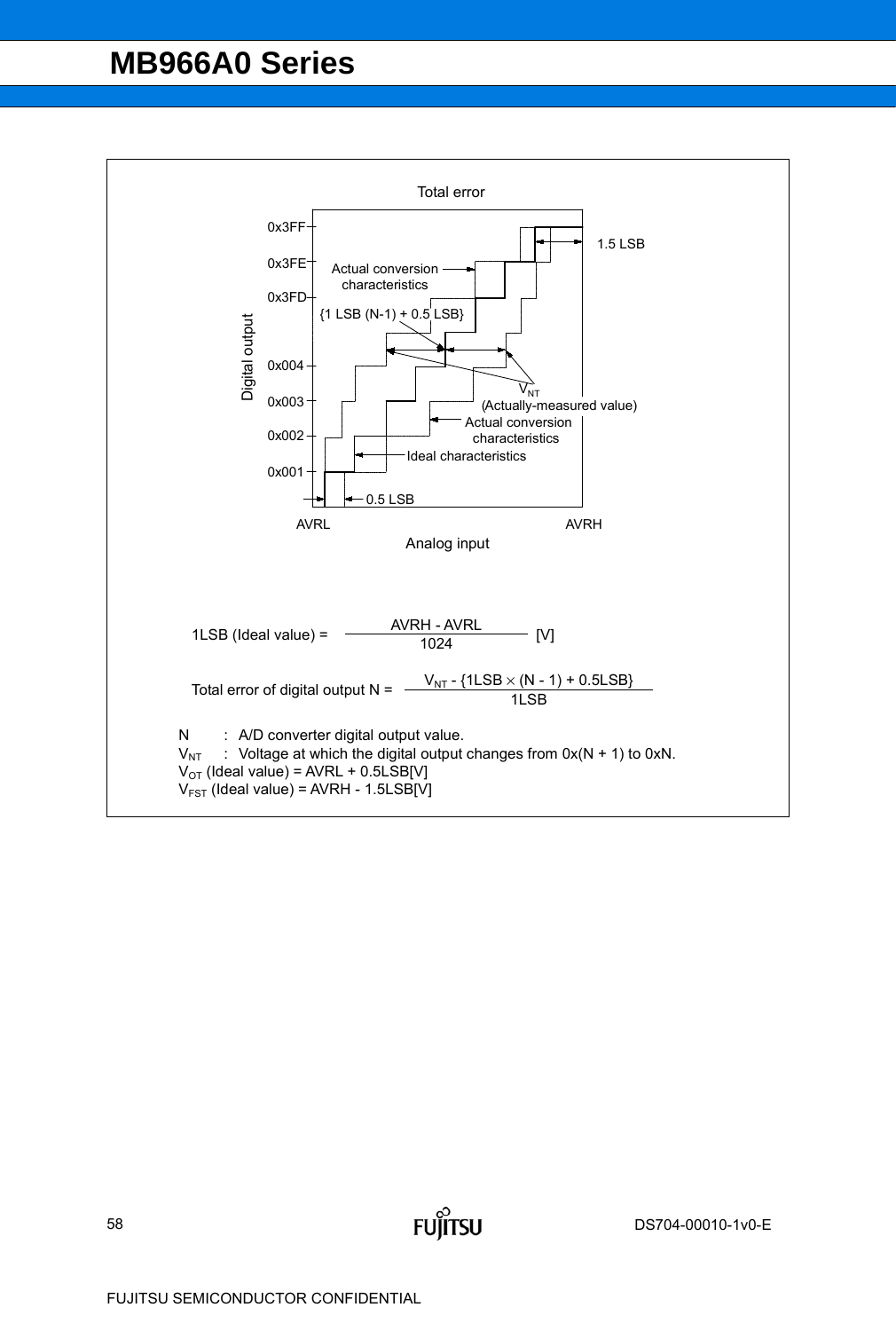Total error

0x3FF

0x3FE

0x3FD

0x004

0x003

0x002

0x001

Digital output

Actual conversion characteristics

{1 LSB (N-1) + 0.5 LSB}

1.5 LSB

$V_{NT}$ (Actually-measured value)

Actual conversion characteristics

Ideal characteristics

0.5 LSB

AVRL

AVRH

Analog input

$$1\text{LSB (Ideal value)} = \frac{\text{AVRH - AVRL}}{1024} \text{ [V]}$$

$$\text{Total error of digital output N} = \frac{V_{NT} - \{1\text{LSB} \times (\text{N} - 1) + 0.5\text{LSB}\}}{1\text{LSB}}$$

N : A/D converter digital output value.

$V_{NT}$ : Voltage at which the digital output changes from 0x(N + 1) to 0xN.

$V_{OT}$ (Ideal value) = AVRL + 0.5LSB[V]

$V_{FST}$ (Ideal value) = AVRH - 1.5LSB[V]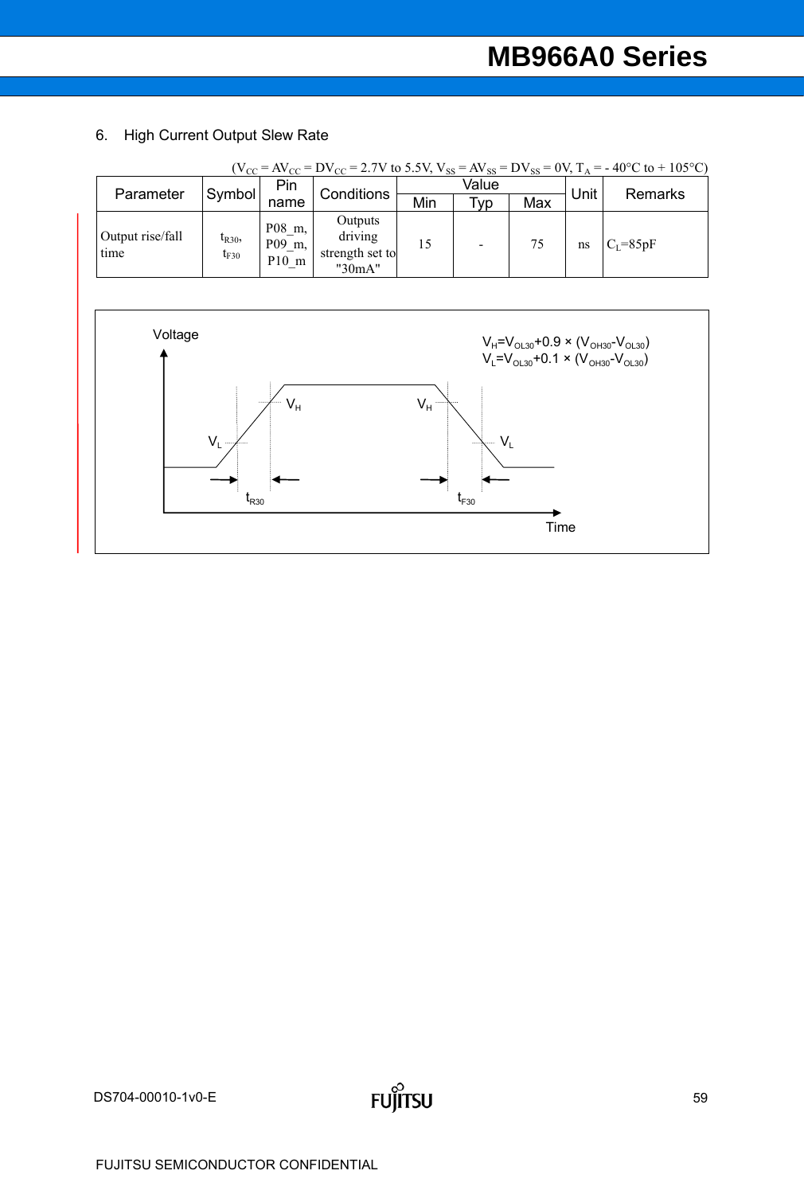## 6. High Current Output Slew Rate

($V_{CC} = AV_{CC} = DV_{CC} = 2.7V$ to $5.5V$, $V_{SS} = AV_{SS} = DV_{SS} = 0V$, $T_A = -40°C$ to $+105°C$)

| Parameter | Symbol | Pin name | Conditions | Value | | | Unit | Remarks |
|---|---|---|---|---|---|---|---|---|
| | | | | Min | Typ | Max | | |
| Output rise/fall time | $t_{R30}$, $t_{F30}$ | P08_m, P09_m, P10_m | Outputs driving strength set to "30mA" | 15 | - | 75 | ns | $C_L$=85pF |

Voltage

$V_H = V_{OL30} + 0.9 \times (V_{OH30} - V_{OL30})$

$V_L = V_{OL30} + 0.1 \times (V_{OH30} - V_{OL30})$

$V_H$

$V_L$

$V_H$

$V_L$

$t_{R30}$

$t_{F30}$

Time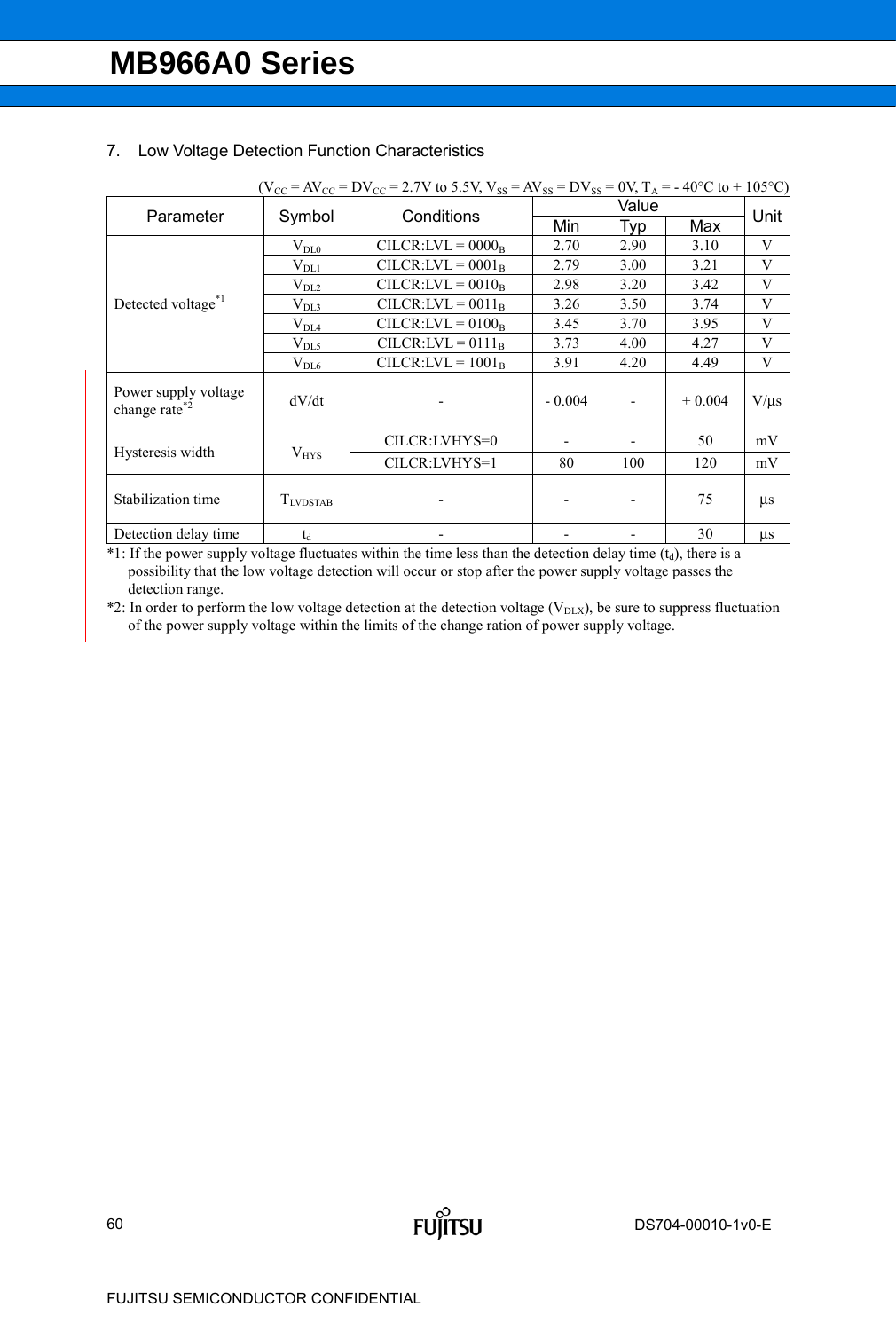## 7. Low Voltage Detection Function Characteristics

($V_{CC} = AV_{CC} = DV_{CC} = 2.7V$ to $5.5V$, $V_{SS} = AV_{SS} = DV_{SS} = 0V$, $T_A = -40°C$ to $+105°C$)

| Parameter | Symbol | Conditions | Value | | | Unit |
|---|---|---|---|---|---|---|
| | | | Min | Typ | Max | |
| Detected voltage[*1] | $V_{DL0}$ | CILCR:LVL = $0000_B$ | 2.70 | 2.90 | 3.10 | V |
| | $V_{DL1}$ | CILCR:LVL = $0001_B$ | 2.79 | 3.00 | 3.21 | V |
| | $V_{DL2}$ | CILCR:LVL = $0010_B$ | 2.98 | 3.20 | 3.42 | V |
| | $V_{DL3}$ | CILCR:LVL = $0011_B$ | 3.26 | 3.50 | 3.74 | V |
| | $V_{DL4}$ | CILCR:LVL = $0100_B$ | 3.45 | 3.70 | 3.95 | V |
| | $V_{DL5}$ | CILCR:LVL = $0111_B$ | 3.73 | 4.00 | 4.27 | V |
| | $V_{DL6}$ | CILCR:LVL = $1001_B$ | 3.91 | 4.20 | 4.49 | V |
| Power supply voltage change rate[*2] | dV/dt | - | - 0.004 | - | + 0.004 | V/μs |
| Hysteresis width | $V_{HYS}$ | CILCR:LVHYS=0 | - | - | 50 | mV |
| | | CILCR:LVHYS=1 | 80 | 100 | 120 | mV |
| Stabilization time | $T_{LVDSTAB}$ | - | - | - | 75 | μs |
| Detection delay time | $t_d$ | - | - | - | 30 | μs |

*1: If the power supply voltage fluctuates within the time less than the detection delay time ($t_d$), there is a possibility that the low voltage detection will occur or stop after the power supply voltage passes the detection range.

*2: In order to perform the low voltage detection at the detection voltage ($V_{DLX}$), be sure to suppress fluctuation of the power supply voltage within the limits of the change ration of power supply voltage.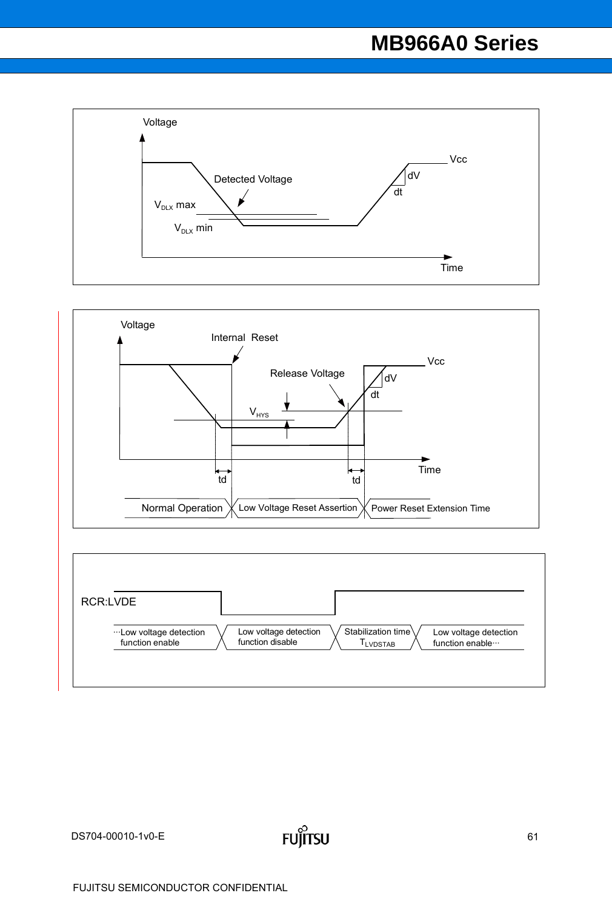Voltage

Detected Voltage

$V_{DLX}$ max

$V_{DLX}$ min

Vcc

dV

dt

Time

Voltage

Internal Reset

Release Voltage

Vcc

dV

dt

$V_{HYS}$

td

td

Time

Normal Operation

Low Voltage Reset Assertion

Power Reset Extension Time

RCR:LVDE

···Low voltage detection function enable

Low voltage detection function disable

Stabilization time $T_{LVDSTAB}$

Low voltage detection function enable···

FUJITSU SEMICONDUCTOR CONFIDENTIAL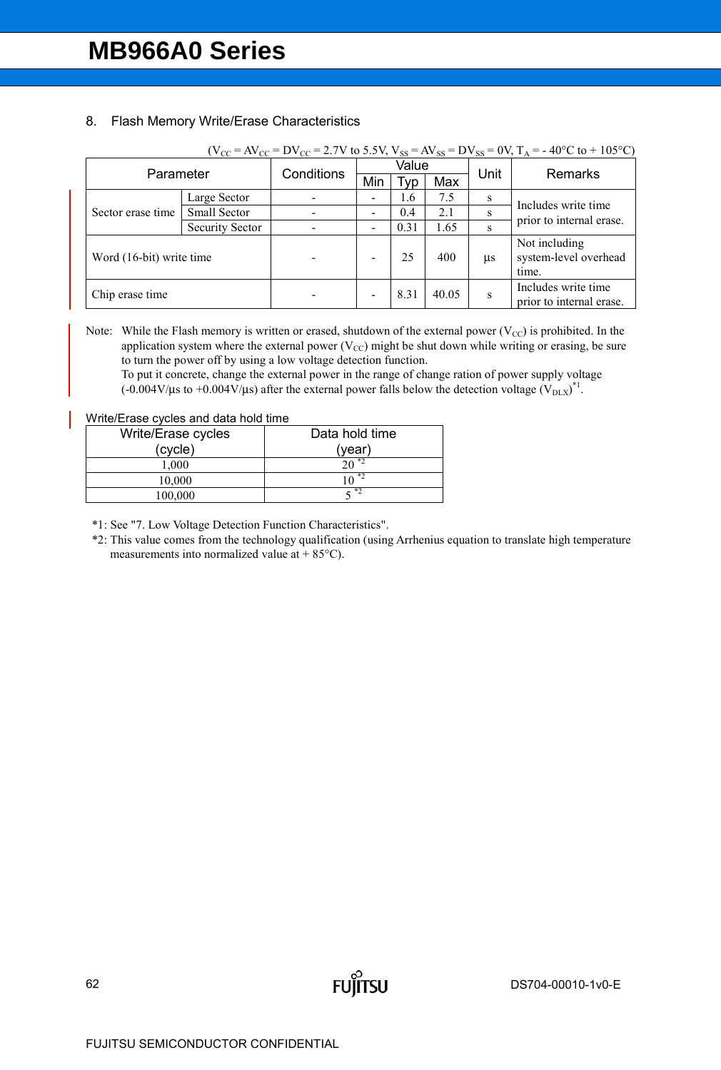## 8. Flash Memory Write/Erase Characteristics

($V_{CC} = AV_{CC} = DV_{CC} = 2.7V$ to $5.5V$, $V_{SS} = AV_{SS} = DV_{SS} = 0V$, $T_A = -40°C$ to $+105°C$)

| Parameter | | Conditions | Value | | | Unit | Remarks |
|---|---|---|---|---|---|---|---|
| | | | Min | Typ | Max | | |
| Sector erase time | Large Sector | - | - | 1.6 | 7.5 | s | Includes write time prior to internal erase. |
| | Small Sector | - | - | 0.4 | 2.1 | s | |
| | Security Sector | - | - | 0.31 | 1.65 | s | |
| Word (16-bit) write time | | - | - | 25 | 400 | µs | Not including system-level overhead time. |
| Chip erase time | | - | - | 8.31 | 40.05 | s | Includes write time prior to internal erase. |

Note: While the Flash memory is written or erased, shutdown of the external power ($V_{CC}$) is prohibited. In the application system where the external power ($V_{CC}$) might be shut down while writing or erasing, be sure to turn the power off by using a low voltage detection function.
To put it concrete, change the external power in the range of change ration of power supply voltage (-0.004V/µs to +0.004V/µs) after the external power falls below the detection voltage ($V_{DLX}$)*1.

Write/Erase cycles and data hold time

| Write/Erase cycles (cycle) | Data hold time (year) |
|---|---|
| 1,000 | 20 *2 |
| 10,000 | 10 *2 |
| 100,000 | 5 *2 |

*1: See "7. Low Voltage Detection Function Characteristics".

*2: This value comes from the technology qualification (using Arrhenius equation to translate high temperature measurements into normalized value at + 85°C).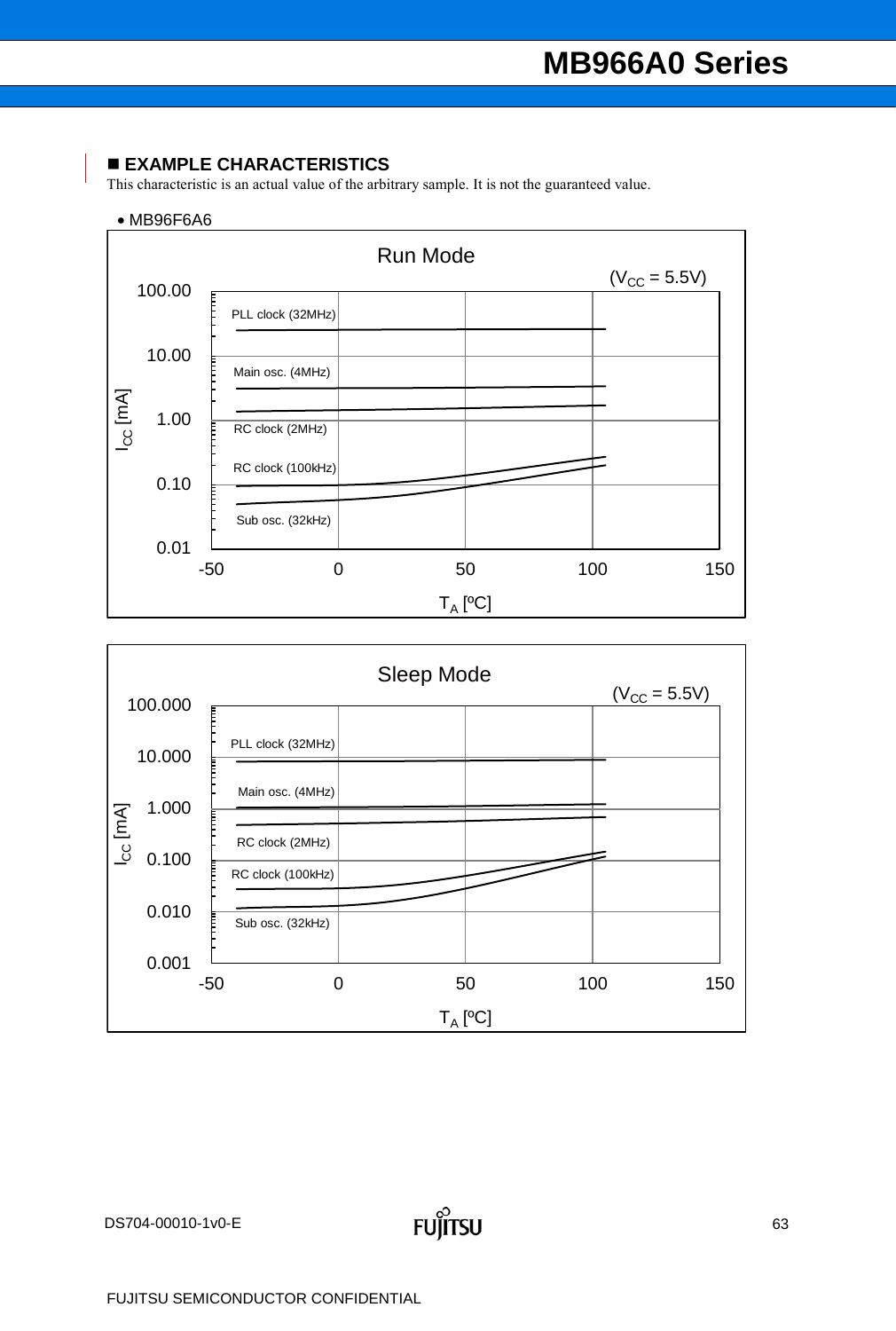## ■ EXAMPLE CHARACTERISTICS

This characteristic is an actual value of the arbitrary sample. It is not the guaranteed value.

- MB96F6A6

Run Mode

($V_{CC}$ = 5.5V)

$I_{CC}$ [mA]

100.00
10.00
1.00
0.10
0.01

PLL clock (32MHz)
Main osc. (4MHz)
RC clock (2MHz)
RC clock (100kHz)
Sub osc. (32kHz)

-50
0
50
100
150

$T_A$ [ºC]

Sleep Mode

($V_{CC}$ = 5.5V)

$I_{CC}$ [mA]

100.000
10.000
1.000
0.100
0.010
0.001

PLL clock (32MHz)
Main osc. (4MHz)
RC clock (2MHz)
RC clock (100kHz)
Sub osc. (32kHz)

-50
0
50
100
150

$T_A$ [ºC]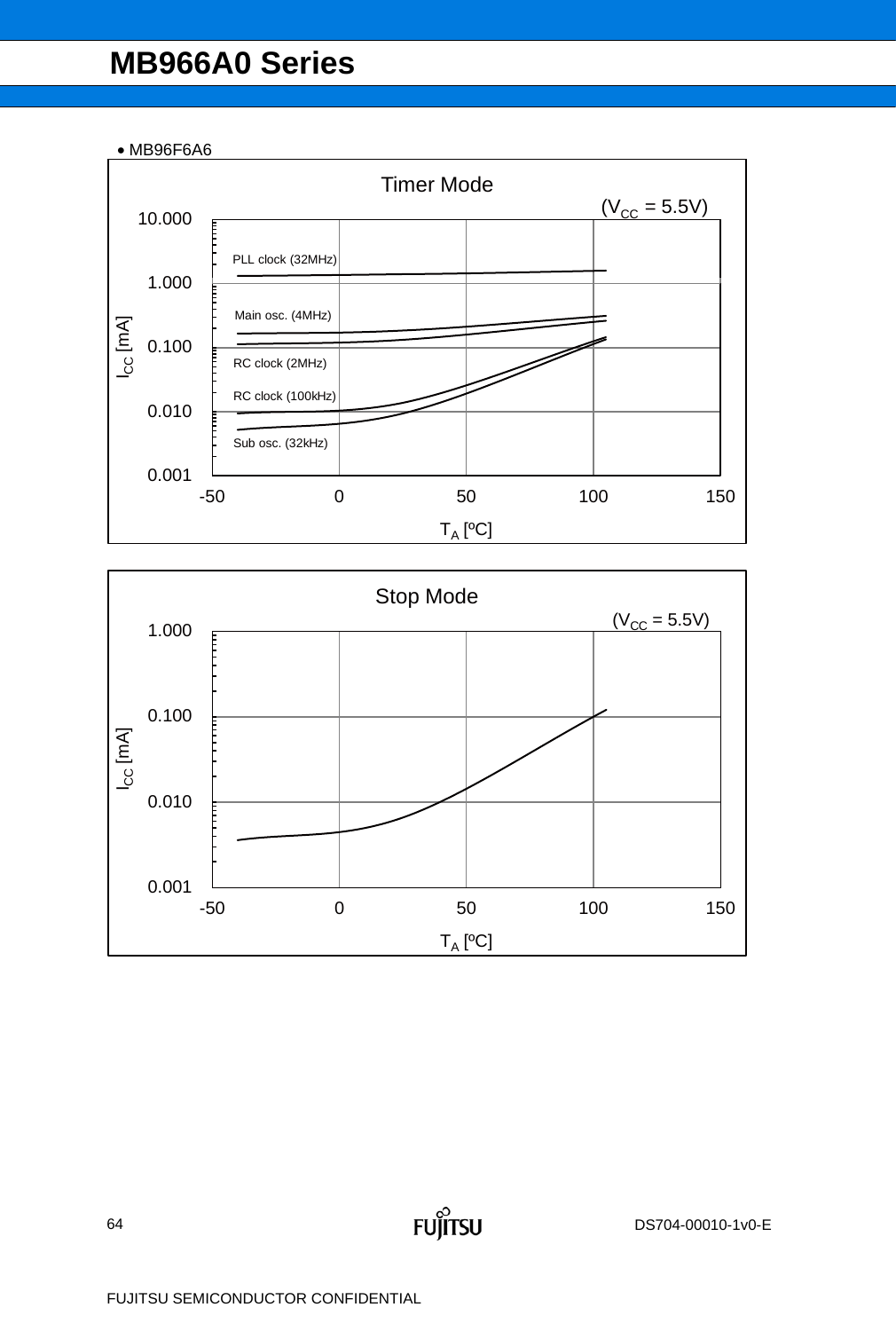- MB96F6A6

Timer Mode

($V_{CC}$ = 5.5V)

10.000

1.000

0.100

0.010

0.001

$I_{CC}$ [mA]

PLL clock (32MHz)

Main osc. (4MHz)

RC clock (2MHz)

RC clock (100kHz)

Sub osc. (32kHz)

-50 0 50 100 150

$T_A$ [ºC]

Stop Mode

($V_{CC}$ = 5.5V)

1.000

0.100

0.010

0.001

$I_{CC}$ [mA]

-50 0 50 100 150

$T_A$ [ºC]

DS704-00010-1v0-E

FUJITSU SEMICONDUCTOR CONFIDENTIAL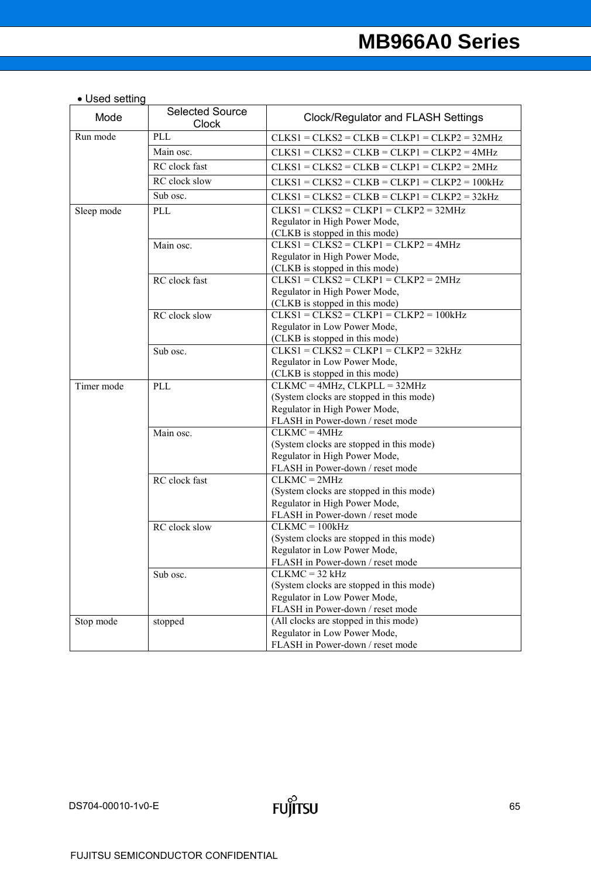- Used setting

| Mode | Selected Source Clock | Clock/Regulator and FLASH Settings |
|---|---|---|
| Run mode | PLL | CLKS1 = CLKS2 = CLKB = CLKP1 = CLKP2 = 32MHz |
| | Main osc. | CLKS1 = CLKS2 = CLKB = CLKP1 = CLKP2 = 4MHz |
| | RC clock fast | CLKS1 = CLKS2 = CLKB = CLKP1 = CLKP2 = 2MHz |
| | RC clock slow | CLKS1 = CLKS2 = CLKB = CLKP1 = CLKP2 = 100kHz |
| | Sub osc. | CLKS1 = CLKS2 = CLKB = CLKP1 = CLKP2 = 32kHz |
| Sleep mode | PLL | CLKS1 = CLKS2 = CLKP1 = CLKP2 = 32MHz<br>Regulator in High Power Mode,<br>(CLKB is stopped in this mode) |
| | Main osc. | CLKS1 = CLKS2 = CLKP1 = CLKP2 = 4MHz<br>Regulator in High Power Mode,<br>(CLKB is stopped in this mode) |
| | RC clock fast | CLKS1 = CLKS2 = CLKP1 = CLKP2 = 2MHz<br>Regulator in High Power Mode,<br>(CLKB is stopped in this mode) |
| | RC clock slow | CLKS1 = CLKS2 = CLKP1 = CLKP2 = 100kHz<br>Regulator in Low Power Mode,<br>(CLKB is stopped in this mode) |
| | Sub osc. | CLKS1 = CLKS2 = CLKP1 = CLKP2 = 32kHz<br>Regulator in Low Power Mode,<br>(CLKB is stopped in this mode) |
| Timer mode | PLL | CLKMC = 4MHz, CLKPLL = 32MHz<br>(System clocks are stopped in this mode)<br>Regulator in High Power Mode,<br>FLASH in Power-down / reset mode |
| | Main osc. | CLKMC = 4MHz<br>(System clocks are stopped in this mode)<br>Regulator in High Power Mode,<br>FLASH in Power-down / reset mode |
| | RC clock fast | CLKMC = 2MHz<br>(System clocks are stopped in this mode)<br>Regulator in High Power Mode,<br>FLASH in Power-down / reset mode |
| | RC clock slow | CLKMC = 100kHz<br>(System clocks are stopped in this mode)<br>Regulator in Low Power Mode,<br>FLASH in Power-down / reset mode |
| | Sub osc. | CLKMC = 32 kHz<br>(System clocks are stopped in this mode)<br>Regulator in Low Power Mode,<br>FLASH in Power-down / reset mode |
| Stop mode | stopped | (All clocks are stopped in this mode)<br>Regulator in Low Power Mode,<br>FLASH in Power-down / reset mode |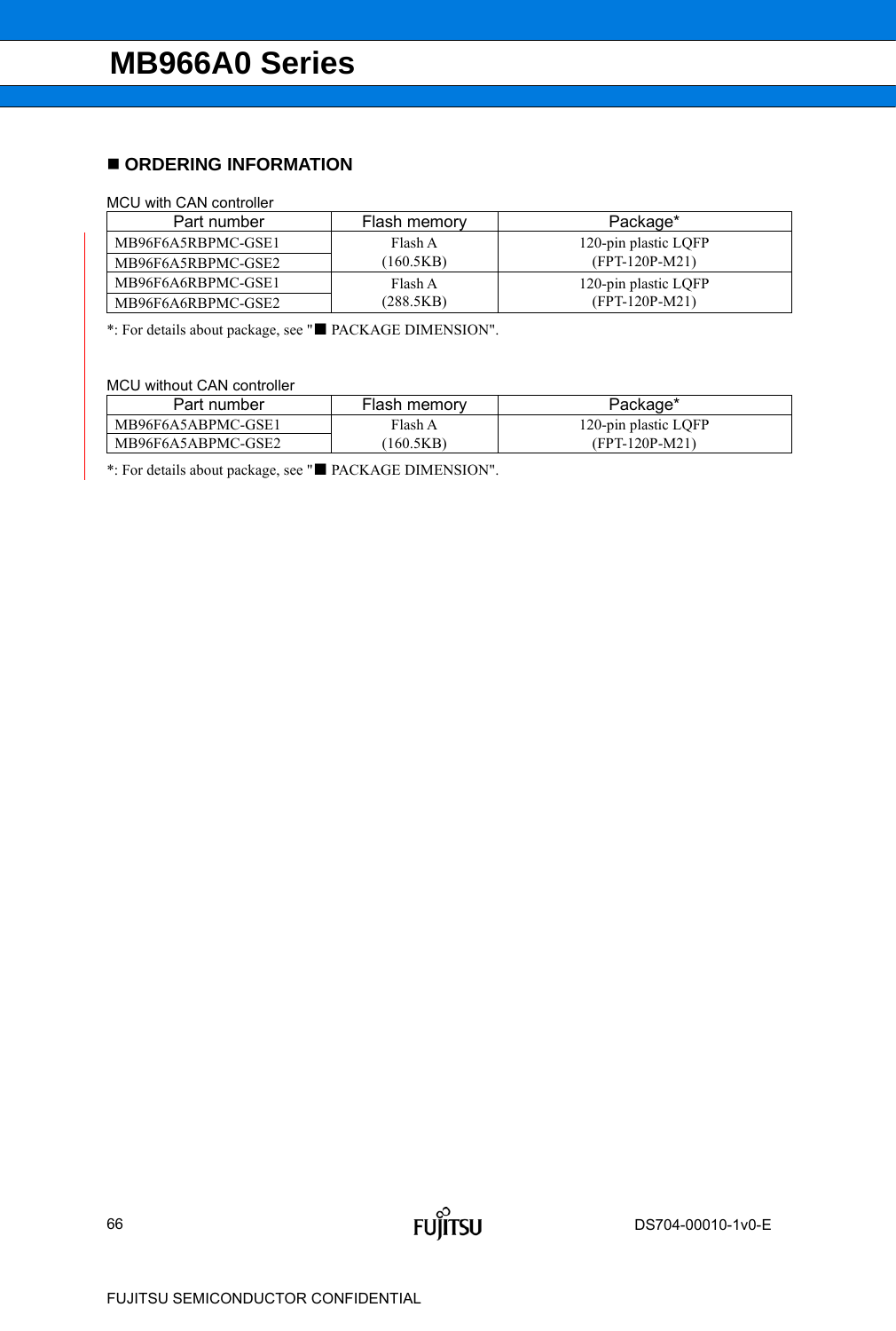## ■ ORDERING INFORMATION

MCU with CAN controller

| Part number | Flash memory | Package* |
|---|---|---|
| MB96F6A5RBPMC-GSE1 | Flash A (160.5KB) | 120-pin plastic LQFP (FPT-120P-M21) |
| MB96F6A5RBPMC-GSE2 | | |
| MB96F6A6RBPMC-GSE1 | Flash A (288.5KB) | 120-pin plastic LQFP (FPT-120P-M21) |
| MB96F6A6RBPMC-GSE2 | | |

*: For details about package, see "■ PACKAGE DIMENSION".

MCU without CAN controller

| Part number | Flash memory | Package* |
|---|---|---|
| MB96F6A5ABPMC-GSE1 | Flash A (160.5KB) | 120-pin plastic LQFP (FPT-120P-M21) |
| MB96F6A5ABPMC-GSE2 | | |

*: For details about package, see "■ PACKAGE DIMENSION".

FUJITSU SEMICONDUCTOR CONFIDENTIAL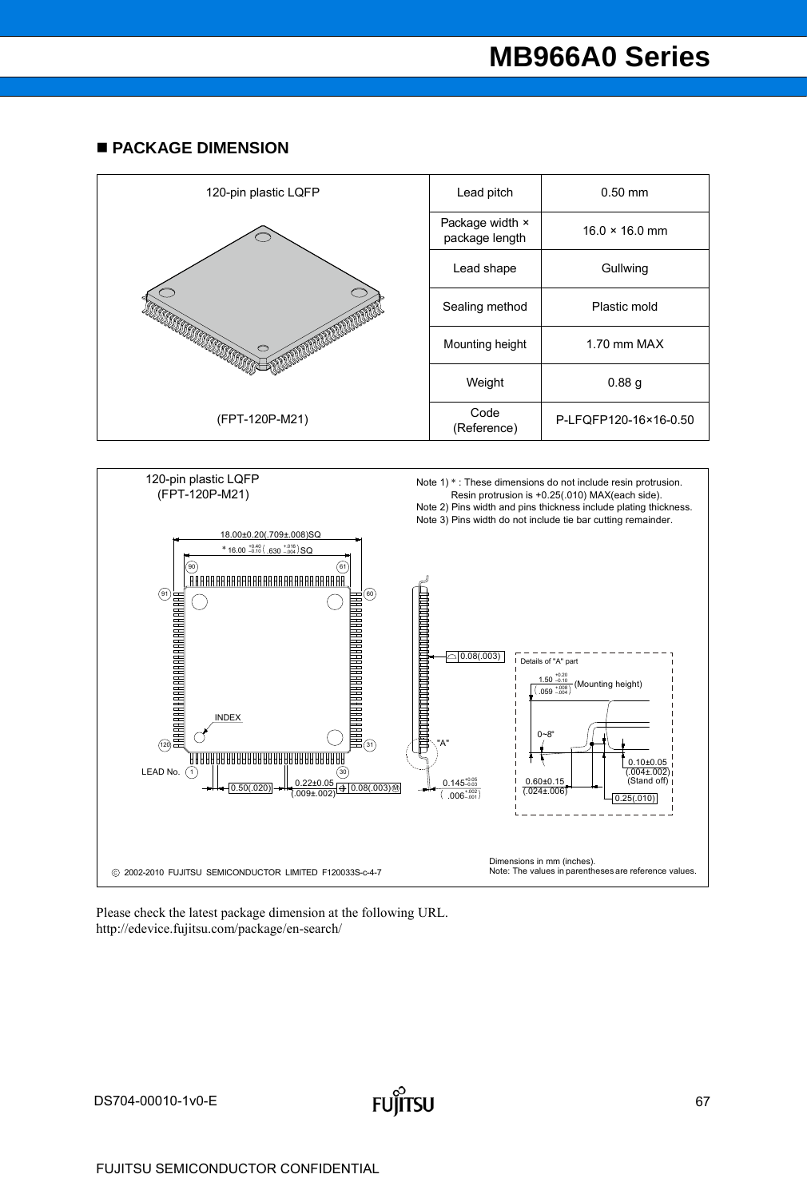## ■ PACKAGE DIMENSION

| 120-pin plastic LQFP | Lead pitch | 0.50 mm |
|---|---|---|
| | Package width × package length | 16.0 × 16.0 mm |
| | Lead shape | Gullwing |
| | Sealing method | Plastic mold |
| | Mounting height | 1.70 mm MAX |
| | Weight | 0.88 g |
| (FPT-120P-M21) | Code (Reference) | P-LFQFP120-16×16-0.50 |

120-pin plastic LQFP
(FPT-120P-M21)

Note 1) * : These dimensions do not include resin protrusion.
Resin protrusion is +0.25(.010) MAX(each side).
Note 2) Pins width and pins thickness include plating thickness.
Note 3) Pins width do not include tie bar cutting remainder.

18.00±0.20(.709±.008)SQ

* 16.00 $^{+0.40}_{-0.10}$ ( .630 $^{+.016}_{-.004}$ ) SQ

90
61
91
60
INDEX
120
31
LEAD No. 1
30

0.50(.020)
0.22±0.05
(.009±.002)
0.08(.003) Ⓜ

0.08(.003)
"A"
0.145 $^{+0.05}_{-0.03}$
( .006 $^{+.002}_{-.001}$ )

Details of "A" part
1.50 $^{+0.20}_{-0.10}$
( .059 $^{+.008}_{-.004}$ ) (Mounting height)
0~8°
0.10±0.05
(.004±.002)
(Stand off)
0.60±0.15
(.024±.006)
0.25(.010)

© 2002-2010 FUJITSU SEMICONDUCTOR LIMITED F120033S-c-4-7

Dimensions in mm (inches).
Note: The values in parentheses are reference values.

Please check the latest package dimension at the following URL.
http://edevice.fujitsu.com/package/en-search/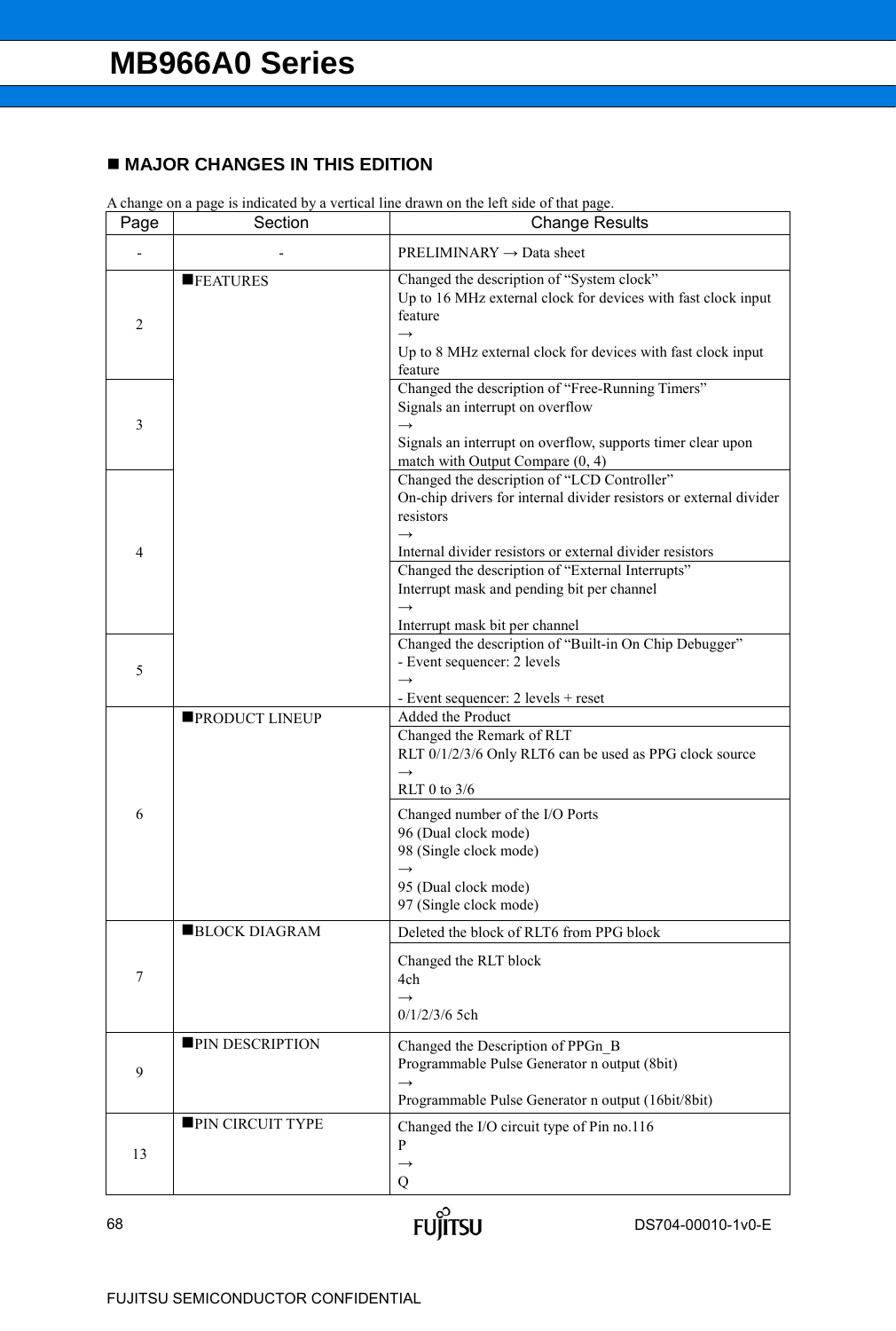## ■ MAJOR CHANGES IN THIS EDITION

A change on a page is indicated by a vertical line drawn on the left side of that page.

| Page | Section | Change Results |
|---|---|---|
| - | - | PRELIMINARY → Data sheet |
| 2 | ■FEATURES | Changed the description of "System clock"<br>Up to 16 MHz external clock for devices with fast clock input feature<br>→<br>Up to 8 MHz external clock for devices with fast clock input feature |
| 3 | | Changed the description of "Free-Running Timers"<br>Signals an interrupt on overflow<br>→<br>Signals an interrupt on overflow, supports timer clear upon match with Output Compare (0, 4) |
| 4 | | Changed the description of "LCD Controller"<br>On-chip drivers for internal divider resistors or external divider resistors<br>→<br>Internal divider resistors or external divider resistors |
| | | Changed the description of "External Interrupts"<br>Interrupt mask and pending bit per channel<br>→<br>Interrupt mask bit per channel |
| 5 | | Changed the description of "Built-in On Chip Debugger"<br>- Event sequencer: 2 levels<br>→<br>- Event sequencer: 2 levels + reset |
| 6 | ■PRODUCT LINEUP | Added the Product |
| | | Changed the Remark of RLT<br>RLT 0/1/2/3/6 Only RLT6 can be used as PPG clock source<br>→<br>RLT 0 to 3/6 |
| | | Changed number of the I/O Ports<br>96 (Dual clock mode)<br>98 (Single clock mode)<br>→<br>95 (Dual clock mode)<br>97 (Single clock mode) |
| 7 | ■BLOCK DIAGRAM | Deleted the block of RLT6 from PPG block |
| | | Changed the RLT block<br>4ch<br>→<br>0/1/2/3/6 5ch |
| 9 | ■PIN DESCRIPTION | Changed the Description of PPGn_B<br>Programmable Pulse Generator n output (8bit)<br>→<br>Programmable Pulse Generator n output (16bit/8bit) |
| 13 | ■PIN CIRCUIT TYPE | Changed the I/O circuit type of Pin no.116<br>P<br>→<br>Q |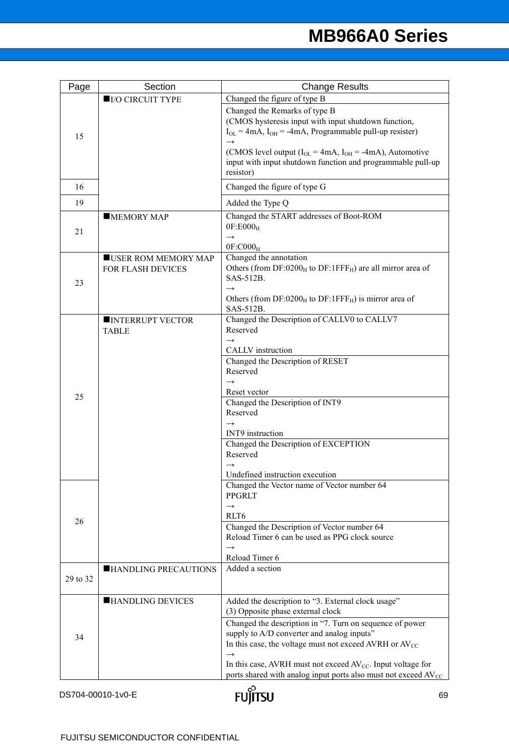| Page | Section | Change Results |
|---|---|---|
| 15 | ■I/O CIRCUIT TYPE | Changed the figure of type B |
| | | Changed the Remarks of type B<br>(CMOS hysteresis input with input shutdown function, $I_{OL}$ = 4mA, $I_{OH}$ = -4mA, Programmable pull-up resister)<br>→<br>(CMOS level output ($I_{OL}$ = 4mA, $I_{OH}$ = -4mA), Automotive input with input shutdown function and programmable pull-up resistor) |
| 16 | | Changed the figure of type G |
| 19 | | Added the Type Q |
| 21 | ■MEMORY MAP | Changed the START addresses of Boot-ROM<br>0F:E000$_H$<br>→<br>0F:C000$_H$ |
| 23 | ■USER ROM MEMORY MAP FOR FLASH DEVICES | Changed the annotation<br>Others (from DF:0200$_H$ to DF:1FFF$_H$) are all mirror area of SAS-512B.<br>→<br>Others (from DF:0200$_H$ to DF:1FFF$_H$) is mirror area of SAS-512B. |
| 25 | ■INTERRUPT VECTOR TABLE | Changed the Description of CALLV0 to CALLV7<br>Reserved<br>→<br>CALLV instruction |
| | | Changed the Description of RESET<br>Reserved<br>→<br>Reset vector |
| | | Changed the Description of INT9<br>Reserved<br>→<br>INT9 instruction |
| | | Changed the Description of EXCEPTION<br>Reserved<br>→<br>Undefined instruction execution |
| 26 | | Changed the Vector name of Vector number 64<br>PPGRLT<br>→<br>RLT6 |
| | | Changed the Description of Vector number 64<br>Reload Timer 6 can be used as PPG clock source<br>→<br>Reload Timer 6 |
| 29 to 32 | ■HANDLING PRECAUTIONS | Added a section |
| 34 | ■HANDLING DEVICES | Added the description to “3. External clock usage”<br>(3) Opposite phase external clock |
| | | Changed the description in “7. Turn on sequence of power supply to A/D converter and analog inputs”<br>In this case, the voltage must not exceed AVRH or $AV_{CC}$<br>→<br>In this case, AVRH must not exceed $AV_{CC}$. Input voltage for ports shared with analog input ports also must not exceed $AV_{CC}$ |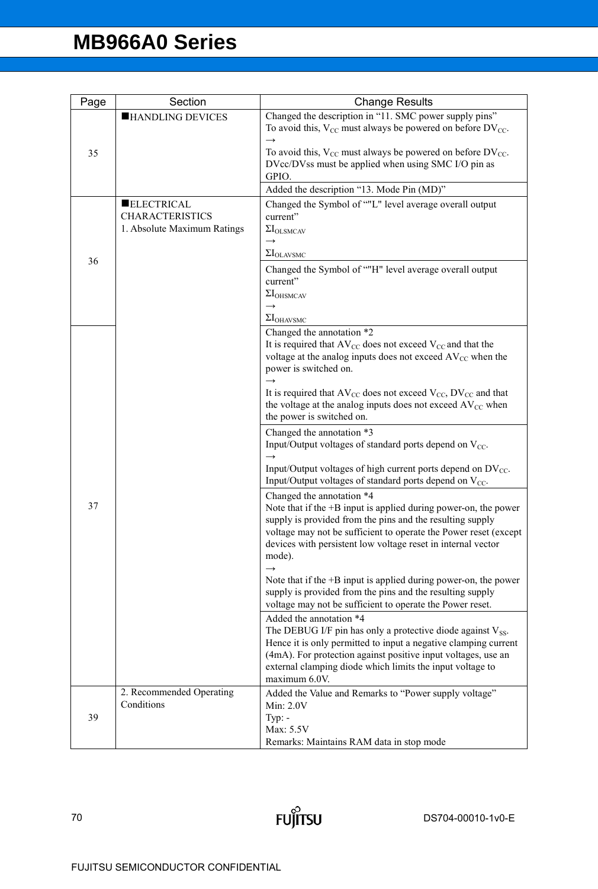| Page | Section | Change Results |
|---|---|---|
| 35 | ■HANDLING DEVICES | Changed the description in “11. SMC power supply pins”<br>To avoid this, $V_{CC}$ must always be powered on before $DV_{CC}$.<br>→<br>To avoid this, $V_{CC}$ must always be powered on before $DV_{CC}$. DVcc/DVss must be applied when using SMC I/O pin as GPIO. |
| | | Added the description “13. Mode Pin (MD)” |
| 36 | ■ELECTRICAL CHARACTERISTICS<br>1. Absolute Maximum Ratings | Changed the Symbol of “"L" level average overall output current”<br>$\Sigma I_{OLSMCAV}$<br>→<br>$\Sigma I_{OLAVSMC}$ |
| | | Changed the Symbol of “"H" level average overall output current”<br>$\Sigma I_{OHSMCAV}$<br>→<br>$\Sigma I_{OHAVSMC}$ |
| 37 | | Changed the annotation *2<br>It is required that $AV_{CC}$ does not exceed $V_{CC}$ and that the voltage at the analog inputs does not exceed $AV_{CC}$ when the power is switched on.<br>→<br>It is required that $AV_{CC}$ does not exceed $V_{CC}$, $DV_{CC}$ and that the voltage at the analog inputs does not exceed $AV_{CC}$ when the power is switched on. |
| | | Changed the annotation *3<br>Input/Output voltages of standard ports depend on $V_{CC}$.<br>→<br>Input/Output voltages of high current ports depend on $DV_{CC}$.<br>Input/Output voltages of standard ports depend on $V_{CC}$. |
| | | Changed the annotation *4<br>Note that if the +B input is applied during power-on, the power supply is provided from the pins and the resulting supply voltage may not be sufficient to operate the Power reset (except devices with persistent low voltage reset in internal vector mode).<br>→<br>Note that if the +B input is applied during power-on, the power supply is provided from the pins and the resulting supply voltage may not be sufficient to operate the Power reset. |
| | | Added the annotation *4<br>The DEBUG I/F pin has only a protective diode against $V_{SS}$. Hence it is only permitted to input a negative clamping current (4mA). For protection against positive input voltages, use an external clamping diode which limits the input voltage to maximum 6.0V. |
| 39 | 2. Recommended Operating Conditions | Added the Value and Remarks to “Power supply voltage”<br>Min: 2.0V<br>Typ: -<br>Max: 5.5V<br>Remarks: Maintains RAM data in stop mode |

DS704-00010-1v0-E

FUJITSU SEMICONDUCTOR CONFIDENTIAL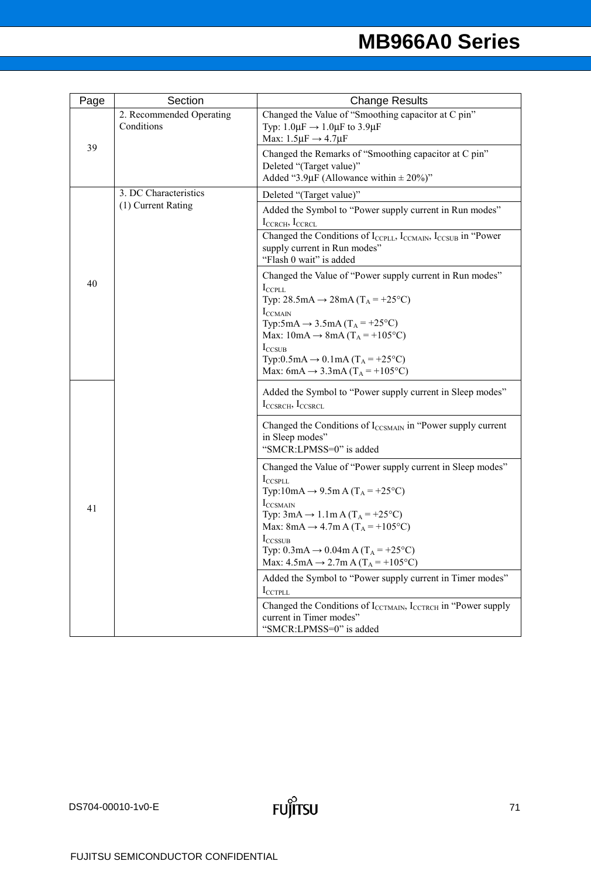| Page | Section | Change Results |
|---|---|---|
| 39 | 2. Recommended Operating Conditions | Changed the Value of “Smoothing capacitor at C pin”<br>Typ: 1.0μF → 1.0μF to 3.9μF<br>Max: 1.5μF → 4.7μF |
| | | Changed the Remarks of “Smoothing capacitor at C pin”<br>Deleted “(Target value)”<br>Added “3.9μF (Allowance within ± 20%)” |
| 40 | 3. DC Characteristics<br>(1) Current Rating | Deleted “(Target value)” |
| | | Added the Symbol to “Power supply current in Run modes”<br>$I_{CCRCH}$, $I_{CCRCL}$ |
| | | Changed the Conditions of $I_{CCPLL}$, $I_{CCMAIN}$, $I_{CCSUB}$ in “Power supply current in Run modes”<br>“Flash 0 wait” is added |
| | | Changed the Value of “Power supply current in Run modes”<br>$I_{CCPLL}$<br>Typ: 28.5mA → 28mA ($T_A$ = +25°C)<br>$I_{CCMAIN}$<br>Typ:5mA → 3.5mA ($T_A$ = +25°C)<br>Max: 10mA → 8mA ($T_A$ = +105°C)<br>$I_{CCSUB}$<br>Typ:0.5mA → 0.1mA ($T_A$ = +25°C)<br>Max: 6mA → 3.3mA ($T_A$ = +105°C) |
| 41 | | Added the Symbol to “Power supply current in Sleep modes”<br>$I_{CCSRCH}$, $I_{CCSRCL}$ |
| | | Changed the Conditions of $I_{CCSMAIN}$ in “Power supply current in Sleep modes”<br>“SMCR:LPMSS=0” is added |
| | | Changed the Value of “Power supply current in Sleep modes”<br>$I_{CCSPLL}$<br>Typ:10mA → 9.5m A ($T_A$ = +25°C)<br>$I_{CCSMAIN}$<br>Typ: 3mA → 1.1m A ($T_A$ = +25°C)<br>Max: 8mA → 4.7m A ($T_A$ = +105°C)<br>$I_{CCSSUB}$<br>Typ: 0.3mA → 0.04m A ($T_A$ = +25°C)<br>Max: 4.5mA → 2.7m A ($T_A$ = +105°C) |
| | | Added the Symbol to “Power supply current in Timer modes”<br>$I_{CCTPLL}$ |
| | | Changed the Conditions of $I_{CCTMAIN}$, $I_{CCTRCH}$ in “Power supply current in Timer modes”<br>“SMCR:LPMSS=0” is added |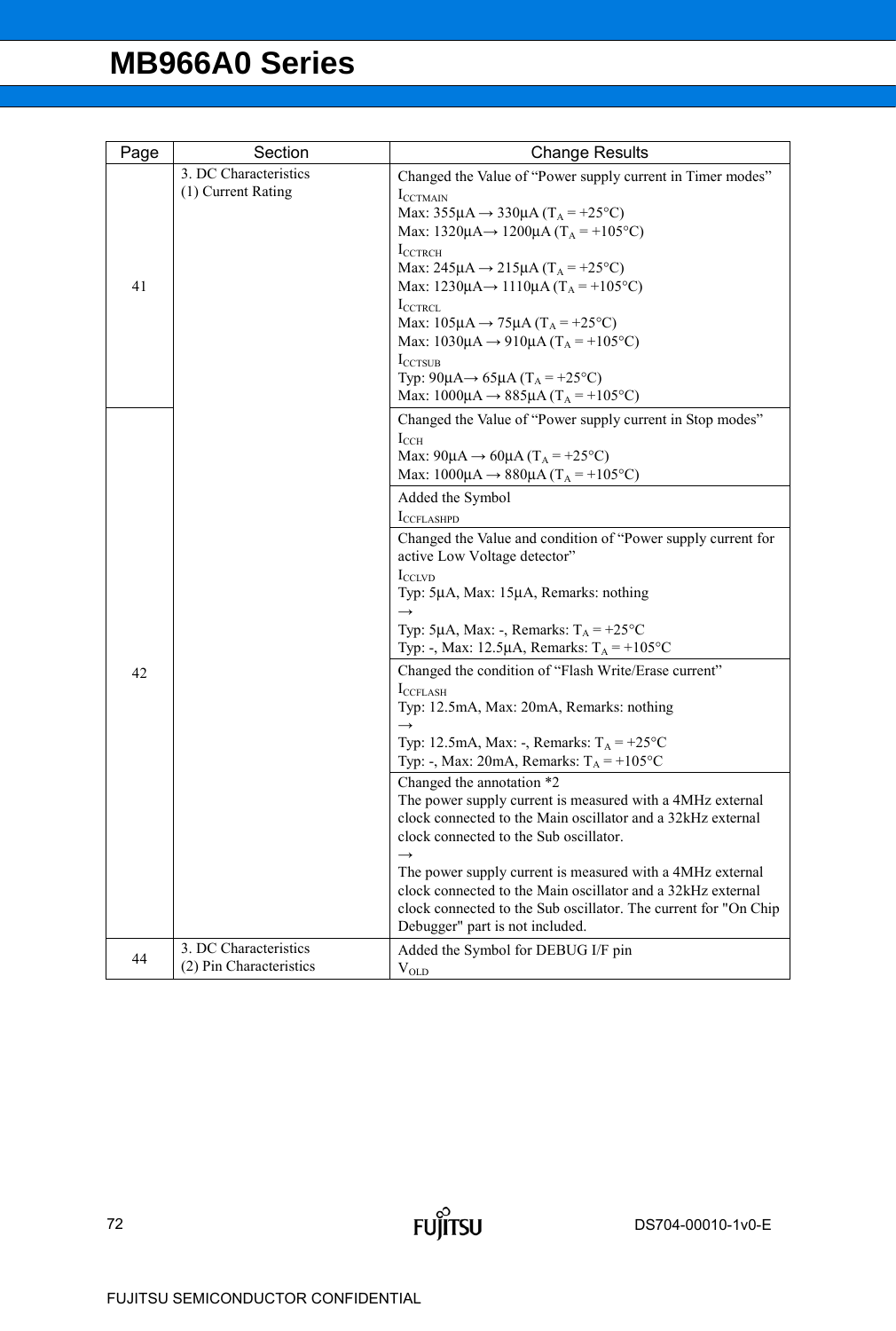| Page | Section | Change Results |
|---|---|---|
| 41 | 3. DC Characteristics<br>(1) Current Rating | Changed the Value of "Power supply current in Timer modes"<br>$I_{CCTMAIN}$<br>Max: 355µA → 330µA ($T_A$ = +25°C)<br>Max: 1320µA→ 1200µA ($T_A$ = +105°C)<br>$I_{CCTRCH}$<br>Max: 245µA → 215µA ($T_A$ = +25°C)<br>Max: 1230µA→ 1110µA ($T_A$ = +105°C)<br>$I_{CCTRCL}$<br>Max: 105µA → 75µA ($T_A$ = +25°C)<br>Max: 1030µA → 910µA ($T_A$ = +105°C)<br>$I_{CCTSUB}$<br>Typ: 90µA→ 65µA ($T_A$ = +25°C)<br>Max: 1000µA → 885µA ($T_A$ = +105°C) |
| 42 | | Changed the Value of "Power supply current in Stop modes"<br>$I_{CCH}$<br>Max: 90µA → 60µA ($T_A$ = +25°C)<br>Max: 1000µA → 880µA ($T_A$ = +105°C) |
| | | Added the Symbol<br>$I_{CCFLASHPD}$ |
| | | Changed the Value and condition of "Power supply current for active Low Voltage detector"<br>$I_{CCLVD}$<br>Typ: 5µA, Max: 15µA, Remarks: nothing<br>→<br>Typ: 5µA, Max: -, Remarks: $T_A$ = +25°C<br>Typ: -, Max: 12.5µA, Remarks: $T_A$ = +105°C |
| | | Changed the condition of "Flash Write/Erase current"<br>$I_{CCFLASH}$<br>Typ: 12.5mA, Max: 20mA, Remarks: nothing<br>→<br>Typ: 12.5mA, Max: -, Remarks: $T_A$ = +25°C<br>Typ: -, Max: 20mA, Remarks: $T_A$ = +105°C |
| | | Changed the annotation *2<br>The power supply current is measured with a 4MHz external clock connected to the Main oscillator and a 32kHz external clock connected to the Sub oscillator.<br>→<br>The power supply current is measured with a 4MHz external clock connected to the Main oscillator and a 32kHz external clock connected to the Sub oscillator. The current for "On Chip Debugger" part is not included. |
| 44 | 3. DC Characteristics<br>(2) Pin Characteristics | Added the Symbol for DEBUG I/F pin<br>$V_{OLD}$ |

FUJITSU SEMICONDUCTOR CONFIDENTIAL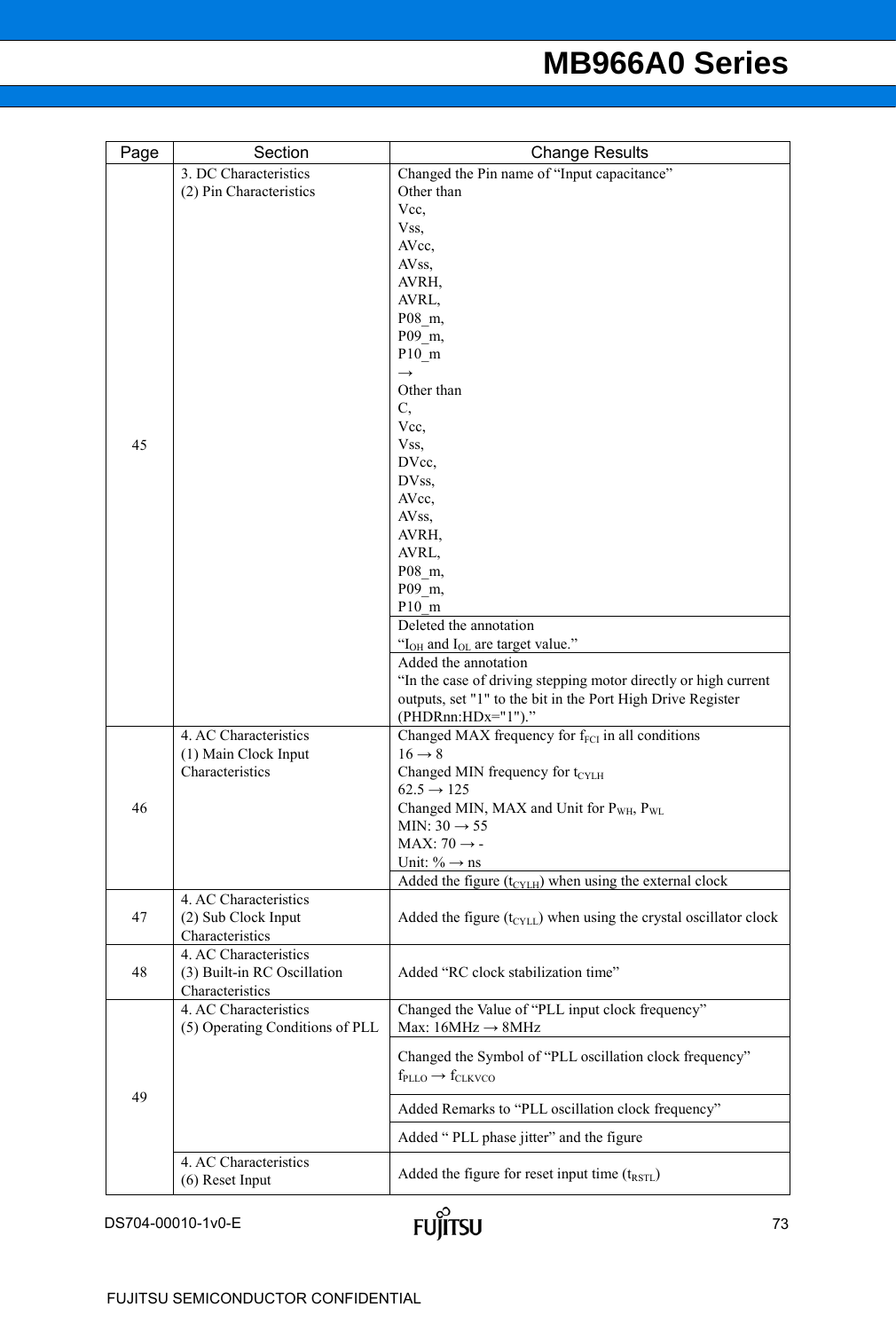| Page | Section | Change Results |
|---|---|---|
| 45 | 3. DC Characteristics<br>(2) Pin Characteristics | Changed the Pin name of “Input capacitance”<br>Other than<br>Vcc,<br>Vss,<br>AVcc,<br>AVss,<br>AVRH,<br>AVRL,<br>P08_m,<br>P09_m,<br>P10_m<br>→<br>Other than<br>C,<br>Vcc,<br>Vss,<br>DVcc,<br>DVss,<br>AVcc,<br>AVss,<br>AVRH,<br>AVRL,<br>P08_m,<br>P09_m,<br>P10_m |
| | | Deleted the annotation<br>“$I_{OH}$ and $I_{OL}$ are target value.” |
| | | Added the annotation<br>“In the case of driving stepping motor directly or high current outputs, set "1" to the bit in the Port High Drive Register (PHDRnn:HDx="1").” |
| 46 | 4. AC Characteristics<br>(1) Main Clock Input Characteristics | Changed MAX frequency for $f_{FCI}$ in all conditions<br>16 → 8<br>Changed MIN frequency for $t_{CYLH}$<br>62.5 → 125<br>Changed MIN, MAX and Unit for $P_{WH}$, $P_{WL}$<br>MIN: 30 → 55<br>MAX: 70 → -<br>Unit: % → ns |
| | | Added the figure ($t_{CYLH}$) when using the external clock |
| 47 | 4. AC Characteristics<br>(2) Sub Clock Input Characteristics | Added the figure ($t_{CYLL}$) when using the crystal oscillator clock |
| 48 | 4. AC Characteristics<br>(3) Built-in RC Oscillation Characteristics | Added “RC clock stabilization time” |
| 49 | 4. AC Characteristics<br>(5) Operating Conditions of PLL | Changed the Value of “PLL input clock frequency”<br>Max: 16MHz → 8MHz |
| | | Changed the Symbol of “PLL oscillation clock frequency”<br>$f_{PLLO}$ → $f_{CLKVCO}$ |
| | | Added Remarks to “PLL oscillation clock frequency” |
| | | Added “ PLL phase jitter” and the figure |
| | 4. AC Characteristics<br>(6) Reset Input | Added the figure for reset input time ($t_{RSTL}$) |

DS704-00010-1v0-E

FUJITSU SEMICONDUCTOR CONFIDENTIAL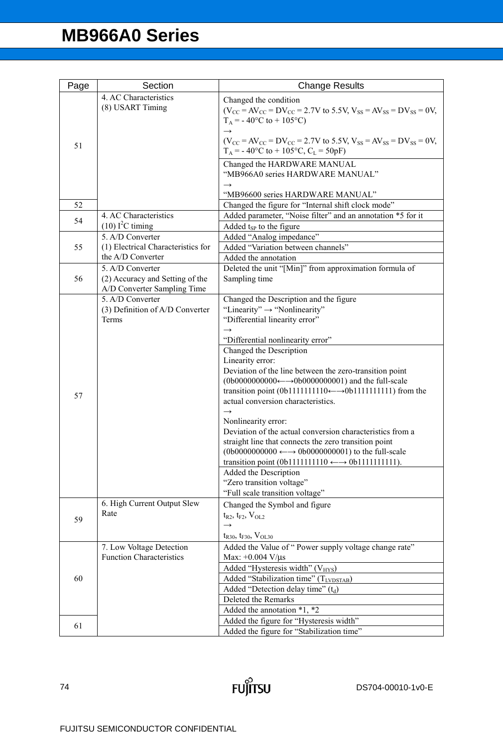| Page | Section | Change Results |
|---|---|---|
| 51 | 4. AC Characteristics (8) USART Timing | Changed the condition ($V_{CC}$ = $AV_{CC}$ = $DV_{CC}$ = 2.7V to 5.5V, $V_{SS}$ = $AV_{SS}$ = $DV_{SS}$ = 0V, $T_A$ = - 40°C to + 105°C) → ($V_{CC}$ = $AV_{CC}$ = $DV_{CC}$ = 2.7V to 5.5V, $V_{SS}$ = $AV_{SS}$ = $DV_{SS}$ = 0V, $T_A$ = - 40°C to + 105°C, $C_L$ = 50pF) |
| | | Changed the HARDWARE MANUAL "MB966A0 series HARDWARE MANUAL" → "MB96600 series HARDWARE MANUAL" |
| 52 | | Changed the figure for "Internal shift clock mode" |
| 54 | 4. AC Characteristics (10) $I^2C$ timing | Added parameter, "Noise filter" and an annotation *5 for it |
| | | Added $t_{SP}$ to the figure |
| 55 | 5. A/D Converter (1) Electrical Characteristics for the A/D Converter | Added "Analog impedance" |
| | | Added "Variation between channels" |
| | | Added the annotation |
| 56 | 5. A/D Converter (2) Accuracy and Setting of the A/D Converter Sampling Time | Deleted the unit "[Min]" from approximation formula of Sampling time |
| 57 | 5. A/D Converter (3) Definition of A/D Converter Terms | Changed the Description and the figure "Linearity" → "Nonlinearity" "Differential linearity error" → "Differential nonlinearity error" |
| | | Changed the Description Linearity error: Deviation of the line between the zero-transition point (0b0000000000←→0b0000000001) and the full-scale transition point (0b1111111110←→0b1111111111) from the actual conversion characteristics. → Nonlinearity error: Deviation of the actual conversion characteristics from a straight line that connects the zero transition point (0b0000000000 ←→ 0b0000000001) to the full-scale transition point (0b1111111110 ←→ 0b1111111111). |
| | | Added the Description "Zero transition voltage" "Full scale transition voltage" |
| 59 | 6. High Current Output Slew Rate | Changed the Symbol and figure $t_{R2}$, $t_{F2}$, $V_{OL2}$ → $t_{R30}$, $t_{F30}$, $V_{OL30}$ |
| 60 | 7. Low Voltage Detection Function Characteristics | Added the Value of " Power supply voltage change rate" Max: +0.004 V/µs |
| | | Added "Hysteresis width" ($V_{HYS}$) |
| | | Added "Stabilization time" ($T_{LVDSTAB}$) |
| | | Added "Detection delay time" ($t_d$) |
| | | Deleted the Remarks |
| | | Added the annotation *1, *2 |
| 61 | | Added the figure for "Hysteresis width" |
| | | Added the figure for "Stabilization time" |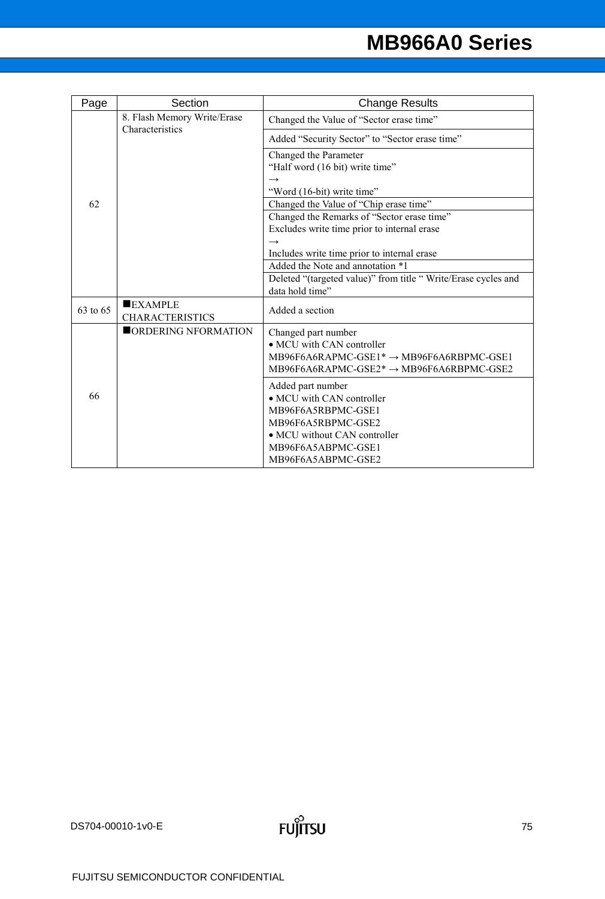| Page | Section | Change Results |
|---|---|---|
| 62 | 8. Flash Memory Write/Erase Characteristics | Changed the Value of "Sector erase time" |
| | | Added "Security Sector" to "Sector erase time" |
| | | Changed the Parameter<br>"Half word (16 bit) write time"<br>→<br>"Word (16-bit) write time" |
| | | Changed the Value of "Chip erase time" |
| | | Changed the Remarks of "Sector erase time"<br>Excludes write time prior to internal erase<br>→<br>Includes write time prior to internal erase |
| | | Added the Note and annotation *1 |
| | | Deleted "(targeted value)" from title " Write/Erase cycles and data hold time" |
| 63 to 65 | ■EXAMPLE CHARACTERISTICS | Added a section |
| 66 | ■ORDERING NFORMATION | Changed part number<br>• MCU with CAN controller<br>MB96F6A6RAPMC-GSE1* → MB96F6A6RBPMC-GSE1<br>MB96F6A6RAPMC-GSE2* → MB96F6A6RBPMC-GSE2 |
| | | Added part number<br>• MCU with CAN controller<br>MB96F6A5RBPMC-GSE1<br>MB96F6A5RBPMC-GSE2<br>• MCU without CAN controller<br>MB96F6A5ABPMC-GSE1<br>MB96F6A5ABPMC-GSE2 |

FUJITSU SEMICONDUCTOR CONFIDENTIAL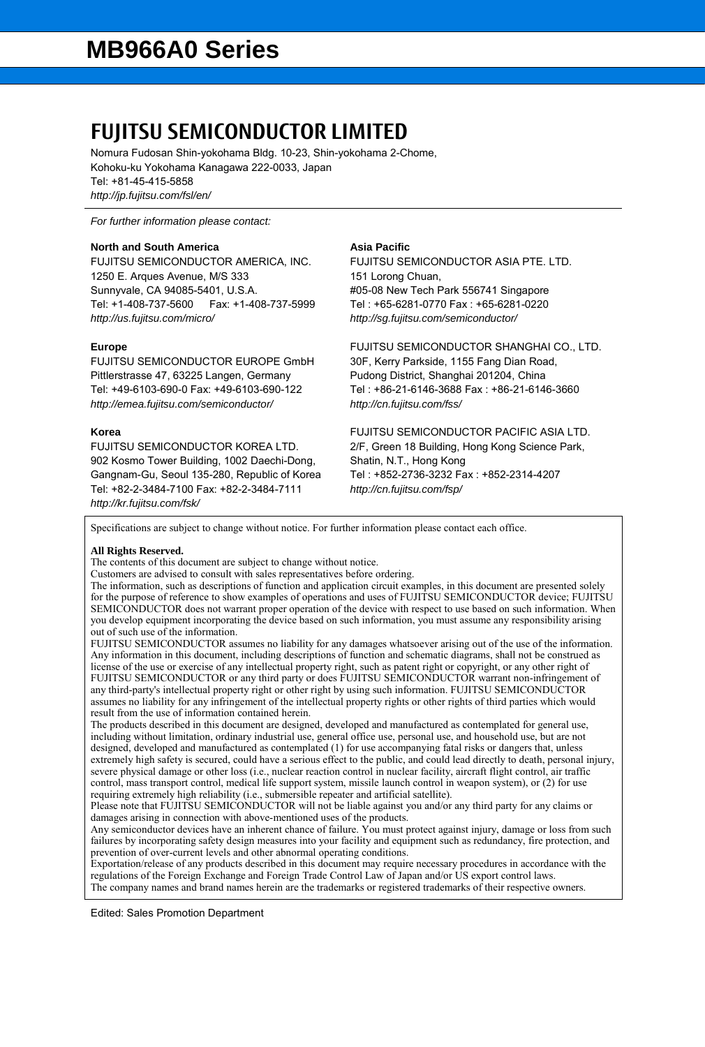# FUJITSU SEMICONDUCTOR LIMITED

Nomura Fudosan Shin-yokohama Bldg. 10-23, Shin-yokohama 2-Chome,
Kohoku-ku Yokohama Kanagawa 222-0033, Japan
Tel: +81-45-415-5858
*http://jp.fujitsu.com/fsl/en/*

---

*For further information please contact:*

**North and South America**
FUJITSU SEMICONDUCTOR AMERICA, INC.
1250 E. Arques Avenue, M/S 333
Sunnyvale, CA 94085-5401, U.S.A.
Tel: +1-408-737-5600 Fax: +1-408-737-5999
*http://us.fujitsu.com/micro/*

**Europe**
FUJITSU SEMICONDUCTOR EUROPE GmbH
Pittlerstrasse 47, 63225 Langen, Germany
Tel: +49-6103-690-0 Fax: +49-6103-690-122
*http://emea.fujitsu.com/semiconductor/*

**Korea**
FUJITSU SEMICONDUCTOR KOREA LTD.
902 Kosmo Tower Building, 1002 Daechi-Dong,
Gangnam-Gu, Seoul 135-280, Republic of Korea
Tel: +82-2-3484-7100 Fax: +82-2-3484-7111
*http://kr.fujitsu.com/fsk/*

**Asia Pacific**
FUJITSU SEMICONDUCTOR ASIA PTE. LTD.
151 Lorong Chuan,
#05-08 New Tech Park 556741 Singapore
Tel : +65-6281-0770 Fax : +65-6281-0220
*http://sg.fujitsu.com/semiconductor/*

FUJITSU SEMICONDUCTOR SHANGHAI CO., LTD.
30F, Kerry Parkside, 1155 Fang Dian Road,
Pudong District, Shanghai 201204, China
Tel : +86-21-6146-3688 Fax : +86-21-6146-3660
*http://cn.fujitsu.com/fss/*

FUJITSU SEMICONDUCTOR PACIFIC ASIA LTD.
2/F, Green 18 Building, Hong Kong Science Park,
Shatin, N.T., Hong Kong
Tel : +852-2736-3232 Fax : +852-2314-4207
*http://cn.fujitsu.com/fsp/*

Specifications are subject to change without notice. For further information please contact each office.

**All Rights Reserved.**
The contents of this document are subject to change without notice.
Customers are advised to consult with sales representatives before ordering.
The information, such as descriptions of function and application circuit examples, in this document are presented solely for the purpose of reference to show examples of operations and uses of FUJITSU SEMICONDUCTOR device; FUJITSU SEMICONDUCTOR does not warrant proper operation of the device with respect to use based on such information. When you develop equipment incorporating the device based on such information, you must assume any responsibility arising out of such use of the information.
FUJITSU SEMICONDUCTOR assumes no liability for any damages whatsoever arising out of the use of the information.
Any information in this document, including descriptions of function and schematic diagrams, shall not be construed as license of the use or exercise of any intellectual property right, such as patent right or copyright, or any other right of FUJITSU SEMICONDUCTOR or any third party or does FUJITSU SEMICONDUCTOR warrant non-infringement of any third-party's intellectual property right or other right by using such information. FUJITSU SEMICONDUCTOR assumes no liability for any infringement of the intellectual property rights or other rights of third parties which would result from the use of information contained herein.
The products described in this document are designed, developed and manufactured as contemplated for general use, including without limitation, ordinary industrial use, general office use, personal use, and household use, but are not designed, developed and manufactured as contemplated (1) for use accompanying fatal risks or dangers that, unless extremely high safety is secured, could have a serious effect to the public, and could lead directly to death, personal injury, severe physical damage or other loss (i.e., nuclear reaction control in nuclear facility, aircraft flight control, air traffic control, mass transport control, medical life support system, missile launch control in weapon system), or (2) for use requiring extremely high reliability (i.e., submersible repeater and artificial satellite).
Please note that FUJITSU SEMICONDUCTOR will not be liable against you and/or any third party for any claims or damages arising in connection with above-mentioned uses of the products.
Any semiconductor devices have an inherent chance of failure. You must protect against injury, damage or loss from such failures by incorporating safety design measures into your facility and equipment such as redundancy, fire protection, and prevention of over-current levels and other abnormal operating conditions.
Exportation/release of any products described in this document may require necessary procedures in accordance with the regulations of the Foreign Exchange and Foreign Trade Control Law of Japan and/or US export control laws.
The company names and brand names herein are the trademarks or registered trademarks of their respective owners.

Edited: Sales Promotion Department